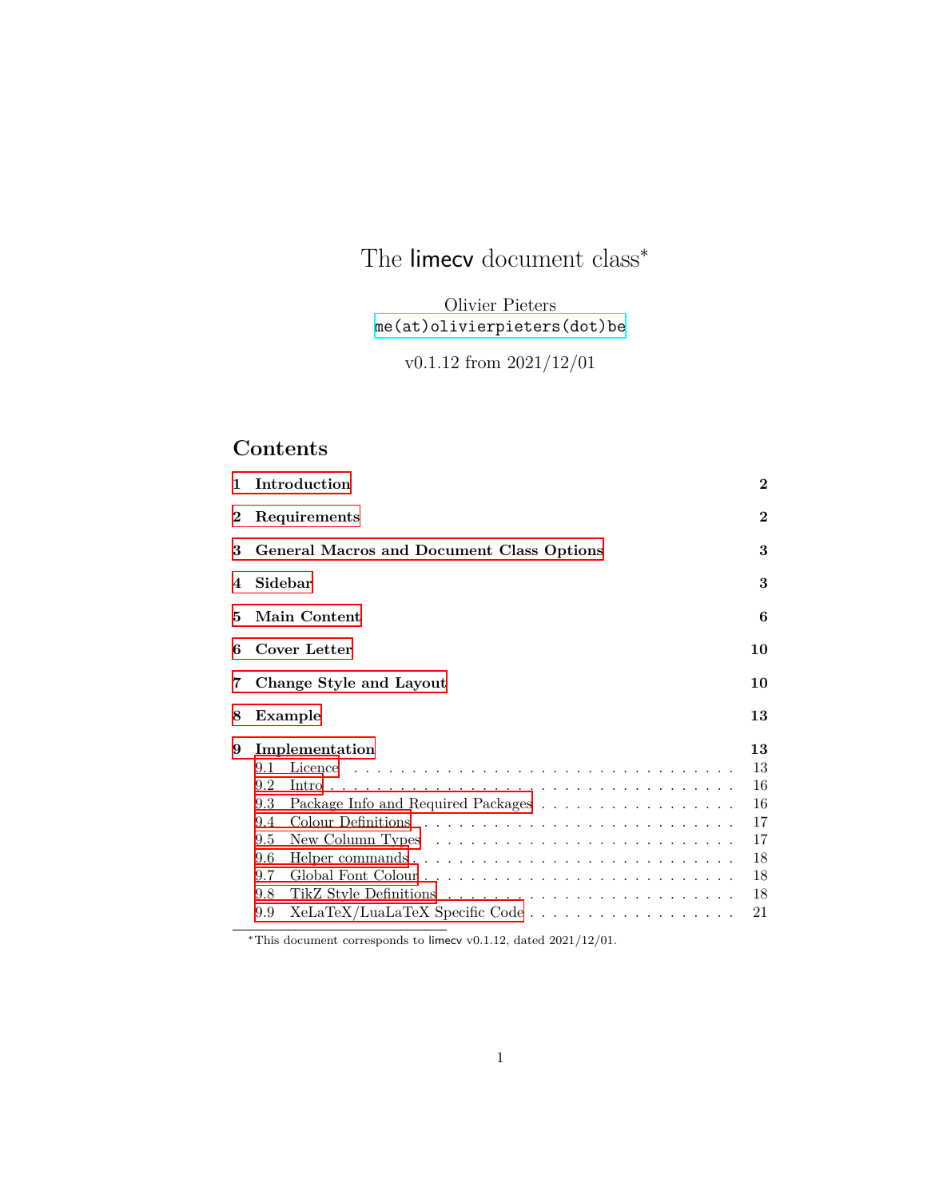# The limecv document class[*]

Olivier Pieters
me(at)olivierpieters(dot)be

v0.1.12 from 2021/12/01

## Contents

1 Introduction 2

2 Requirements 2

3 General Macros and Document Class Options 3

4 Sidebar 3

5 Main Content 6

6 Cover Letter 10

7 Change Style and Layout 10

8 Example 13

9 Implementation 13
- 9.1 Licence . . . . . . . . . . . . . . . . . . . . . . . . . . . . . . . . . . 13
- 9.2 Intro . . . . . . . . . . . . . . . . . . . . . . . . . . . . . . . . . . . 16
- 9.3 Package Info and Required Packages . . . . . . . . . . . . . . . . . 16
- 9.4 Colour Definitions . . . . . . . . . . . . . . . . . . . . . . . . . . . 17
- 9.5 New Column Types . . . . . . . . . . . . . . . . . . . . . . . . . . . 17
- 9.6 Helper commands . . . . . . . . . . . . . . . . . . . . . . . . . . . . 18
- 9.7 Global Font Colour . . . . . . . . . . . . . . . . . . . . . . . . . . . 18
- 9.8 TikZ Style Definitions . . . . . . . . . . . . . . . . . . . . . . . . . 18
- 9.9 XeLaTeX/LuaLaTeX Specific Code . . . . . . . . . . . . . . . . . . . 21

[*]This document corresponds to limecv v0.1.12, dated 2021/12/01.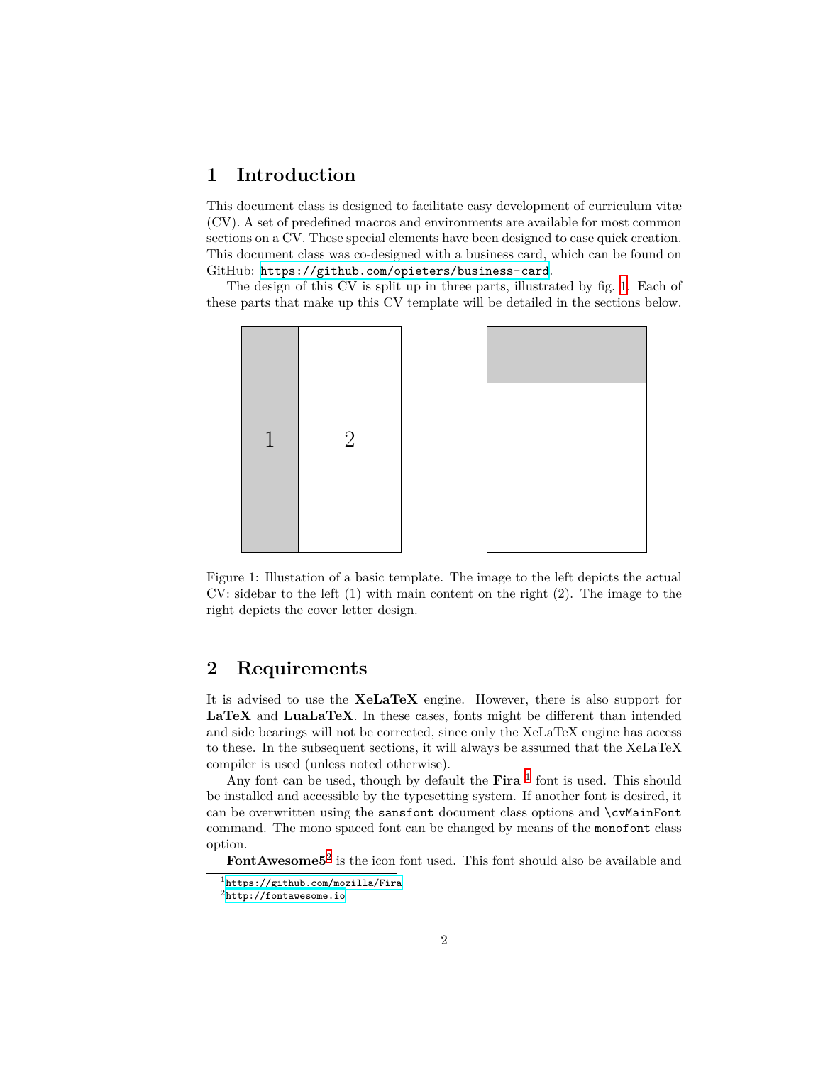## 1 Introduction

This document class is designed to facilitate easy development of curriculum vitæ (CV). A set of predefined macros and environments are available for most common sections on a CV. These special elements have been designed to ease quick creation. This document class was co-designed with a business card, which can be found on GitHub: `https://github.com/opieters/business-card`.

The design of this CV is split up in three parts, illustrated by fig. 1. Each of these parts that make up this CV template will be detailed in the sections below.

Figure 1: Illustation of a basic template. The image to the left depicts the actual CV: sidebar to the left (1) with main content on the right (2). The image to the right depicts the cover letter design.

## 2 Requirements

It is advised to use the **XeLaTeX** engine. However, there is also support for **LaTeX** and **LuaLaTeX**. In these cases, fonts might be different than intended and side bearings will not be corrected, since only the XeLaTeX engine has access to these. In the subsequent sections, it will always be assumed that the XeLaTeX compiler is used (unless noted otherwise).

Any font can be used, though by default the **Fira** [1] font is used. This should be installed and accessible by the typesetting system. If another font is desired, it can be overwritten using the `sansfont` document class options and `\cvMainFont` command. The mono spaced font can be changed by means of the `monofont` class option.

**FontAwesome5**[2] is the icon font used. This font should also be available and

[1] `https://github.com/mozilla/Fira`
[2] `http://fontawesome.io`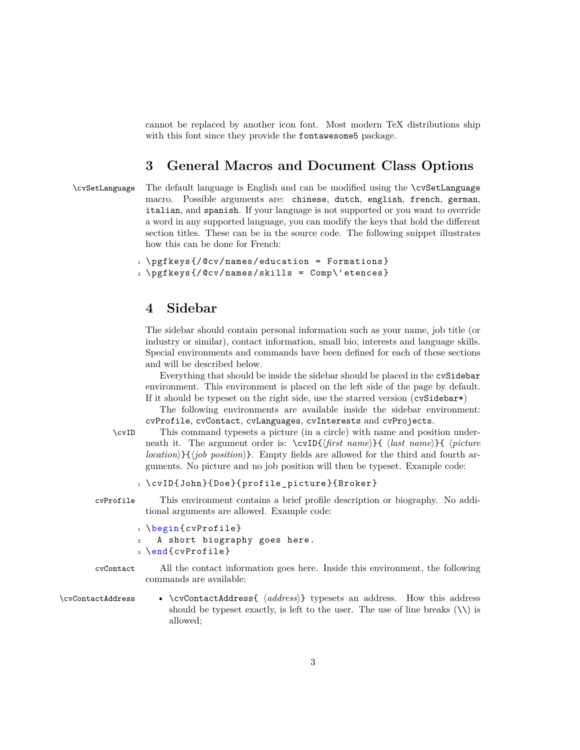cannot be replaced by another icon font. Most modern TeX distributions ship with this font since they provide the `fontawesome5` package.

## 3 General Macros and Document Class Options

`\cvSetLanguage` The default language is English and can be modified using the `\cvSetLanguage` macro. Possible arguments are: `chinese`, `dutch`, `english`, `french`, `german`, `italian`, and `spanish`. If your language is not supported or you want to override a word in any supported language, you can modify the keys that hold the different section titles. These can be in the source code. The following snippet illustrates how this can be done for French:

```
\pgfkeys{/@cv/names/education = Formations}
\pgfkeys{/@cv/names/skills = Comp\'etences}
```

## 4 Sidebar

The sidebar should contain personal information such as your name, job title (or industry or similar), contact information, small bio, interests and language skills. Special environments and commands have been defined for each of these sections and will be described below.

Everything that should be inside the sidebar should be placed in the `cvSidebar` environment. This environment is placed on the left side of the page by default. If it should be typeset on the right side, use the starred version (`cvSidebar*`)

The following environments are available inside the sidebar environment: `cvProfile`, `cvContact`, `cvLanguages`, `cvInterests` and `cvProjects`.

`\cvID` This command typesets a picture (in a circle) with name and position underneath it. The argument order is: `\cvID{`⟨*first name*⟩`}{` ⟨*last name*⟩`}{` ⟨*picture location*⟩`}{`⟨*job position*⟩`}`. Empty fields are allowed for the third and fourth arguments. No picture and no job position will then be typeset. Example code:

```
\cvID{John}{Doe}{profile_picture}{Broker}
```

`cvProfile` This environment contains a brief profile description or biography. No additional arguments are allowed. Example code:

```
\begin{cvProfile}
  A short biography goes here.
\end{cvProfile}
```

`cvContact` All the contact information goes here. Inside this environment, the following commands are available:

`\cvContactAddress`

- `\cvContactAddress{` ⟨*address*⟩`}` typesets an address. How this address should be typeset exactly, is left to the user. The use of line breaks (\\) is allowed;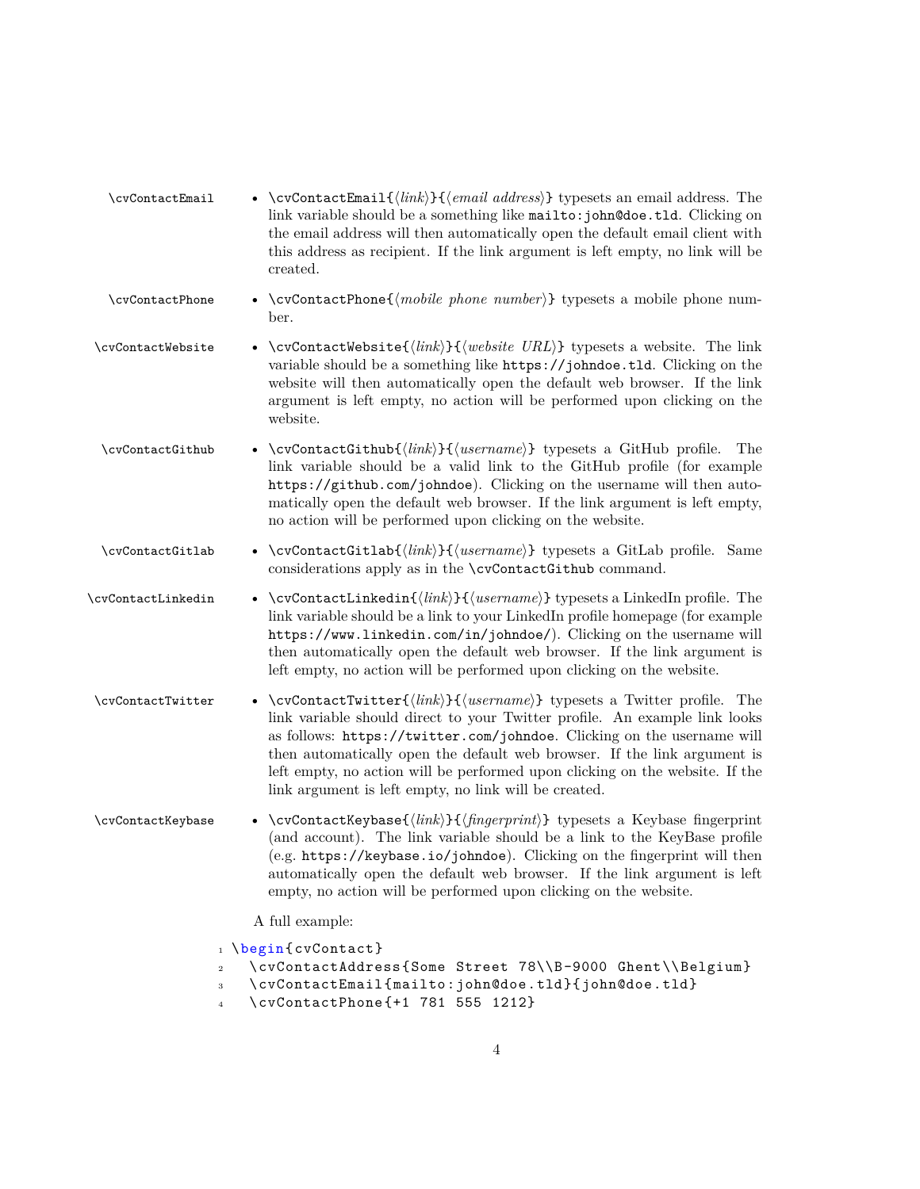`\cvContactEmail`

- `\cvContactEmail{⟨link⟩}{⟨email address⟩}` typesets an email address. The link variable should be a something like `mailto:john@doe.tld`. Clicking on the email address will then automatically open the default email client with this address as recipient. If the link argument is left empty, no link will be created.

`\cvContactPhone`

- `\cvContactPhone{⟨mobile phone number⟩}` typesets a mobile phone number.

`\cvContactWebsite`

- `\cvContactWebsite{⟨link⟩}{⟨website URL⟩}` typesets a website. The link variable should be a something like `https://johndoe.tld`. Clicking on the website will then automatically open the default web browser. If the link argument is left empty, no action will be performed upon clicking on the website.

`\cvContactGithub`

- `\cvContactGithub{⟨link⟩}{⟨username⟩}` typesets a GitHub profile. The link variable should be a valid link to the GitHub profile (for example `https://github.com/johndoe`). Clicking on the username will then automatically open the default web browser. If the link argument is left empty, no action will be performed upon clicking on the website.

`\cvContactGitlab`

- `\cvContactGitlab{⟨link⟩}{⟨username⟩}` typesets a GitLab profile. Same considerations apply as in the `\cvContactGithub` command.

`\cvContactLinkedin`

- `\cvContactLinkedin{⟨link⟩}{⟨username⟩}` typesets a LinkedIn profile. The link variable should be a link to your LinkedIn profile homepage (for example `https://www.linkedin.com/in/johndoe/`). Clicking on the username will then automatically open the default web browser. If the link argument is left empty, no action will be performed upon clicking on the website.

`\cvContactTwitter`

- `\cvContactTwitter{⟨link⟩}{⟨username⟩}` typesets a Twitter profile. The link variable should direct to your Twitter profile. An example link looks as follows: `https://twitter.com/johndoe`. Clicking on the username will then automatically open the default web browser. If the link argument is left empty, no action will be performed upon clicking on the website. If the link argument is left empty, no link will be created.

`\cvContactKeybase`

- `\cvContactKeybase{⟨link⟩}{⟨fingerprint⟩}` typesets a Keybase fingerprint (and account). The link variable should be a link to the KeyBase profile (e.g. `https://keybase.io/johndoe`). Clicking on the fingerprint will then automatically open the default web browser. If the link argument is left empty, no action will be performed upon clicking on the website.

A full example:

```
\begin{cvContact}
  \cvContactAddress{Some Street 78\\B-9000 Ghent\\Belgium}
  \cvContactEmail{mailto:john@doe.tld}{john@doe.tld}
  \cvContactPhone{+1 781 555 1212}
```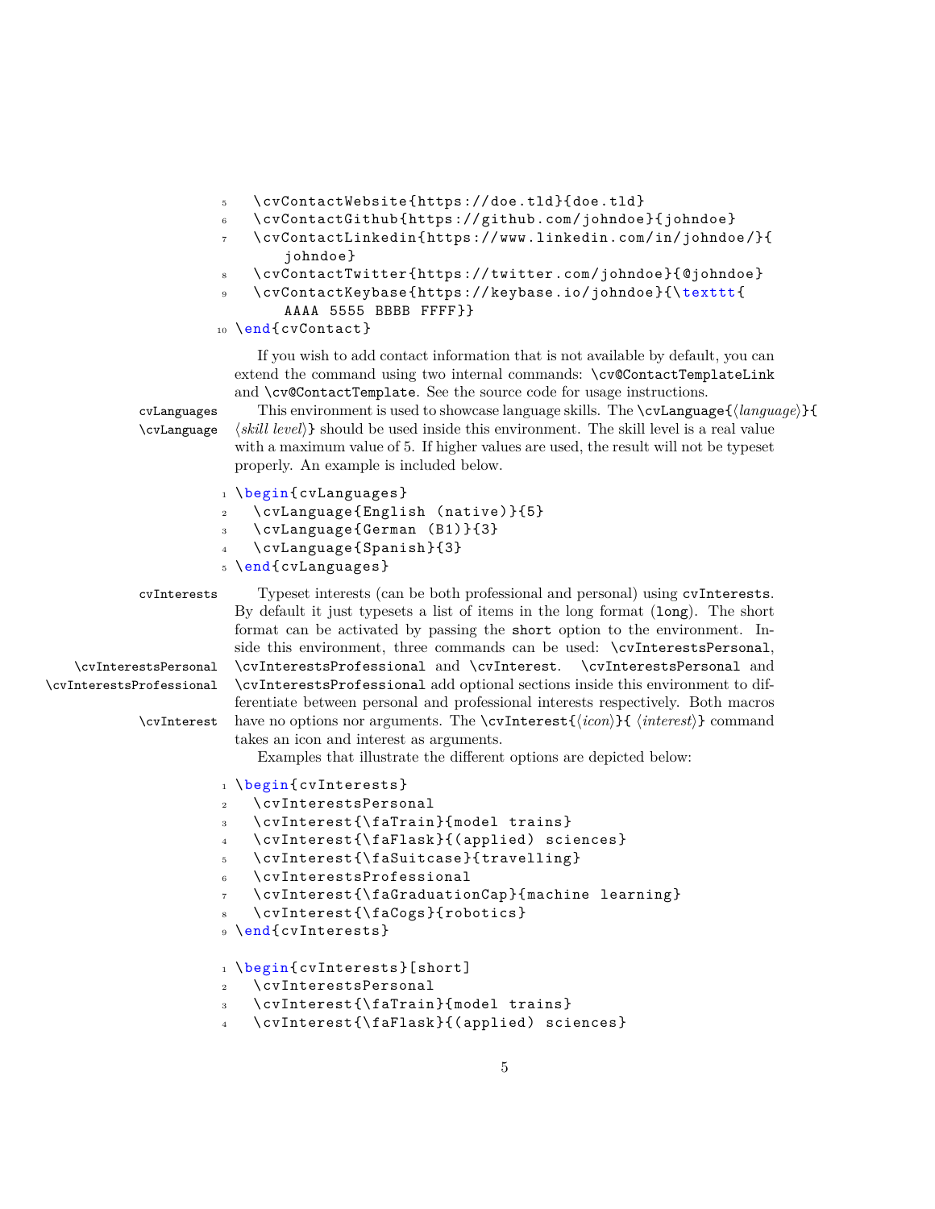```
  \cvContactWebsite{https://doe.tld}{doe.tld}
  \cvContactGithub{https://github.com/johndoe}{johndoe}
  \cvContactLinkedin{https://www.linkedin.com/in/johndoe/}{
      johndoe}
  \cvContactTwitter{https://twitter.com/johndoe}{@johndoe}
  \cvContactKeybase{https://keybase.io/johndoe}{\texttt{
      AAAA 5555 BBBB FFFF}}
\end{cvContact}
```

If you wish to add contact information that is not available by default, you can extend the command using two internal commands: `\cv@ContactTemplateLink` and `\cv@ContactTemplate`. See the source code for usage instructions.

`cvLanguages` `\cvLanguage` This environment is used to showcase language skills. The `\cvLanguage{`⟨*language*⟩`}{`⟨*skill level*⟩`}` should be used inside this environment. The skill level is a real value with a maximum value of 5. If higher values are used, the result will not be typeset properly. An example is included below.

```
\begin{cvLanguages}
  \cvLanguage{English (native)}{5}
  \cvLanguage{German (B1)}{3}
  \cvLanguage{Spanish}{3}
\end{cvLanguages}
```

`cvInterests` `\cvInterestsPersonal` `\cvInterestsProfessional` `\cvInterest` Typeset interests (can be both professional and personal) using `cvInterests`. By default it just typesets a list of items in the long format (`long`). The short format can be activated by passing the `short` option to the environment. Inside this environment, three commands can be used: `\cvInterestsPersonal`, `\cvInterestsProfessional` and `\cvInterest`. `\cvInterestsPersonal` and `\cvInterestsProfessional` add optional sections inside this environment to differentiate between personal and professional interests respectively. Both macros have no options nor arguments. The `\cvInterest{`⟨*icon*⟩`}{`⟨*interest*⟩`}` command takes an icon and interest as arguments.

Examples that illustrate the different options are depicted below:

```
\begin{cvInterests}
  \cvInterestsPersonal
  \cvInterest{\faTrain}{model trains}
  \cvInterest{\faFlask}{(applied) sciences}
  \cvInterest{\faSuitcase}{travelling}
  \cvInterestsProfessional
  \cvInterest{\faGraduationCap}{machine learning}
  \cvInterest{\faCogs}{robotics}
\end{cvInterests}
```

```
\begin{cvInterests}[short]
  \cvInterestsPersonal
  \cvInterest{\faTrain}{model trains}
  \cvInterest{\faFlask}{(applied) sciences}
```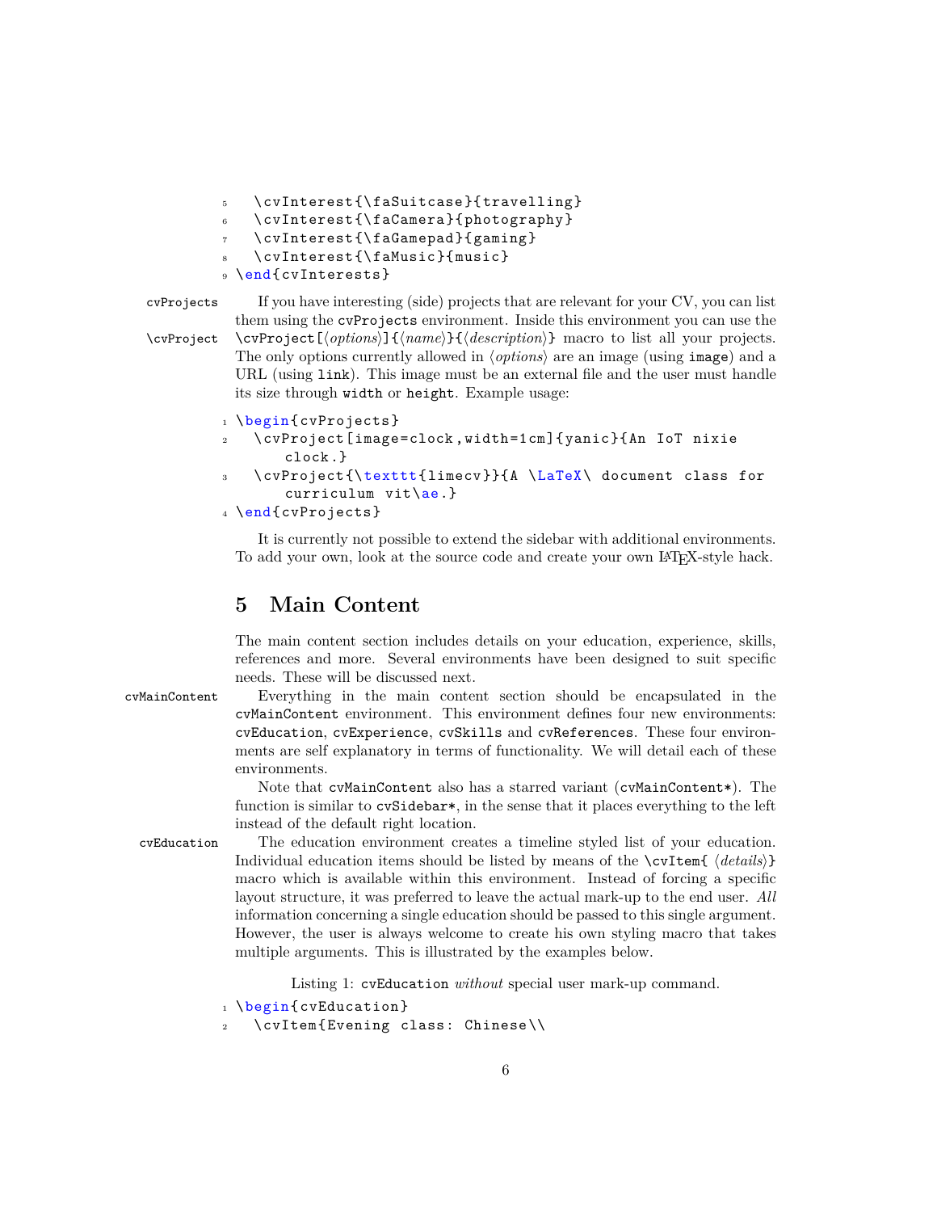```latex
  \cvInterest{\faSuitcase}{travelling}
  \cvInterest{\faCamera}{photography}
  \cvInterest{\faGamepad}{gaming}
  \cvInterest{\faMusic}{music}
\end{cvInterests}
```

`cvProjects` If you have interesting (side) projects that are relevant for your CV, you can list them using the `cvProjects` environment. Inside this environment you can use the

`\cvProject` `\cvProject[⟨options⟩]{⟨name⟩}{⟨description⟩}` macro to list all your projects. The only options currently allowed in ⟨*options*⟩ are an image (using `image`) and a URL (using `link`). This image must be an external file and the user must handle its size through `width` or `height`. Example usage:

```latex
\begin{cvProjects}
  \cvProject[image=clock,width=1cm]{yanic}{An IoT nixie
      clock.}
  \cvProject{\texttt{limecv}}{A \LaTeX\ document class for
      curriculum vit\ae.}
\end{cvProjects}
```

It is currently not possible to extend the sidebar with additional environments. To add your own, look at the source code and create your own LaTeX-style hack.

## 5 Main Content

The main content section includes details on your education, experience, skills, references and more. Several environments have been designed to suit specific needs. These will be discussed next.

`cvMainContent` Everything in the main content section should be encapsulated in the `cvMainContent` environment. This environment defines four new environments: `cvEducation`, `cvExperience`, `cvSkills` and `cvReferences`. These four environments are self explanatory in terms of functionality. We will detail each of these environments.

Note that `cvMainContent` also has a starred variant (`cvMainContent*`). The function is similar to `cvSidebar*`, in the sense that it places everything to the left instead of the default right location.

`cvEducation` The education environment creates a timeline styled list of your education. Individual education items should be listed by means of the `\cvItem{ ⟨details⟩}` macro which is available within this environment. Instead of forcing a specific layout structure, it was preferred to leave the actual mark-up to the end user. *All* information concerning a single education should be passed to this single argument. However, the user is always welcome to create his own styling macro that takes multiple arguments. This is illustrated by the examples below.

Listing 1: `cvEducation` *without* special user mark-up command.

```latex
\begin{cvEducation}
  \cvItem{Evening class: Chinese\\
```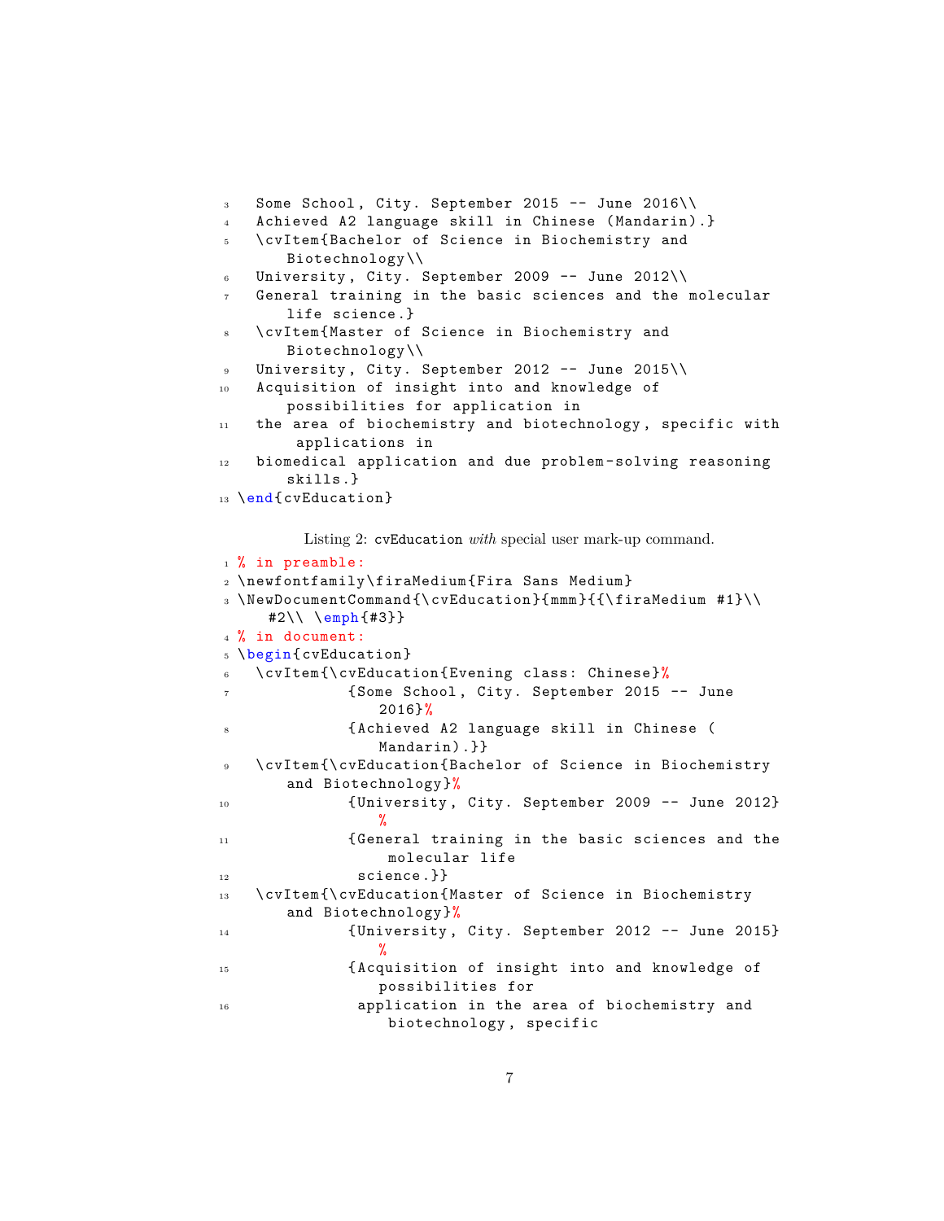```
  Some School, City. September 2015 -- June 2016\\
  Achieved A2 language skill in Chinese (Mandarin).}
  \cvItem{Bachelor of Science in Biochemistry and Biotechnology\\
  University, City. September 2009 -- June 2012\\
  General training in the basic sciences and the molecular life science.}
  \cvItem{Master of Science in Biochemistry and Biotechnology\\
  University, City. September 2012 -- June 2015\\
  Acquisition of insight into and knowledge of possibilities for application in
  the area of biochemistry and biotechnology, specific with applications in
  biomedical application and due problem-solving reasoning skills.}
\end{cvEducation}
```

Listing 2: `cvEducation` *with* special user mark-up command.

```
% in preamble:
\newfontfamily\firaMedium{Fira Sans Medium}
\NewDocumentCommand{\cvEducation}{mmm}{{\firaMedium #1}\\ #2\\ \emph{#3}}
% in document:
\begin{cvEducation}
  \cvItem{\cvEducation{Evening class: Chinese}%
            {Some School, City. September 2015 -- June 2016}%
            {Achieved A2 language skill in Chinese (Mandarin).}}
  \cvItem{\cvEducation{Bachelor of Science in Biochemistry and Biotechnology}%
            {University, City. September 2009 -- June 2012}%
            {General training in the basic sciences and the molecular life
             science.}}
  \cvItem{\cvEducation{Master of Science in Biochemistry and Biotechnology}%
            {University, City. September 2012 -- June 2015}%
            {Acquisition of insight into and knowledge of possibilities for
             application in the area of biochemistry and biotechnology, specific
```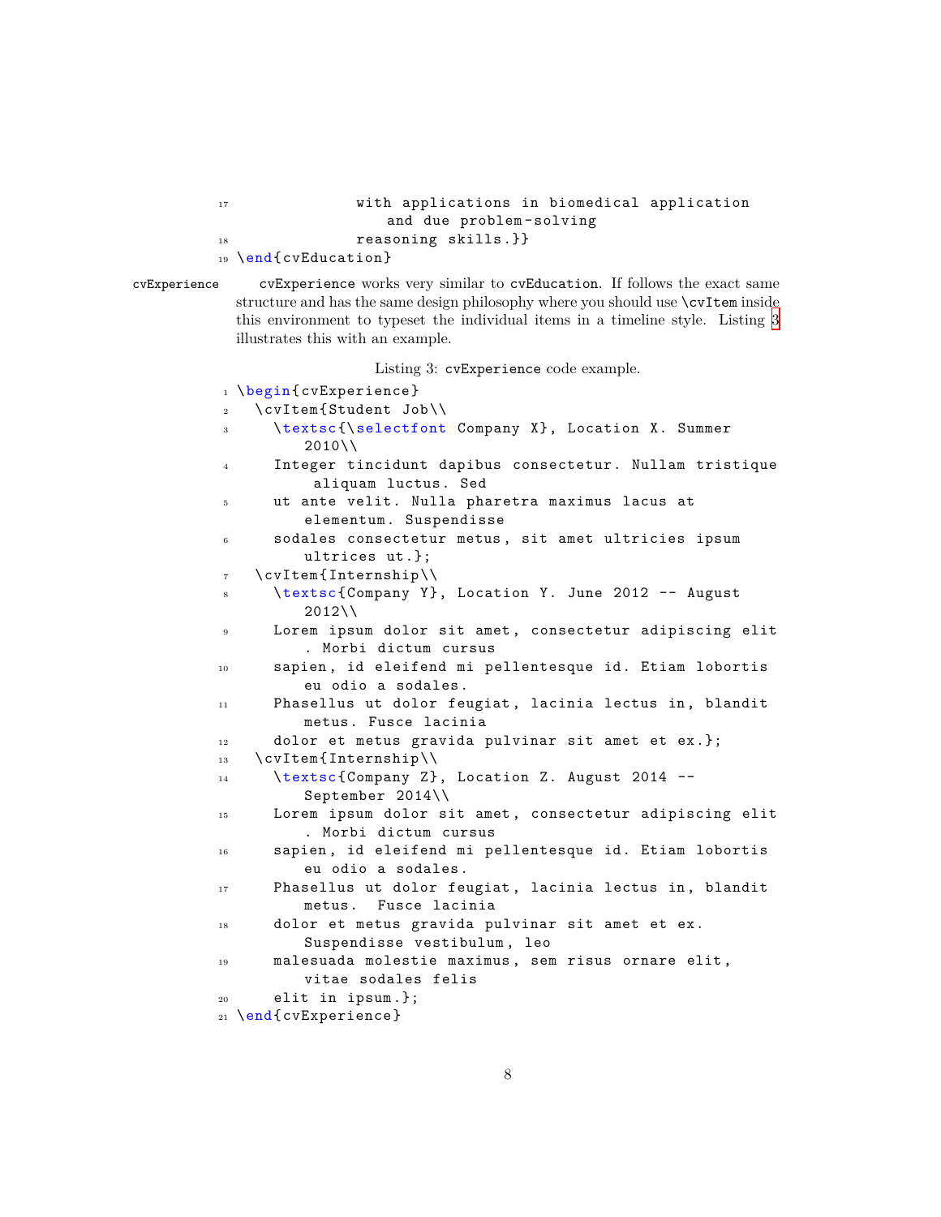```
            with applications in biomedical application
                and due problem-solving
            reasoning skills.}}
\end{cvEducation}
```

`cvExperience` cvExperience works very similar to cvEducation. If follows the exact same structure and has the same design philosophy where you should use \cvItem inside this environment to typeset the individual items in a timeline style. Listing 3 illustrates this with an example.

Listing 3: cvExperience code example.

```
\begin{cvExperience}
  \cvItem{Student Job\\
    \textsc{\selectfont Company X}, Location X. Summer
        2010\\
    Integer tincidunt dapibus consectetur. Nullam tristique
         aliquam luctus. Sed
    ut ante velit. Nulla pharetra maximus lacus at
        elementum. Suspendisse
    sodales consectetur metus, sit amet ultricies ipsum
        ultrices ut.};
  \cvItem{Internship\\
    \textsc{Company Y}, Location Y. June 2012 -- August
        2012\\
    Lorem ipsum dolor sit amet, consectetur adipiscing elit
        . Morbi dictum cursus
    sapien, id eleifend mi pellentesque id. Etiam lobortis
        eu odio a sodales.
    Phasellus ut dolor feugiat, lacinia lectus in, blandit
        metus. Fusce lacinia
    dolor et metus gravida pulvinar sit amet et ex.};
  \cvItem{Internship\\
    \textsc{Company Z}, Location Z. August 2014 --
        September 2014\\
    Lorem ipsum dolor sit amet, consectetur adipiscing elit
        . Morbi dictum cursus
    sapien, id eleifend mi pellentesque id. Etiam lobortis
        eu odio a sodales.
    Phasellus ut dolor feugiat, lacinia lectus in, blandit
        metus.  Fusce lacinia
    dolor et metus gravida pulvinar sit amet et ex.
        Suspendisse vestibulum, leo
    malesuada molestie maximus, sem risus ornare elit,
        vitae sodales felis
    elit in ipsum.};
\end{cvExperience}
```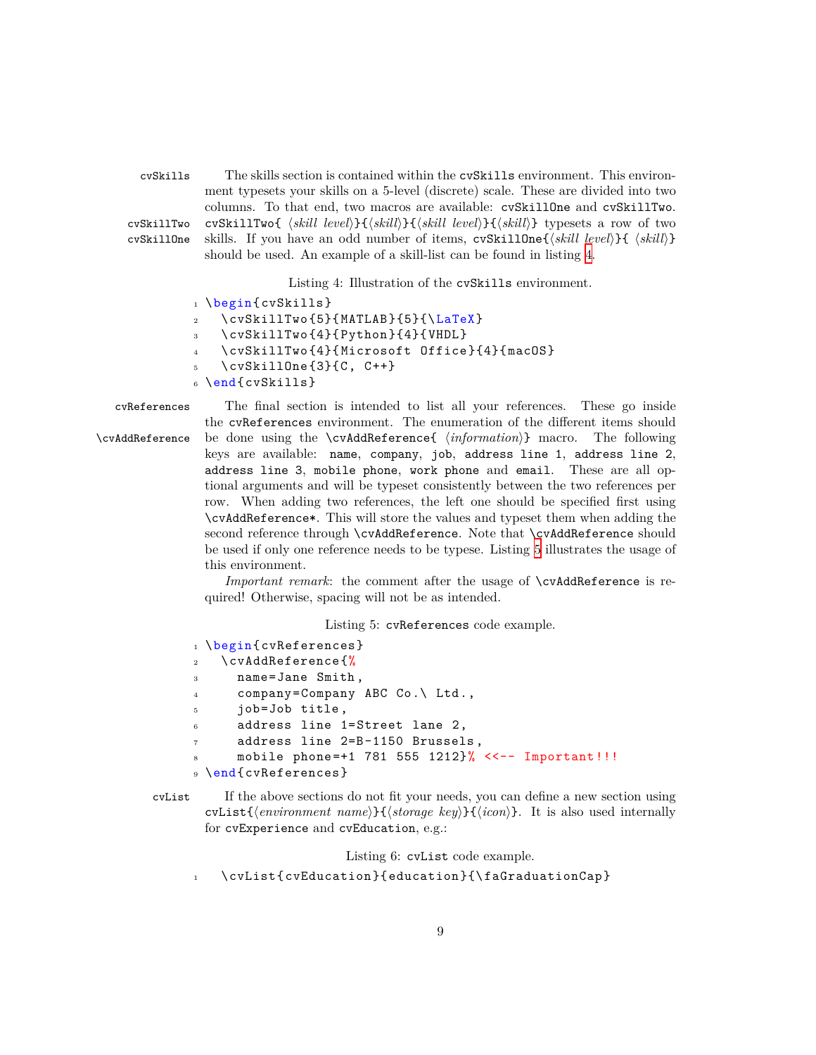cvSkills The skills section is contained within the `cvSkills` environment. This environment typesets your skills on a 5-level (discrete) scale. These are divided into two columns. To that end, two macros are available: `cvSkillOne` and `cvSkillTwo`.

cvSkillTwo cvSkillOne `cvSkillTwo{` ⟨*skill level*⟩`}{`⟨*skill*⟩`}{`⟨*skill level*⟩`}{`⟨*skill*⟩`}` typesets a row of two skills. If you have an odd number of items, `cvSkillOne{`⟨*skill level*⟩`}{` ⟨*skill*⟩`}` should be used. An example of a skill-list can be found in listing 4.

Listing 4: Illustration of the `cvSkills` environment.

```
\begin{cvSkills}
  \cvSkillTwo{5}{MATLAB}{5}{\LaTeX}
  \cvSkillTwo{4}{Python}{4}{VHDL}
  \cvSkillTwo{4}{Microsoft Office}{4}{macOS}
  \cvSkillOne{3}{C, C++}
\end{cvSkills}
```

cvReferences The final section is intended to list all your references. These go inside the `cvReferences` environment. The enumeration of the different items should

\cvAddReference be done using the `\cvAddReference{` ⟨*information*⟩`}` macro. The following keys are available: `name`, `company`, `job`, `address line 1`, `address line 2`, `address line 3`, `mobile phone`, `work phone` and `email`. These are all optional arguments and will be typeset consistently between the two references per row. When adding two references, the left one should be specified first using `\cvAddReference*`. This will store the values and typeset them when adding the second reference through `\cvAddReference`. Note that `\cvAddReference` should be used if only one reference needs to be typese. Listing 5 illustrates the usage of this environment.

*Important remark*: the comment after the usage of `\cvAddReference` is required! Otherwise, spacing will not be as intended.

Listing 5: `cvReferences` code example.

```
\begin{cvReferences}
  \cvAddReference{%
    name=Jane Smith,
    company=Company ABC Co.\ Ltd.,
    job=Job title,
    address line 1=Street lane 2,
    address line 2=B-1150 Brussels,
    mobile phone=+1 781 555 1212}% <<-- Important!!!
\end{cvReferences}
```

cvList If the above sections do not fit your needs, you can define a new section using `cvList{`⟨*environment name*⟩`}{`⟨*storage key*⟩`}{`⟨*icon*⟩`}`. It is also used internally for `cvExperience` and `cvEducation`, e.g.:

Listing 6: `cvList` code example.

```
  \cvList{cvEducation}{education}{\faGraduationCap}
```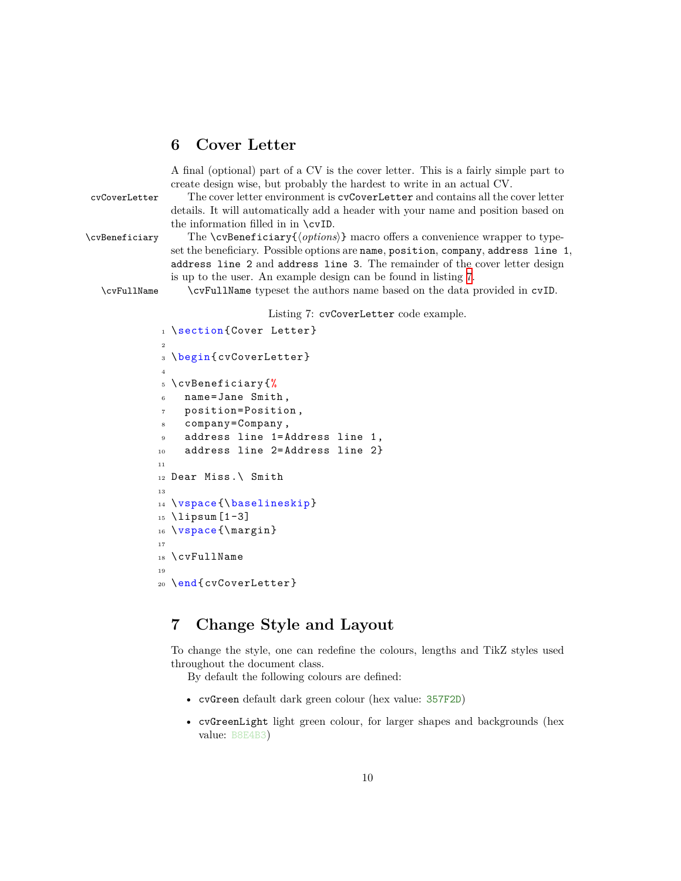## 6 Cover Letter

A final (optional) part of a CV is the cover letter. This is a fairly simple part to create design wise, but probably the hardest to write in an actual CV.

`cvCoverLetter` The cover letter environment is `cvCoverLetter` and contains all the cover letter details. It will automatically add a header with your name and position based on the information filled in in `\cvID`.

`\cvBeneficiary` The `\cvBeneficiary{⟨options⟩}` macro offers a convenience wrapper to typeset the beneficiary. Possible options are `name`, `position`, `company`, `address line 1`, `address line 2` and `address line 3`. The remainder of the cover letter design is up to the user. An example design can be found in listing 7.

`\cvFullName` `\cvFullName` typeset the authors name based on the data provided in `cvID`.

Listing 7: `cvCoverLetter` code example.

```
\section{Cover Letter}

\begin{cvCoverLetter}

\cvBeneficiary{%
  name=Jane Smith,
  position=Position,
  company=Company,
  address line 1=Address line 1,
  address line 2=Address line 2}

Dear Miss.\ Smith

\vspace{\baselineskip}
\lipsum[1-3]
\vspace{\margin}

\cvFullName

\end{cvCoverLetter}
```

## 7 Change Style and Layout

To change the style, one can redefine the colours, lengths and TikZ styles used throughout the document class.

By default the following colours are defined:

- `cvGreen` default dark green colour (hex value: 357F2D)
- `cvGreenLight` light green colour, for larger shapes and backgrounds (hex value: B8E4B3)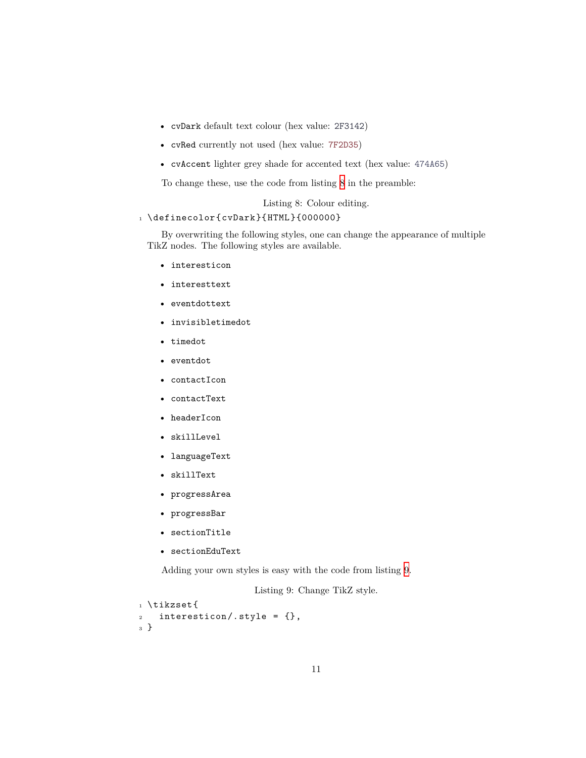- `cvDark` default text colour (hex value: `2F3142`)
- `cvRed` currently not used (hex value: `7F2D35`)
- `cvAccent` lighter grey shade for accented text (hex value: `474A65`)

To change these, use the code from listing 8 in the preamble:

Listing 8: Colour editing.

```
\definecolor{cvDark}{HTML}{000000}
```

By overwriting the following styles, one can change the appearance of multiple TikZ nodes. The following styles are available.

- `interesticon`
- `interesttext`
- `eventdottext`
- `invisibletimedot`
- `timedot`
- `eventdot`
- `contactIcon`
- `contactText`
- `headerIcon`
- `skillLevel`
- `languageText`
- `skillText`
- `progressArea`
- `progressBar`
- `sectionTitle`
- `sectionEduText`

Adding your own styles is easy with the code from listing 9.

Listing 9: Change TikZ style.

```
\tikzset{
  interesticon/.style = {},
}
```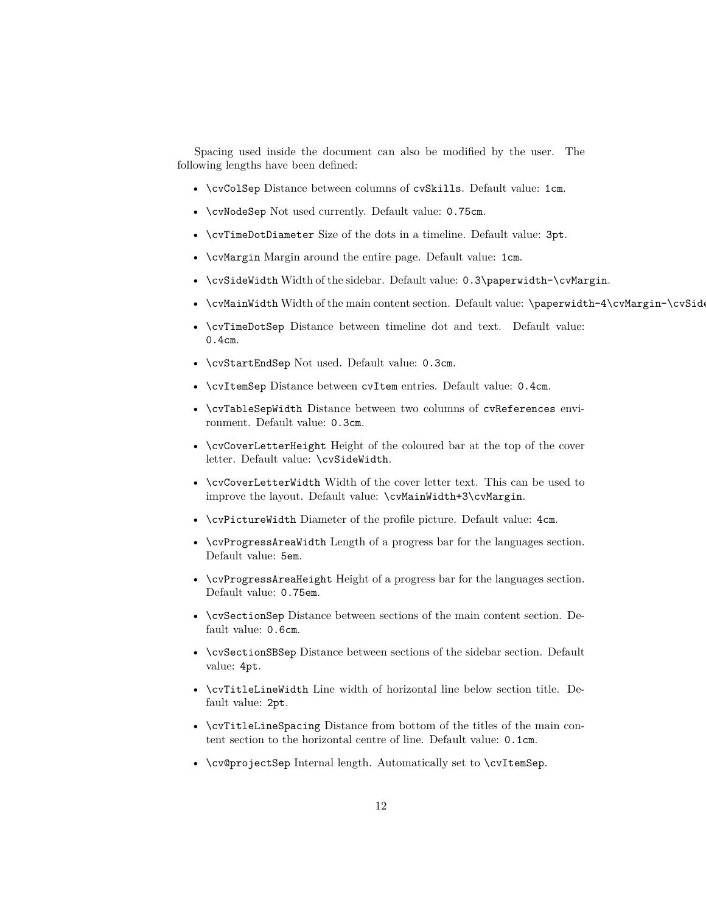Spacing used inside the document can also be modified by the user. The following lengths have been defined:

- `\cvColSep` Distance between columns of `cvSkills`. Default value: `1cm`.
- `\cvNodeSep` Not used currently. Default value: `0.75cm`.
- `\cvTimeDotDiameter` Size of the dots in a timeline. Default value: `3pt`.
- `\cvMargin` Margin around the entire page. Default value: `1cm`.
- `\cvSideWidth` Width of the sidebar. Default value: `0.3\paperwidth-\cvMargin`.
- `\cvMainWidth` Width of the main content section. Default value: `\paperwidth-4\cvMargin-\cvSide`
- `\cvTimeDotSep` Distance between timeline dot and text. Default value: `0.4cm`.
- `\cvStartEndSep` Not used. Default value: `0.3cm`.
- `\cvItemSep` Distance between `cvItem` entries. Default value: `0.4cm`.
- `\cvTableSepWidth` Distance between two columns of `cvReferences` environment. Default value: `0.3cm`.
- `\cvCoverLetterHeight` Height of the coloured bar at the top of the cover letter. Default value: `\cvSideWidth`.
- `\cvCoverLetterWidth` Width of the cover letter text. This can be used to improve the layout. Default value: `\cvMainWidth+3\cvMargin`.
- `\cvPictureWidth` Diameter of the profile picture. Default value: `4cm`.
- `\cvProgressAreaWidth` Length of a progress bar for the languages section. Default value: `5em`.
- `\cvProgressAreaHeight` Height of a progress bar for the languages section. Default value: `0.75em`.
- `\cvSectionSep` Distance between sections of the main content section. Default value: `0.6cm`.
- `\cvSectionSBSep` Distance between sections of the sidebar section. Default value: `4pt`.
- `\cvTitleLineWidth` Line width of horizontal line below section title. Default value: `2pt`.
- `\cvTitleLineSpacing` Distance from bottom of the titles of the main content section to the horizontal centre of line. Default value: `0.1cm`.
- `\cv@projectSep` Internal length. Automatically set to `\cvItemSep`.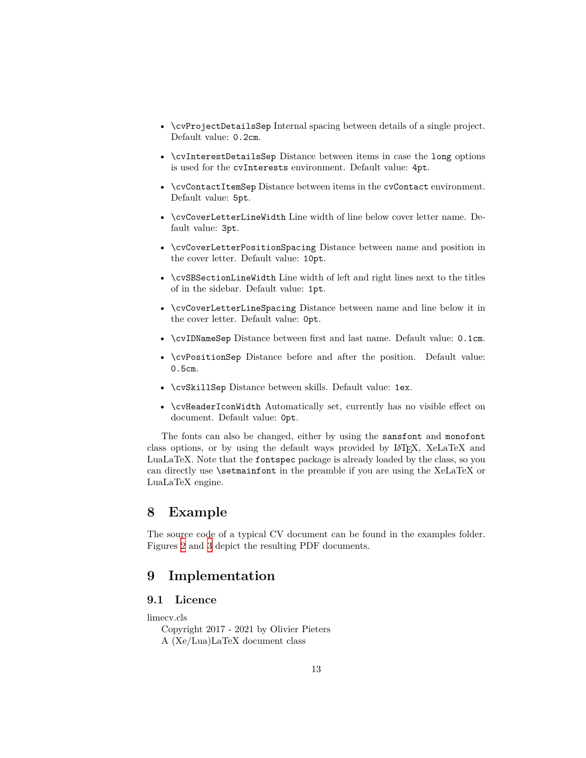- `\cvProjectDetailsSep` Internal spacing between details of a single project. Default value: `0.2cm`.
- `\cvInterestDetailsSep` Distance between items in case the `long` options is used for the `cvInterests` environment. Default value: `4pt`.
- `\cvContactItemSep` Distance between items in the `cvContact` environment. Default value: `5pt`.
- `\cvCoverLetterLineWidth` Line width of line below cover letter name. Default value: `3pt`.
- `\cvCoverLetterPositionSpacing` Distance between name and position in the cover letter. Default value: `10pt`.
- `\cvSBSectionLineWidth` Line width of left and right lines next to the titles of in the sidebar. Default value: `1pt`.
- `\cvCoverLetterLineSpacing` Distance between name and line below it in the cover letter. Default value: `0pt`.
- `\cvIDNameSep` Distance between first and last name. Default value: `0.1cm`.
- `\cvPositionSep` Distance before and after the position. Default value: `0.5cm`.
- `\cvSkillSep` Distance between skills. Default value: `1ex`.
- `\cvHeaderIconWidth` Automatically set, currently has no visible effect on document. Default value: `0pt`.

The fonts can also be changed, either by using the `sansfont` and `monofont` class options, or by using the default ways provided by LaTeX, XeLaTeX and LuaLaTeX. Note that the `fontspec` package is already loaded by the class, so you can directly use `\setmainfont` in the preamble if you are using the XeLaTeX or LuaLaTeX engine.

# 8 Example

The source code of a typical CV document can be found in the examples folder. Figures 2 and 3 depict the resulting PDF documents.

# 9 Implementation

## 9.1 Licence

limecv.cls

Copyright 2017 - 2021 by Olivier Pieters

A (Xe/Lua)LaTeX document class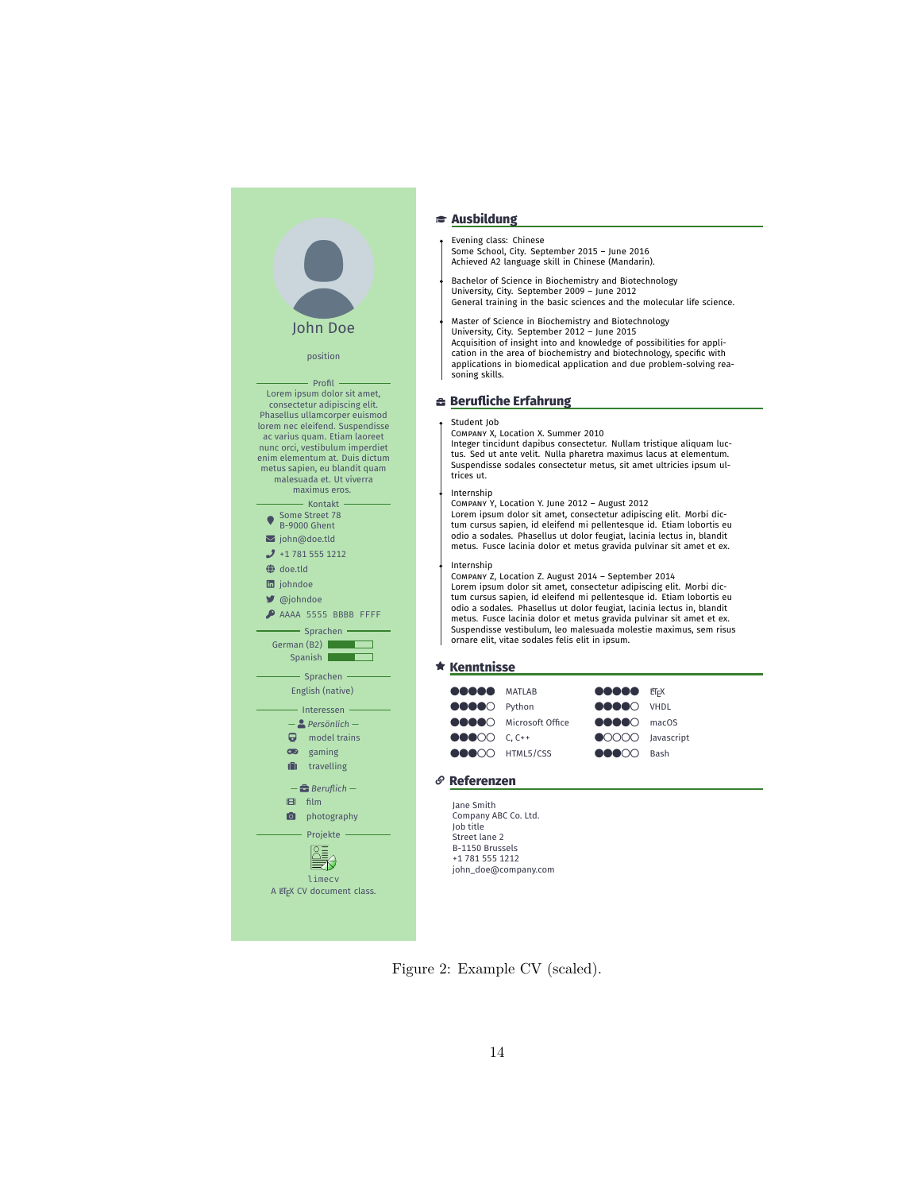John Doe

position

Profil

Lorem ipsum dolor sit amet, consectetur adipiscing elit. Phasellus ullamcorper euismod lorem nec eleifend. Suspendisse ac varius quam. Etiam laoreet nunc orci, vestibulum imperdiet enim elementum at. Duis dictum metus sapien, eu blandit quam malesuada et. Ut viverra maximus eros.

Kontakt

- Some Street 78
  B-9000 Ghent
- john@doe.tld
- +1 781 555 1212
- doe.tld
- johndoe
- @johndoe
- AAAA 5555 BBBB FFFF

Sprachen

- German (B2)
- Spanish

Sprachen

English (native)

Interessen

— *Persönlich* —

- model trains
- gaming
- travelling

— *Beruflich* —

- film
- photography

Projekte

limecv

A LaTeX CV document class.

## Ausbildung

Evening class: Chinese
Some School, City. September 2015 – June 2016
Achieved A2 language skill in Chinese (Mandarin).

Bachelor of Science in Biochemistry and Biotechnology
University, City. September 2009 – June 2012
General training in the basic sciences and the molecular life science.

Master of Science in Biochemistry and Biotechnology
University, City. September 2012 – June 2015
Acquisition of insight into and knowledge of possibilities for application in the area of biochemistry and biotechnology, specific with applications in biomedical application and due problem-solving reasoning skills.

## Berufliche Erfahrung

Student Job
Company X, Location X. Summer 2010
Integer tincidunt dapibus consectetur. Nullam tristique aliquam luctus. Sed ut ante velit. Nulla pharetra maximus lacus at elementum. Suspendisse sodales consectetur metus, sit amet ultricies ipsum ultrices ut.

Internship
Company Y, Location Y. June 2012 – August 2012
Lorem ipsum dolor sit amet, consectetur adipiscing elit. Morbi dictum cursus sapien, id eleifend mi pellentesque id. Etiam lobortis eu odio a sodales. Phasellus ut dolor feugiat, lacinia lectus in, blandit metus. Fusce lacinia dolor et metus gravida pulvinar sit amet et ex.

Internship
Company Z, Location Z. August 2014 – September 2014
Lorem ipsum dolor sit amet, consectetur adipiscing elit. Morbi dictum cursus sapien, id eleifend mi pellentesque id. Etiam lobortis eu odio a sodales. Phasellus ut dolor feugiat, lacinia lectus in, blandit metus. Fusce lacinia dolor et metus gravida pulvinar sit amet et ex. Suspendisse vestibulum, leo malesuada molestie maximus, sem risus ornare elit, vitae sodales felis elit in ipsum.

## Kenntnisse

| Level | Skill | Level | Skill |
|---|---|---|---|
| ●●●●● | MATLAB | ●●●●● | LaTeX |
| ●●●●○ | Python | ●●●●○ | VHDL |
| ●●●●○ | Microsoft Office | ●●●●○ | macOS |
| ●●●○○ | C, C++ | ●○○○○ | Javascript |
| ●●●○○ | HTML5/CSS | ●●●○○ | Bash |

## Referenzen

Jane Smith
Company ABC Co. Ltd.
Job title
Street lane 2
B-1150 Brussels
+1 781 555 1212
john_doe@company.com

Figure 2: Example CV (scaled).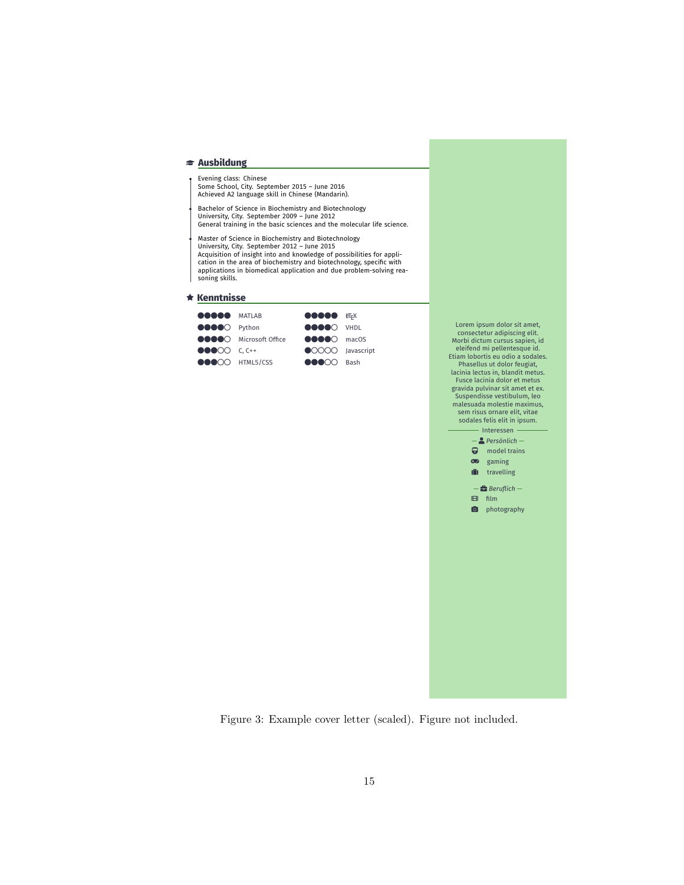## Ausbildung

- Evening class: Chinese
  Some School, City. September 2015 – June 2016
  Achieved A2 language skill in Chinese (Mandarin).

- Bachelor of Science in Biochemistry and Biotechnology
  University, City. September 2009 – June 2012
  General training in the basic sciences and the molecular life science.

- Master of Science in Biochemistry and Biotechnology
  University, City. September 2012 – June 2015
  Acquisition of insight into and knowledge of possibilities for application in the area of biochemistry and biotechnology, specific with applications in biomedical application and due problem-solving reasoning skills.

## Kenntnisse

| | | | |
|---|---|---|---|
| ●●●●● | MATLAB | ●●●●● | LaTeX |
| ●●●●○ | Python | ●●●●○ | VHDL |
| ●●●●○ | Microsoft Office | ●●●●○ | macOS |
| ●●●○○ | C, C++ | ●○○○○ | Javascript |
| ●●●○○ | HTML5/CSS | ●●●○○ | Bash |

Lorem ipsum dolor sit amet, consectetur adipiscing elit. Morbi dictum cursus sapien, id eleifend mi pellentesque id. Etiam lobortis eu odio a sodales. Phasellus ut dolor feugiat, lacinia lectus in, blandit metus. Fusce lacinia dolor et metus gravida pulvinar sit amet et ex. Suspendisse vestibulum, leo malesuada molestie maximus, sem risus ornare elit, vitae sodales felis elit in ipsum.

Interessen

— *Persönlich* —
- model trains
- gaming
- travelling

— *Beruflich* —
- film
- photography

Figure 3: Example cover letter (scaled). Figure not included.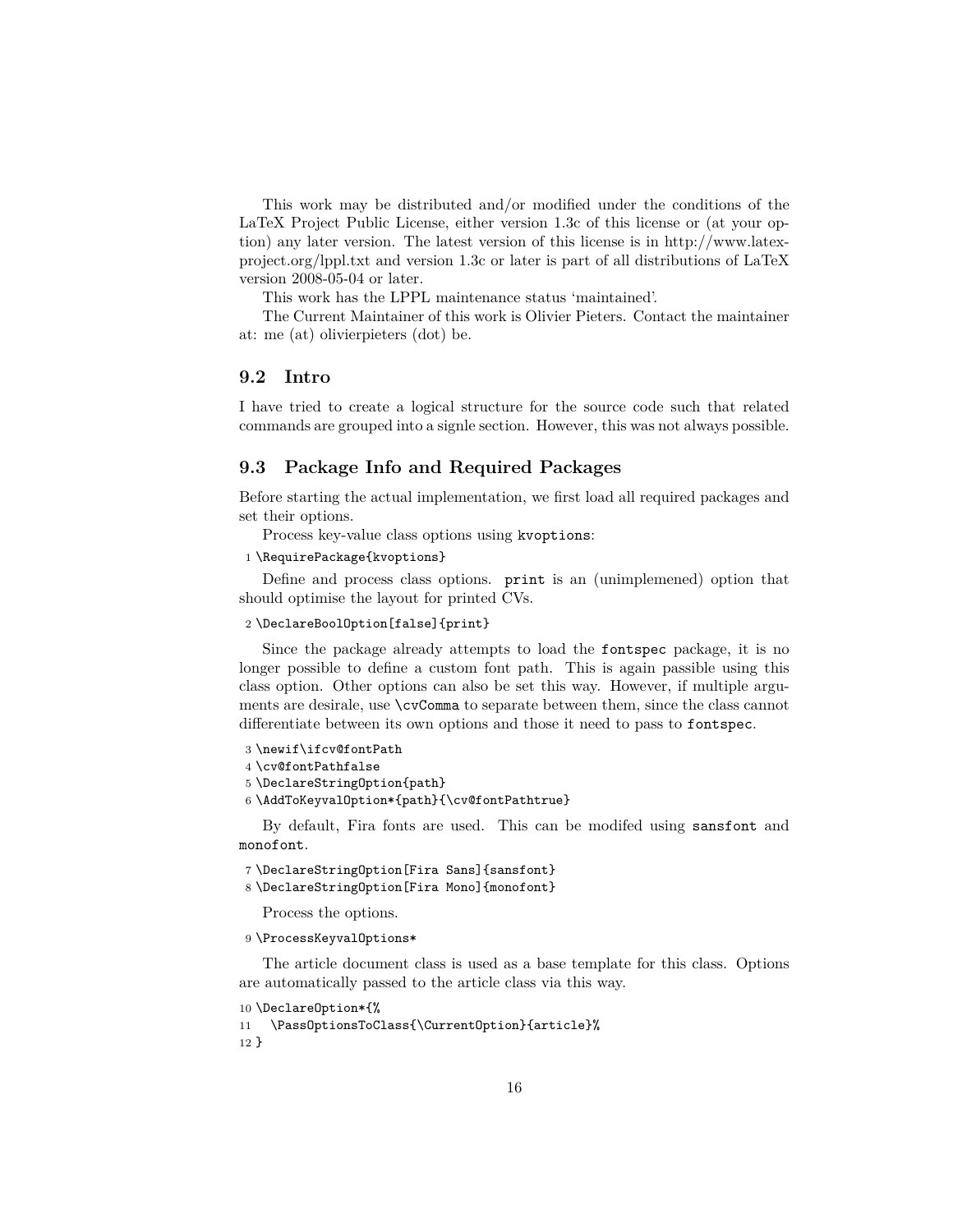This work may be distributed and/or modified under the conditions of the LaTeX Project Public License, either version 1.3c of this license or (at your option) any later version. The latest version of this license is in http://www.latex-project.org/lppl.txt and version 1.3c or later is part of all distributions of LaTeX version 2008-05-04 or later.

This work has the LPPL maintenance status 'maintained'.

The Current Maintainer of this work is Olivier Pieters. Contact the maintainer at: me (at) olivierpieters (dot) be.

### 9.2 Intro

I have tried to create a logical structure for the source code such that related commands are grouped into a signle section. However, this was not always possible.

### 9.3 Package Info and Required Packages

Before starting the actual implementation, we first load all required packages and set their options.

Process key-value class options using `kvoptions`:

```
1 \RequirePackage{kvoptions}
```

Define and process class options. `print` is an (unimplemened) option that should optimise the layout for printed CVs.

```
2 \DeclareBoolOption[false]{print}
```

Since the package already attempts to load the `fontspec` package, it is no longer possible to define a custom font path. This is again passible using this class option. Other options can also be set this way. However, if multiple arguments are desirale, use `\cvComma` to separate between them, since the class cannot differentiate between its own options and those it need to pass to `fontspec`.

```
3 \newif\ifcv@fontPath
4 \cv@fontPathfalse
5 \DeclareStringOption{path}
6 \AddToKeyvalOption*{path}{\cv@fontPathtrue}
```

By default, Fira fonts are used. This can be modifed using `sansfont` and `monofont`.

```
7 \DeclareStringOption[Fira Sans]{sansfont}
8 \DeclareStringOption[Fira Mono]{monofont}
```

Process the options.

```
9 \ProcessKeyvalOptions*
```

The article document class is used as a base template for this class. Options are automatically passed to the article class via this way.

```
10 \DeclareOption*{%
11   \PassOptionsToClass{\CurrentOption}{article}%
12 }
```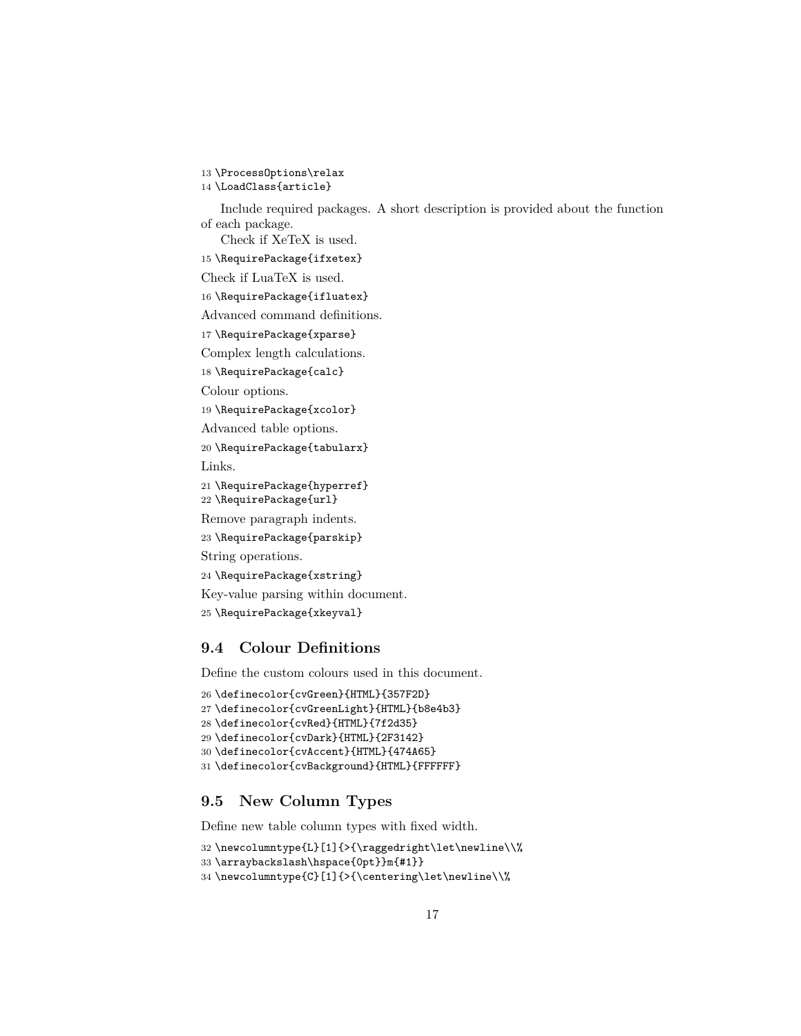```
13 \ProcessOptions\relax
14 \LoadClass{article}
```

Include required packages. A short description is provided about the function of each package.

Check if XeTeX is used.

```
15 \RequirePackage{ifxetex}
```

Check if LuaTeX is used.

```
16 \RequirePackage{ifluatex}
```

Advanced command definitions.

```
17 \RequirePackage{xparse}
```

Complex length calculations.

```
18 \RequirePackage{calc}
```

Colour options.

```
19 \RequirePackage{xcolor}
```

Advanced table options.

```
20 \RequirePackage{tabularx}
```

Links.

```
21 \RequirePackage{hyperref}
22 \RequirePackage{url}
```

Remove paragraph indents.

```
23 \RequirePackage{parskip}
```

String operations.

```
24 \RequirePackage{xstring}
```

Key-value parsing within document.

```
25 \RequirePackage{xkeyval}
```

## 9.4 Colour Definitions

Define the custom colours used in this document.

```
26 \definecolor{cvGreen}{HTML}{357F2D}
27 \definecolor{cvGreenLight}{HTML}{b8e4b3}
28 \definecolor{cvRed}{HTML}{7f2d35}
29 \definecolor{cvDark}{HTML}{2F3142}
30 \definecolor{cvAccent}{HTML}{474A65}
31 \definecolor{cvBackground}{HTML}{FFFFFF}
```

## 9.5 New Column Types

Define new table column types with fixed width.

```
32 \newcolumntype{L}[1]{>{\raggedright\let\newline\\%
33 \arraybackslash\hspace{0pt}}m{#1}}
34 \newcolumntype{C}[1]{>{\centering\let\newline\\%
```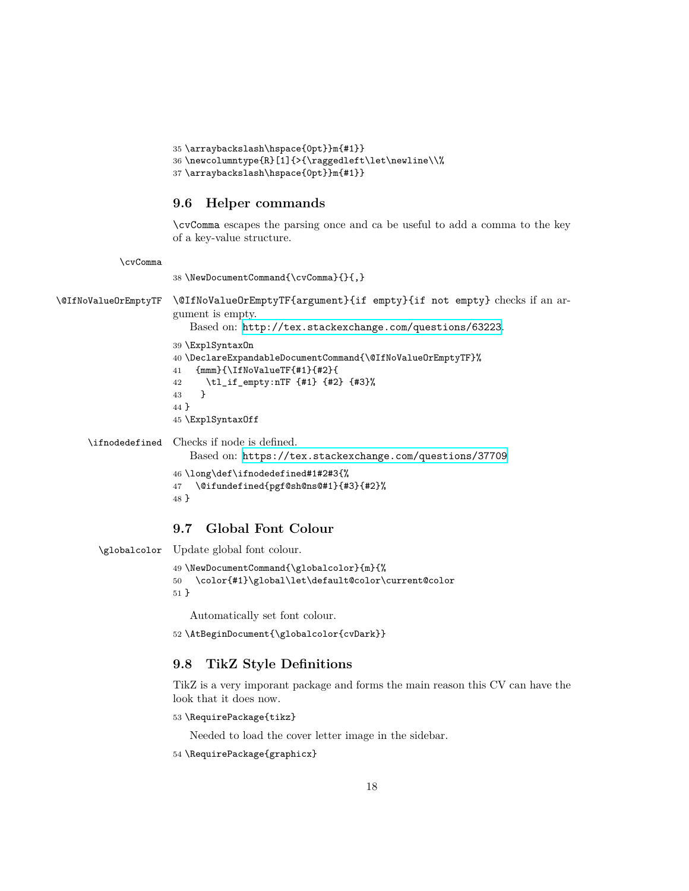```
35 \arraybackslash\hspace{0pt}}m{#1}}
36 \newcolumntype{R}[1]{>{\raggedleft\let\newline\\%
37 \arraybackslash\hspace{0pt}}m{#1}}
```

### 9.6 Helper commands

`\cvComma` escapes the parsing once and ca be useful to add a comma to the key of a key-value structure.

`\cvComma`

```
38 \NewDocumentCommand{\cvComma}{}{,}
```

`\@IfNoValueOrEmptyTF` `\@IfNoValueOrEmptyTF{argument}{if empty}{if not empty}` checks if an argument is empty.

Based on: http://tex.stackexchange.com/questions/63223.

```
39 \ExplSyntaxOn
40 \DeclareExpandableDocumentCommand{\@IfNoValueOrEmptyTF}%
41   {mmm}{\IfNoValueTF{#1}{#2}{
42     \tl_if_empty:nTF {#1} {#2} {#3}%
43   }
44 }
45 \ExplSyntaxOff
```

`\ifnodedefined` Checks if node is defined.

Based on: https://tex.stackexchange.com/questions/37709

```
46 \long\def\ifnodedefined#1#2#3{%
47   \@ifundefined{pgf@sh@ns@#1}{#3}{#2}%
48 }
```

### 9.7 Global Font Colour

`\globalcolor` Update global font colour.

```
49 \NewDocumentCommand{\globalcolor}{m}{%
50   \color{#1}\global\let\default@color\current@color
51 }
```

Automatically set font colour.

```
52 \AtBeginDocument{\globalcolor{cvDark}}
```

### 9.8 TikZ Style Definitions

TikZ is a very imporant package and forms the main reason this CV can have the look that it does now.

```
53 \RequirePackage{tikz}
```

Needed to load the cover letter image in the sidebar.

```
54 \RequirePackage{graphicx}
```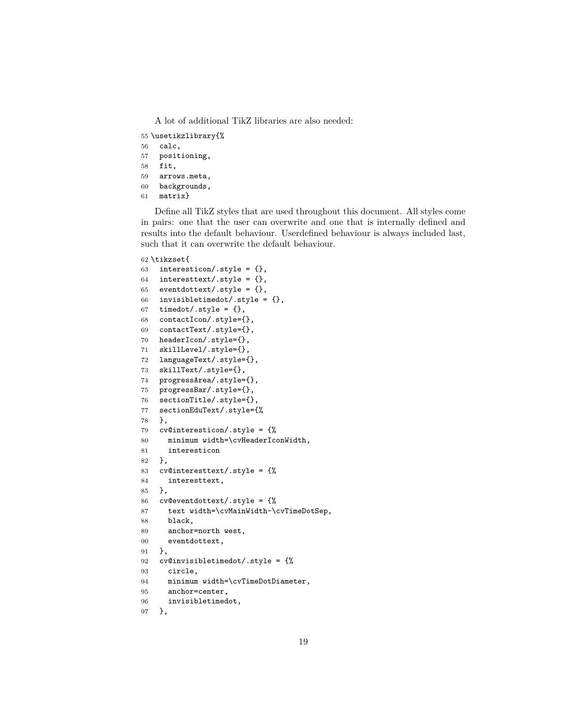A lot of additional TikZ libraries are also needed:

```
55 \usetikzlibrary{%
56   calc,
57   positioning,
58   fit,
59   arrows.meta,
60   backgrounds,
61   matrix}
```

Define all TikZ styles that are used throughout this document. All styles come in pairs: one that the user can overwrite and one that is internally defined and results into the default behaviour. Userdefined behaviour is always included last, such that it can overwrite the default behaviour.

```
62 \tikzset{
63   interesticon/.style = {},
64   interesttext/.style = {},
65   eventdottext/.style = {},
66   invisibletimedot/.style = {},
67   timedot/.style = {},
68   contactIcon/.style={},
69   contactText/.style={},
70   headerIcon/.style={},
71   skillLevel/.style={},
72   languageText/.style={},
73   skillText/.style={},
74   progressArea/.style={},
75   progressBar/.style={},
76   sectionTitle/.style={},
77   sectionEduText/.style={%
78   },
79   cv@interesticon/.style = {%
80     minimum width=\cvHeaderIconWidth,
81     interesticon
82   },
83   cv@interesttext/.style = {%
84     interesttext,
85   },
86   cv@eventdottext/.style = {%
87     text width=\cvMainWidth-\cvTimeDotSep,
88     black,
89     anchor=north west,
90     eventdottext,
91   },
92   cv@invisibletimedot/.style = {%
93     circle,
94     minimum width=\cvTimeDotDiameter,
95     anchor=center,
96     invisibletimedot,
97   },
```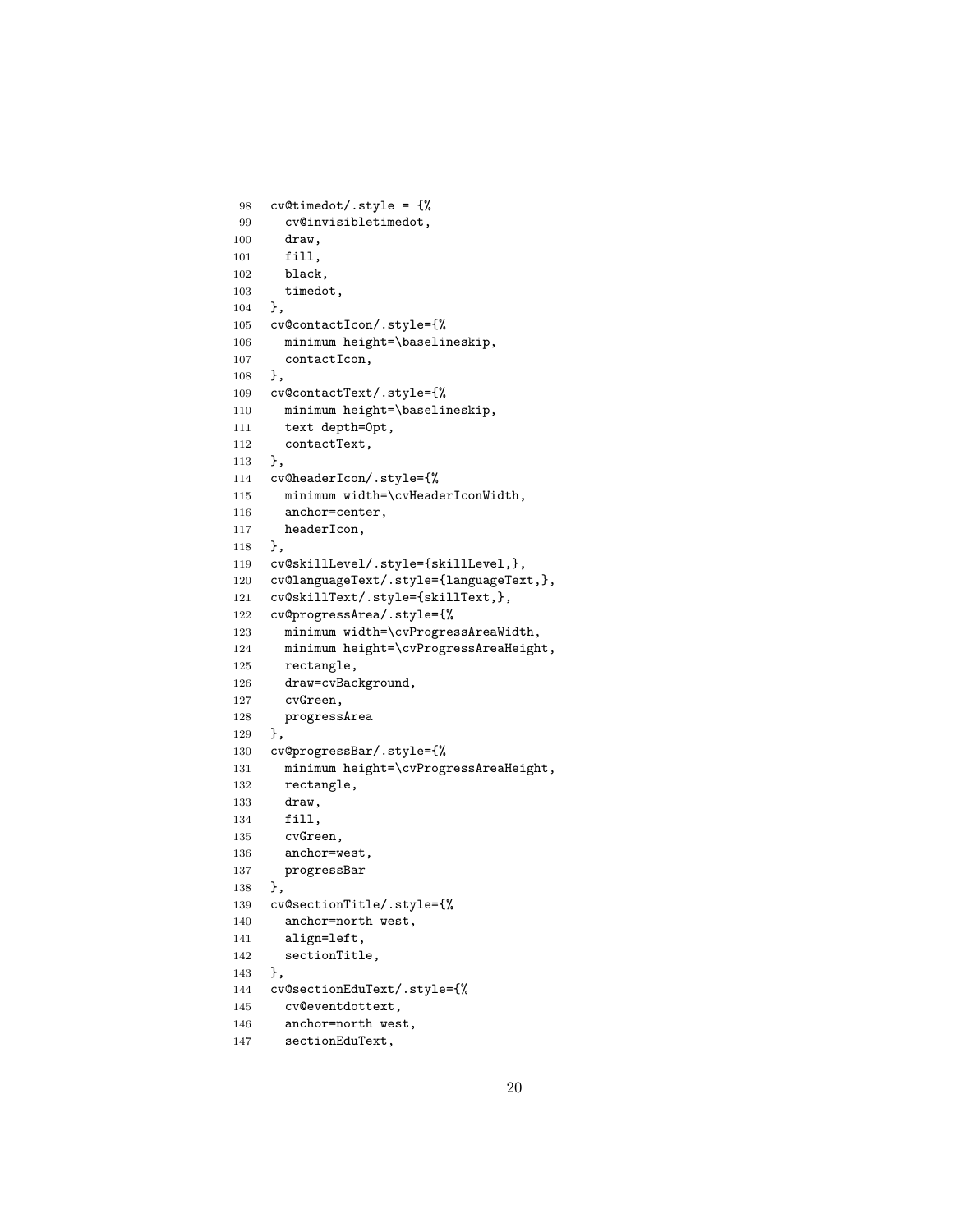```
98  cv@timedot/.style = {%
99    cv@invisibletimedot,
100   draw,
101   fill,
102   black,
103   timedot,
104 },
105 cv@contactIcon/.style={%
106   minimum height=\baselineskip,
107   contactIcon,
108 },
109 cv@contactText/.style={%
110   minimum height=\baselineskip,
111   text depth=0pt,
112   contactText,
113 },
114 cv@headerIcon/.style={%
115   minimum width=\cvHeaderIconWidth,
116   anchor=center,
117   headerIcon,
118 },
119 cv@skillLevel/.style={skillLevel,},
120 cv@languageText/.style={languageText,},
121 cv@skillText/.style={skillText,},
122 cv@progressArea/.style={%
123   minimum width=\cvProgressAreaWidth,
124   minimum height=\cvProgressAreaHeight,
125   rectangle,
126   draw=cvBackground,
127   cvGreen,
128   progressArea
129 },
130 cv@progressBar/.style={%
131   minimum height=\cvProgressAreaHeight,
132   rectangle,
133   draw,
134   fill,
135   cvGreen,
136   anchor=west,
137   progressBar
138 },
139 cv@sectionTitle/.style={%
140   anchor=north west,
141   align=left,
142   sectionTitle,
143 },
144 cv@sectionEduText/.style={%
145   cv@eventdottext,
146   anchor=north west,
147   sectionEduText,
```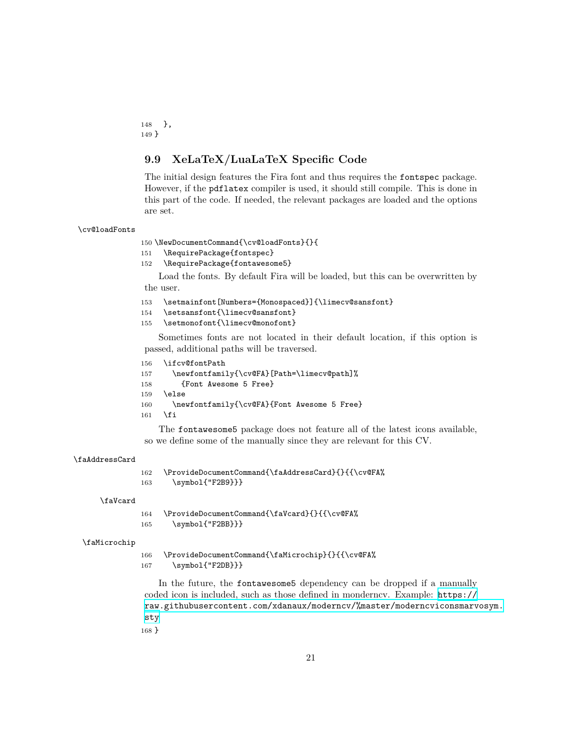```
148   },
149 }
```

## 9.9 XeLaTeX/LuaLaTeX Specific Code

The initial design features the Fira font and thus requires the `fontspec` package. However, if the `pdflatex` compiler is used, it should still compile. This is done in this part of the code. If needed, the relevant packages are loaded and the options are set.

`\cv@loadFonts`

```
150 \NewDocumentCommand{\cv@loadFonts}{}{
151   \RequirePackage{fontspec}
152   \RequirePackage{fontawesome5}
```

Load the fonts. By default Fira will be loaded, but this can be overwritten by the user.

```
153   \setmainfont[Numbers={Monospaced}]{\limecv@sansfont}
154   \setsansfont{\limecv@sansfont}
155   \setmonofont{\limecv@monofont}
```

Sometimes fonts are not located in their default location, if this option is passed, additional paths will be traversed.

```
156   \ifcv@fontPath
157     \newfontfamily{\cv@FA}[Path=\limecv@path]%
158       {Font Awesome 5 Free}
159   \else
160     \newfontfamily{\cv@FA}{Font Awesome 5 Free}
161   \fi
```

The `fontawesome5` package does not feature all of the latest icons available, so we define some of the manually since they are relevant for this CV.

`\faAddressCard`

```
162   \ProvideDocumentCommand{\faAddressCard}{}{{\cv@FA%
163     \symbol{"F2B9}}}
```

`\faVcard`

```
164   \ProvideDocumentCommand{\faVcard}{}{{\cv@FA%
165     \symbol{"F2BB}}}
```

`\faMicrochip`

```
166   \ProvideDocumentCommand{\faMicrochip}{}{{\cv@FA%
167     \symbol{"F2DB}}}
```

In the future, the `fontawesome5` dependency can be dropped if a manually coded icon is included, such as those defined in mondercv. Example: https://raw.githubusercontent.com/xdanaux/moderncv/%master/moderncviconsmarvosym.sty

```
168 }
```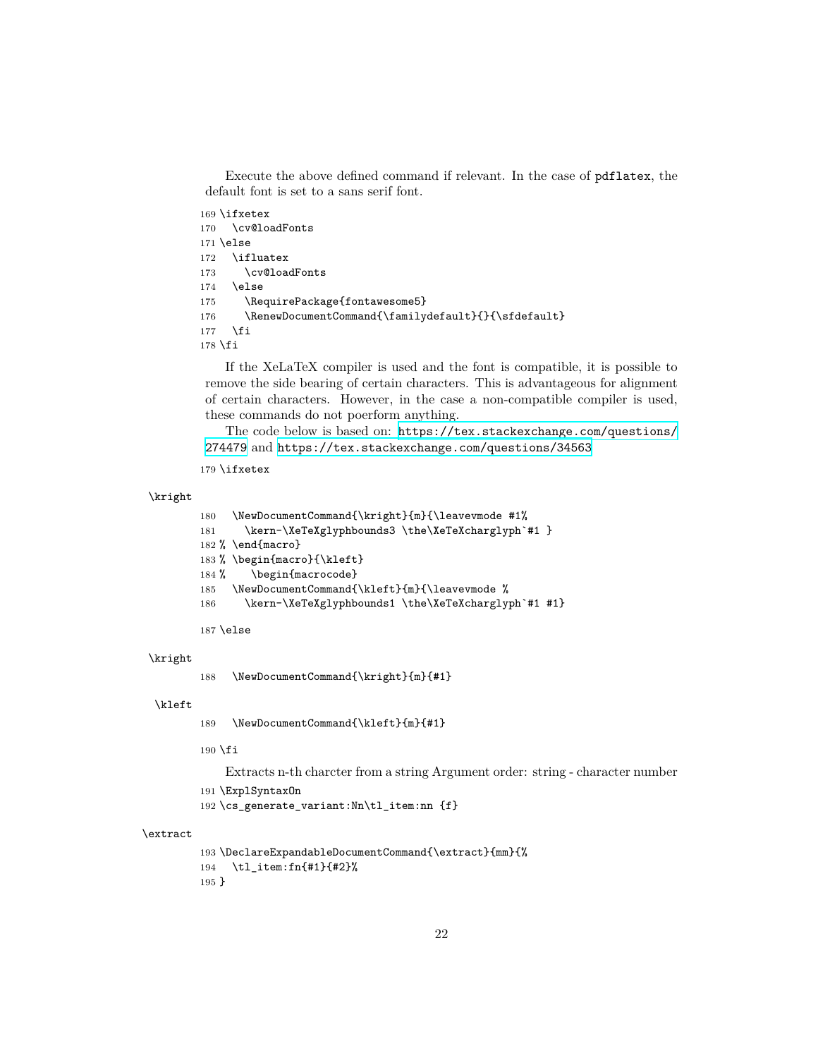Execute the above defined command if relevant. In the case of `pdflatex`, the default font is set to a sans serif font.

```
169 \ifxetex
170   \cv@loadFonts
171 \else
172   \ifluatex
173     \cv@loadFonts
174   \else
175     \RequirePackage{fontawesome5}
176     \RenewDocumentCommand{\familydefault}{}{\sfdefault}
177   \fi
178 \fi
```

If the XeLaTeX compiler is used and the font is compatible, it is possible to remove the side bearing of certain characters. This is advantageous for alignment of certain characters. However, in the case a non-compatible compiler is used, these commands do not poerform anything.

The code below is based on: https://tex.stackexchange.com/questions/274479 and https://tex.stackexchange.com/questions/34563

```
179 \ifxetex
```

`\kright`

```
180   \NewDocumentCommand{\kright}{m}{\leavevmode #1%
181     \kern-\XeTeXglyphbounds3 \the\XeTeXcharglyph`#1 }
182 % \end{macro}
183 % \begin{macro}{\kleft}
184 %    \begin{macrocode}
185   \NewDocumentCommand{\kleft}{m}{\leavevmode %
186     \kern-\XeTeXglyphbounds1 \the\XeTeXcharglyph`#1 #1}
187 \else
```

`\kright`

```
188   \NewDocumentCommand{\kright}{m}{#1}
```

`\kleft`

```
189   \NewDocumentCommand{\kleft}{m}{#1}
190 \fi
```

Extracts n-th charcter from a string Argument order: string - character number

```
191 \ExplSyntaxOn
192 \cs_generate_variant:Nn\tl_item:nn {f}
```

`\extract`

```
193 \DeclareExpandableDocumentCommand{\extract}{mm}{%
194   \tl_item:fn{#1}{#2}%
195 }
```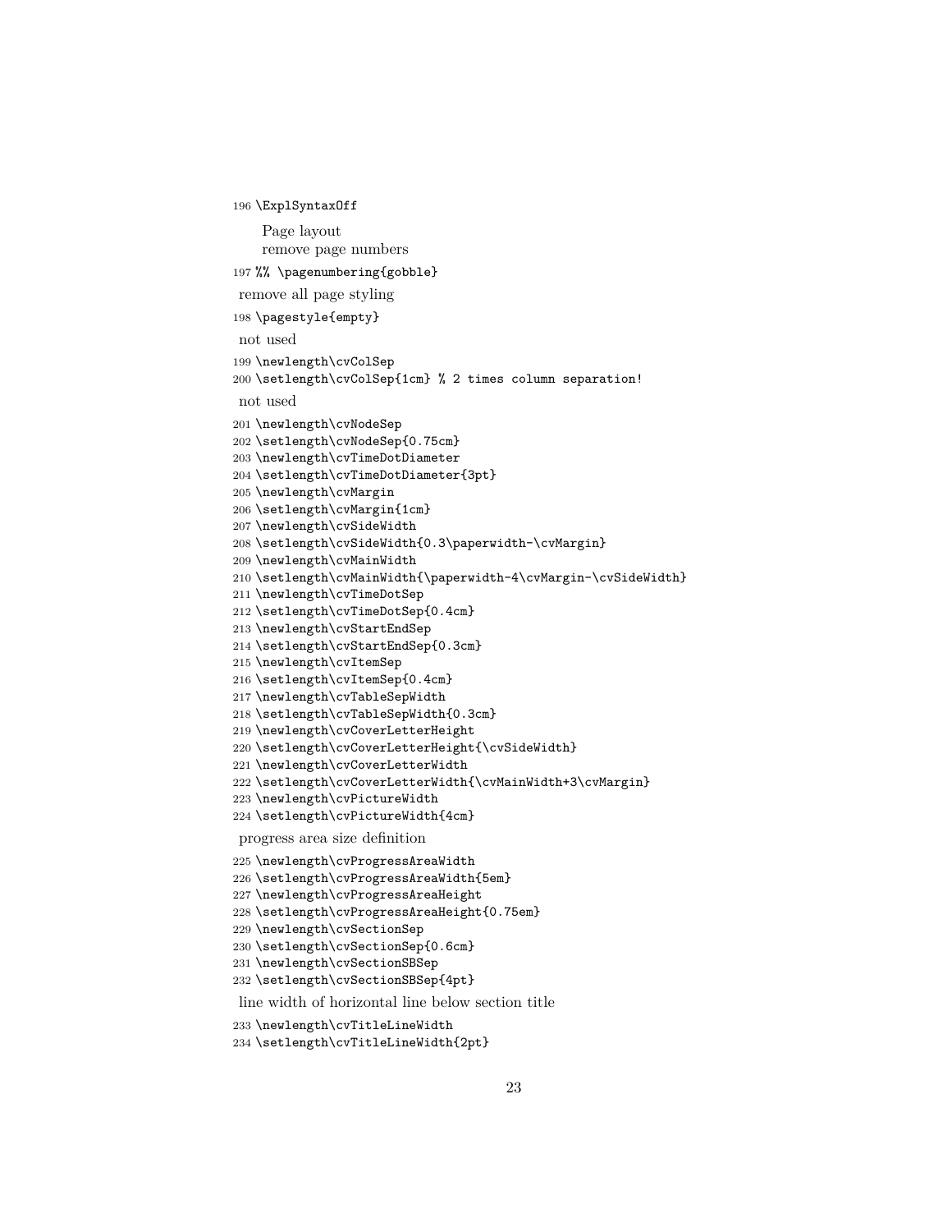```
196 \ExplSyntaxOff
```

Page layout
remove page numbers

```
197 %% \pagenumbering{gobble}
```

remove all page styling

```
198 \pagestyle{empty}
```

not used

```
199 \newlength\cvColSep
200 \setlength\cvColSep{1cm} % 2 times column separation!
```

not used

```
201 \newlength\cvNodeSep
202 \setlength\cvNodeSep{0.75cm}
203 \newlength\cvTimeDotDiameter
204 \setlength\cvTimeDotDiameter{3pt}
205 \newlength\cvMargin
206 \setlength\cvMargin{1cm}
207 \newlength\cvSideWidth
208 \setlength\cvSideWidth{0.3\paperwidth-\cvMargin}
209 \newlength\cvMainWidth
210 \setlength\cvMainWidth{\paperwidth-4\cvMargin-\cvSideWidth}
211 \newlength\cvTimeDotSep
212 \setlength\cvTimeDotSep{0.4cm}
213 \newlength\cvStartEndSep
214 \setlength\cvStartEndSep{0.3cm}
215 \newlength\cvItemSep
216 \setlength\cvItemSep{0.4cm}
217 \newlength\cvTableSepWidth
218 \setlength\cvTableSepWidth{0.3cm}
219 \newlength\cvCoverLetterHeight
220 \setlength\cvCoverLetterHeight{\cvSideWidth}
221 \newlength\cvCoverLetterWidth
222 \setlength\cvCoverLetterWidth{\cvMainWidth+3\cvMargin}
223 \newlength\cvPictureWidth
224 \setlength\cvPictureWidth{4cm}
```

progress area size definition

```
225 \newlength\cvProgressAreaWidth
226 \setlength\cvProgressAreaWidth{5em}
227 \newlength\cvProgressAreaHeight
228 \setlength\cvProgressAreaHeight{0.75em}
229 \newlength\cvSectionSep
230 \setlength\cvSectionSep{0.6cm}
231 \newlength\cvSectionSBSep
232 \setlength\cvSectionSBSep{4pt}
```

line width of horizontal line below section title

```
233 \newlength\cvTitleLineWidth
234 \setlength\cvTitleLineWidth{2pt}
```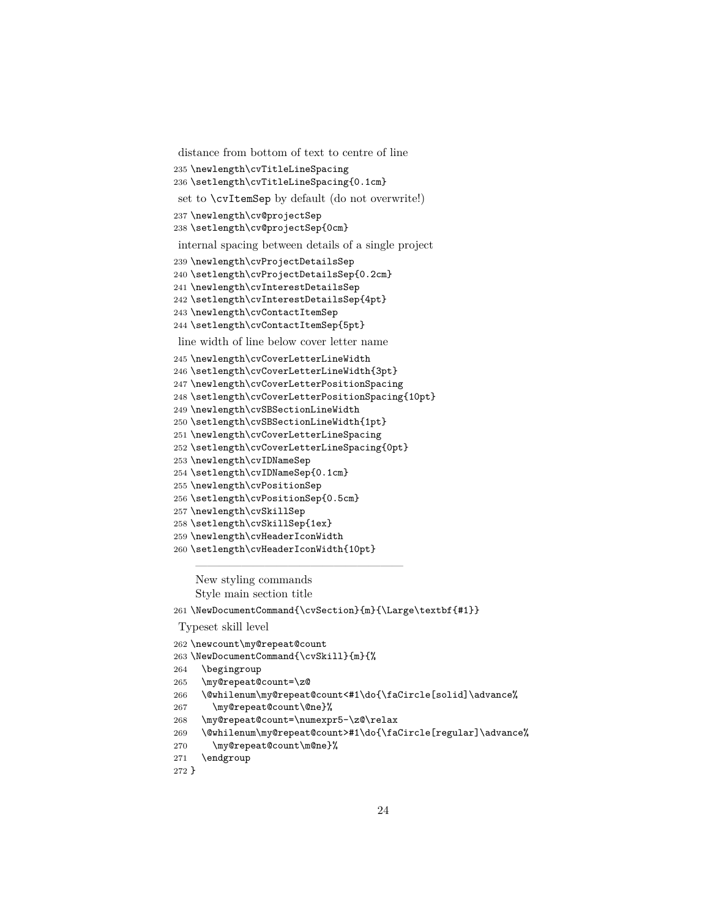distance from bottom of text to centre of line

```
235 \newlength\cvTitleLineSpacing
236 \setlength\cvTitleLineSpacing{0.1cm}
```

set to `\cvItemSep` by default (do not overwrite!)

```
237 \newlength\cv@projectSep
238 \setlength\cv@projectSep{0cm}
```

internal spacing between details of a single project

```
239 \newlength\cvProjectDetailsSep
240 \setlength\cvProjectDetailsSep{0.2cm}
241 \newlength\cvInterestDetailsSep
242 \setlength\cvInterestDetailsSep{4pt}
243 \newlength\cvContactItemSep
244 \setlength\cvContactItemSep{5pt}
```

line width of line below cover letter name

```
245 \newlength\cvCoverLetterLineWidth
246 \setlength\cvCoverLetterLineWidth{3pt}
247 \newlength\cvCoverLetterPositionSpacing
248 \setlength\cvCoverLetterPositionSpacing{10pt}
249 \newlength\cvSBSectionLineWidth
250 \setlength\cvSBSectionLineWidth{1pt}
251 \newlength\cvCoverLetterLineSpacing
252 \setlength\cvCoverLetterLineSpacing{0pt}
253 \newlength\cvIDNameSep
254 \setlength\cvIDNameSep{0.1cm}
255 \newlength\cvPositionSep
256 \setlength\cvPositionSep{0.5cm}
257 \newlength\cvSkillSep
258 \setlength\cvSkillSep{1ex}
259 \newlength\cvHeaderIconWidth
260 \setlength\cvHeaderIconWidth{10pt}
```

---

New styling commands

Style main section title

```
261 \NewDocumentCommand{\cvSection}{m}{\Large\textbf{#1}}
```

Typeset skill level

```
262 \newcount\my@repeat@count
263 \NewDocumentCommand{\cvSkill}{m}{%
264   \begingroup
265   \my@repeat@count=\z@
266   \@whilenum\my@repeat@count<#1\do{\faCircle[solid]\advance%
267     \my@repeat@count\@ne}%
268   \my@repeat@count=\numexpr5-\z@\relax
269   \@whilenum\my@repeat@count>#1\do{\faCircle[regular]\advance%
270     \my@repeat@count\m@ne}%
271   \endgroup
272 }
```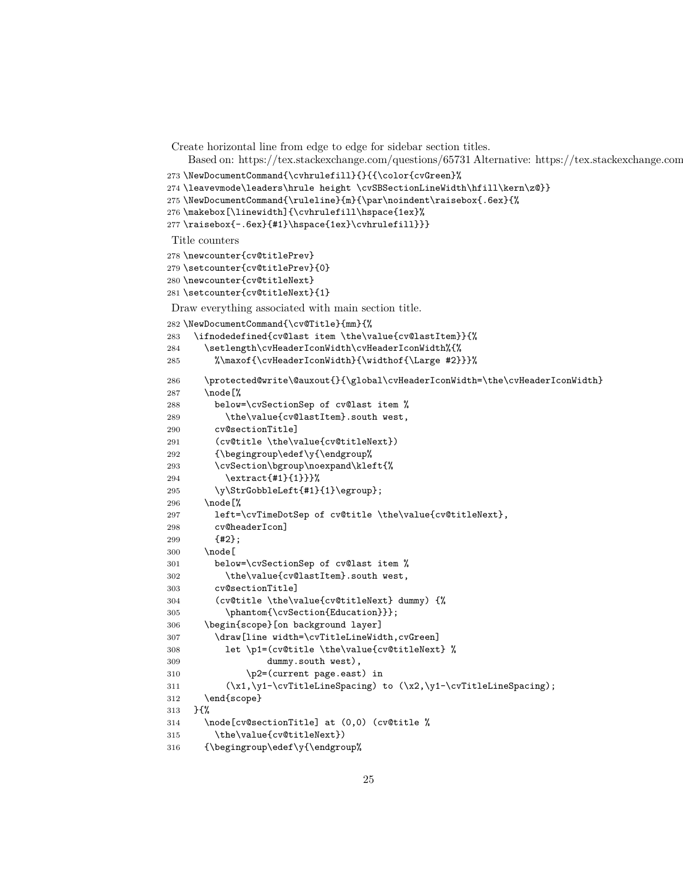Create horizontal line from edge to edge for sidebar section titles.

Based on: https://tex.stackexchange.com/questions/65731 Alternative: https://tex.stackexchange.com

```
273 \NewDocumentCommand{\cvhrulefill}{}{{\color{cvGreen}%
274 \leavevmode\leaders\hrule height \cvSBSectionLineWidth\hfill\kern\z@}}
275 \NewDocumentCommand{\ruleline}{m}{\par\noindent\raisebox{.6ex}{%
276 \makebox[\linewidth]{\cvhrulefill\hspace{1ex}%
277 \raisebox{-.6ex}{#1}\hspace{1ex}\cvhrulefill}}}
```

Title counters

```
278 \newcounter{cv@titlePrev}
279 \setcounter{cv@titlePrev}{0}
280 \newcounter{cv@titleNext}
281 \setcounter{cv@titleNext}{1}
```

Draw everything associated with main section title.

```
282 \NewDocumentCommand{\cv@Title}{mm}{%
283   \ifnodedefined{cv@last item \the\value{cv@lastItem}}{%
284     \setlength\cvHeaderIconWidth\cvHeaderIconWidth%{%
285       %\maxof{\cvHeaderIconWidth}{\widthof{\Large #2}}}%
286     \protected@write\@auxout{}{\global\cvHeaderIconWidth=\the\cvHeaderIconWidth}
287     \node[%
288       below=\cvSectionSep of cv@last item %
289         \the\value{cv@lastItem}.south west,
290       cv@sectionTitle]
291       (cv@title \the\value{cv@titleNext})
292       {\begingroup\edef\y{\endgroup%
293       \cvSection\bgroup\noexpand\kleft{%
294         \extract{#1}{1}}}%
295       \y\StrGobbleLeft{#1}{1}\egroup};
296     \node[%
297       left=\cvTimeDotSep of cv@title \the\value{cv@titleNext},
298       cv@headerIcon]
299       {#2};
300     \node[
301       below=\cvSectionSep of cv@last item %
302         \the\value{cv@lastItem}.south west,
303       cv@sectionTitle]
304       (cv@title \the\value{cv@titleNext} dummy) {%
305         \phantom{\cvSection{Education}}};
306     \begin{scope}[on background layer]
307       \draw[line width=\cvTitleLineWidth,cvGreen]
308         let \p1=(cv@title \the\value{cv@titleNext} %
309               dummy.south west),
310             \p2=(current page.east) in
311         (\x1,\y1-\cvTitleLineSpacing) to (\x2,\y1-\cvTitleLineSpacing);
312     \end{scope}
313   }{%
314     \node[cv@sectionTitle] at (0,0) (cv@title %
315       \the\value{cv@titleNext})
316     {\begingroup\edef\y{\endgroup%
```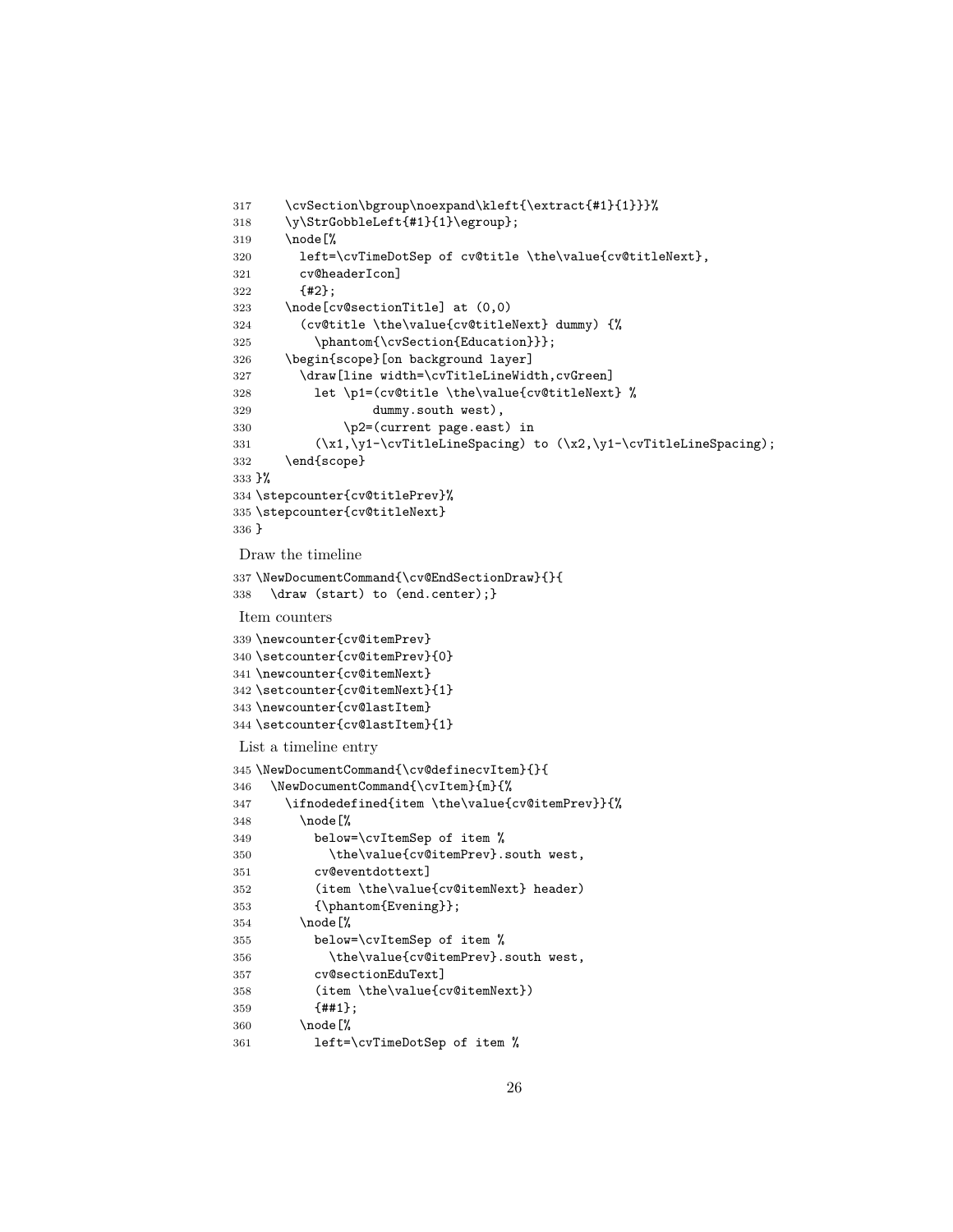```
317     \cvSection\bgroup\noexpand\kleft{\extract{#1}{1}}}%
318     \y\StrGobbleLeft{#1}{1}\egroup};
319     \node[%
320       left=\cvTimeDotSep of cv@title \the\value{cv@titleNext},
321       cv@headerIcon]
322       {#2};
323     \node[cv@sectionTitle] at (0,0)
324       (cv@title \the\value{cv@titleNext} dummy) {%
325         \phantom{\cvSection{Education}}};
326     \begin{scope}[on background layer]
327       \draw[line width=\cvTitleLineWidth,cvGreen]
328         let \p1=(cv@title \the\value{cv@titleNext} %
329                 dummy.south west),
330             \p2=(current page.east) in
331         (\x1,\y1-\cvTitleLineSpacing) to (\x2,\y1-\cvTitleLineSpacing);
332     \end{scope}
333 }%
334 \stepcounter{cv@titlePrev}%
335 \stepcounter{cv@titleNext}
336 }
```

Draw the timeline

```
337 \NewDocumentCommand{\cv@EndSectionDraw}{}{
338   \draw (start) to (end.center);}
```

Item counters

```
339 \newcounter{cv@itemPrev}
340 \setcounter{cv@itemPrev}{0}
341 \newcounter{cv@itemNext}
342 \setcounter{cv@itemNext}{1}
343 \newcounter{cv@lastItem}
344 \setcounter{cv@lastItem}{1}
```

List a timeline entry

```
345 \NewDocumentCommand{\cv@definecvItem}{}{
346   \NewDocumentCommand{\cvItem}{m}{%
347     \ifnodedefined{item \the\value{cv@itemPrev}}{%
348       \node[%
349         below=\cvItemSep of item %
350           \the\value{cv@itemPrev}.south west,
351         cv@eventdottext]
352         (item \the\value{cv@itemNext} header)
353         {\phantom{Evening}};
354       \node[%
355         below=\cvItemSep of item %
356           \the\value{cv@itemPrev}.south west,
357         cv@sectionEduText]
358         (item \the\value{cv@itemNext})
359         {##1};
360       \node[%
361         left=\cvTimeDotSep of item %
```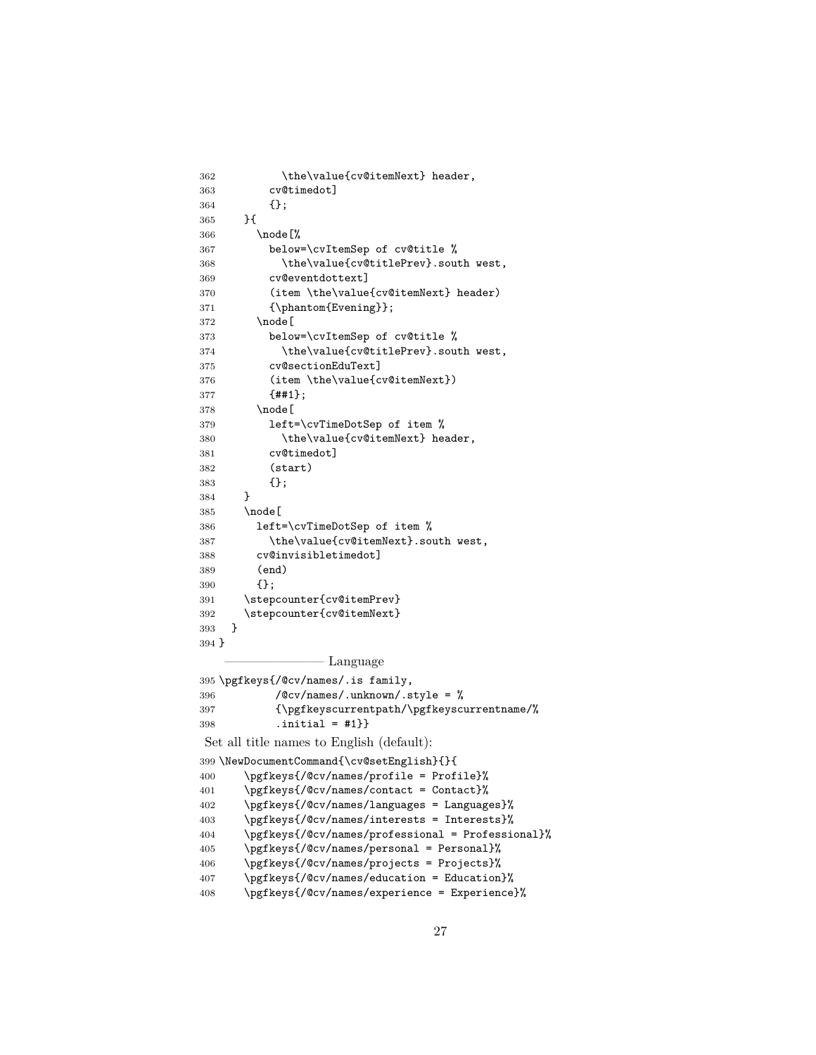```
362         \the\value{cv@itemNext} header,
363       cv@timedot]
364       {};
365   }{
366     \node[%
367       below=\cvItemSep of cv@title %
368         \the\value{cv@titlePrev}.south west,
369       cv@eventdottext]
370       (item \the\value{cv@itemNext} header)
371       {\phantom{Evening}};
372     \node[
373       below=\cvItemSep of cv@title %
374         \the\value{cv@titlePrev}.south west,
375       cv@sectionEduText]
376       (item \the\value{cv@itemNext})
377       {##1};
378     \node[
379       left=\cvTimeDotSep of item %
380         \the\value{cv@itemNext} header,
381       cv@timedot]
382       (start)
383       {};
384   }
385   \node[
386     left=\cvTimeDotSep of item %
387       \the\value{cv@itemNext}.south west,
388     cv@invisibletimedot]
389     (end)
390     {};
391   \stepcounter{cv@itemPrev}
392   \stepcounter{cv@itemNext}
393 }
394 }
```

———————— Language

```
395 \pgfkeys{/@cv/names/.is family,
396         /@cv/names/.unknown/.style = %
397         {\pgfkeyscurrentpath/\pgfkeyscurrentname/%
398         .initial = #1}}
```

Set all title names to English (default):

```
399 \NewDocumentCommand{\cv@setEnglish}{}{
400   \pgfkeys{/@cv/names/profile = Profile}%
401   \pgfkeys{/@cv/names/contact = Contact}%
402   \pgfkeys{/@cv/names/languages = Languages}%
403   \pgfkeys{/@cv/names/interests = Interests}%
404   \pgfkeys{/@cv/names/professional = Professional}%
405   \pgfkeys{/@cv/names/personal = Personal}%
406   \pgfkeys{/@cv/names/projects = Projects}%
407   \pgfkeys{/@cv/names/education = Education}%
408   \pgfkeys{/@cv/names/experience = Experience}%
```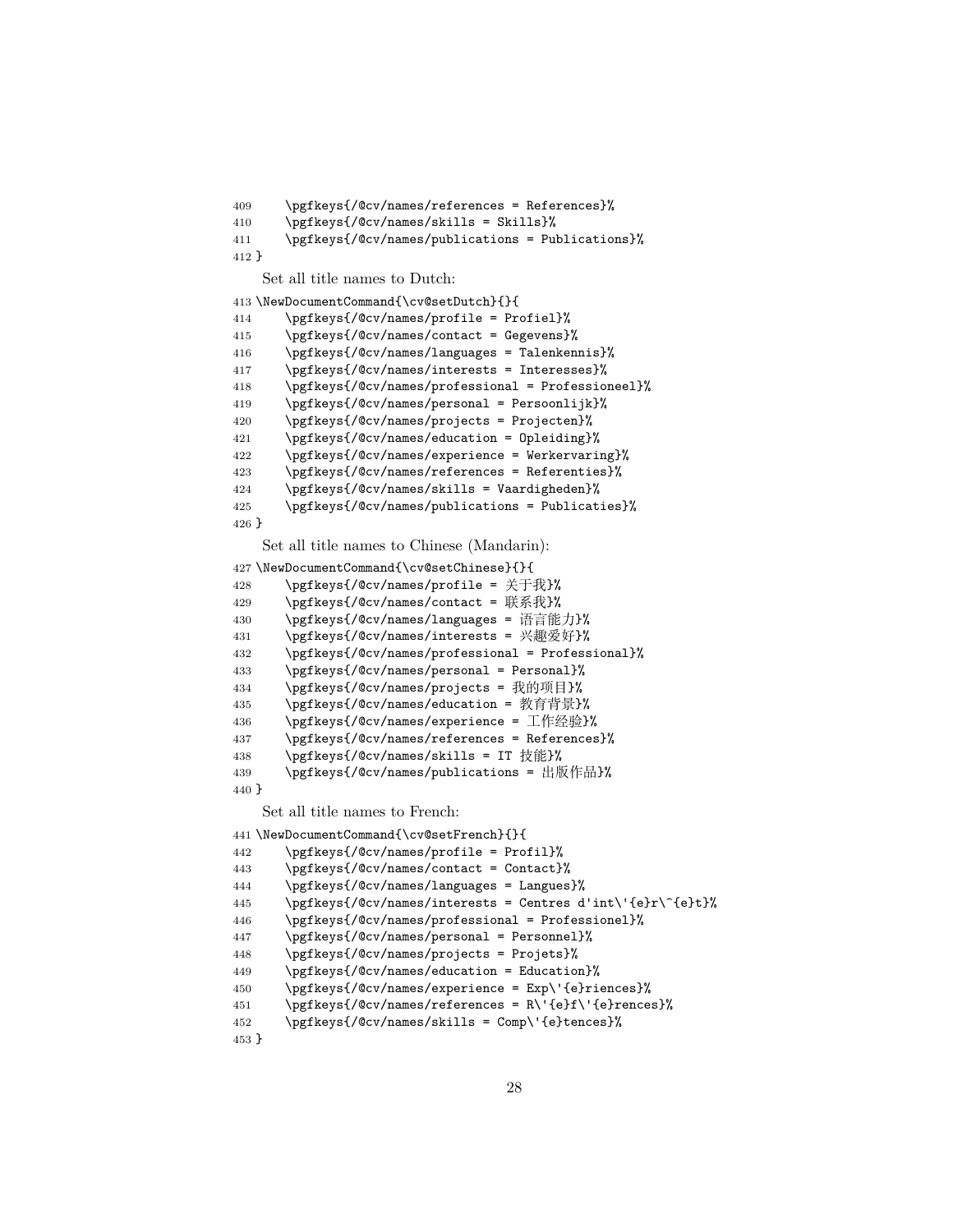```
409     \pgfkeys{/@cv/names/references = References}%
410     \pgfkeys{/@cv/names/skills = Skills}%
411     \pgfkeys{/@cv/names/publications = Publications}%
412 }
```

Set all title names to Dutch:

```
413 \NewDocumentCommand{\cv@setDutch}{}{
414     \pgfkeys{/@cv/names/profile = Profiel}%
415     \pgfkeys{/@cv/names/contact = Gegevens}%
416     \pgfkeys{/@cv/names/languages = Talenkennis}%
417     \pgfkeys{/@cv/names/interests = Interesses}%
418     \pgfkeys{/@cv/names/professional = Professioneel}%
419     \pgfkeys{/@cv/names/personal = Persoonlijk}%
420     \pgfkeys{/@cv/names/projects = Projecten}%
421     \pgfkeys{/@cv/names/education = Opleiding}%
422     \pgfkeys{/@cv/names/experience = Werkervaring}%
423     \pgfkeys{/@cv/names/references = Referenties}%
424     \pgfkeys{/@cv/names/skills = Vaardigheden}%
425     \pgfkeys{/@cv/names/publications = Publicaties}%
426 }
```

Set all title names to Chinese (Mandarin):

```
427 \NewDocumentCommand{\cv@setChinese}{}{
428     \pgfkeys{/@cv/names/profile = 关于我}%
429     \pgfkeys{/@cv/names/contact = 联系我}%
430     \pgfkeys{/@cv/names/languages = 语言能力}%
431     \pgfkeys{/@cv/names/interests = 兴趣爱好}%
432     \pgfkeys{/@cv/names/professional = Professional}%
433     \pgfkeys{/@cv/names/personal = Personal}%
434     \pgfkeys{/@cv/names/projects = 我的项目}%
435     \pgfkeys{/@cv/names/education = 教育背景}%
436     \pgfkeys{/@cv/names/experience = 工作经验}%
437     \pgfkeys{/@cv/names/references = References}%
438     \pgfkeys{/@cv/names/skills = IT 技能}%
439     \pgfkeys{/@cv/names/publications = 出版作品}%
440 }
```

Set all title names to French:

```
441 \NewDocumentCommand{\cv@setFrench}{}{
442     \pgfkeys{/@cv/names/profile = Profil}%
443     \pgfkeys{/@cv/names/contact = Contact}%
444     \pgfkeys{/@cv/names/languages = Langues}%
445     \pgfkeys{/@cv/names/interests = Centres d'int\'{e}r\^{e}t}%
446     \pgfkeys{/@cv/names/professional = Professionel}%
447     \pgfkeys{/@cv/names/personal = Personnel}%
448     \pgfkeys{/@cv/names/projects = Projets}%
449     \pgfkeys{/@cv/names/education = Education}%
450     \pgfkeys{/@cv/names/experience = Exp\'{e}riences}%
451     \pgfkeys{/@cv/names/references = R\'{e}f\'{e}rences}%
452     \pgfkeys{/@cv/names/skills = Comp\'{e}tences}%
453 }
```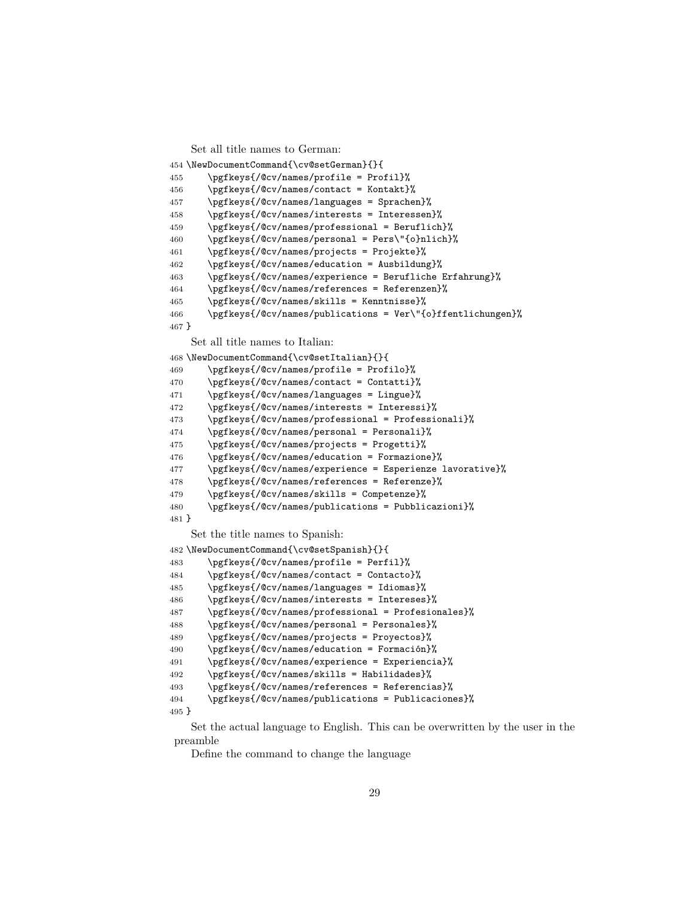Set all title names to German:

```
454 \NewDocumentCommand{\cv@setGerman}{}{
455     \pgfkeys{/@cv/names/profile = Profil}%
456     \pgfkeys{/@cv/names/contact = Kontakt}%
457     \pgfkeys{/@cv/names/languages = Sprachen}%
458     \pgfkeys{/@cv/names/interests = Interessen}%
459     \pgfkeys{/@cv/names/professional = Beruflich}%
460     \pgfkeys{/@cv/names/personal = Pers\"{o}nlich}%
461     \pgfkeys{/@cv/names/projects = Projekte}%
462     \pgfkeys{/@cv/names/education = Ausbildung}%
463     \pgfkeys{/@cv/names/experience = Berufliche Erfahrung}%
464     \pgfkeys{/@cv/names/references = Referenzen}%
465     \pgfkeys{/@cv/names/skills = Kenntnisse}%
466     \pgfkeys{/@cv/names/publications = Ver\"{o}ffentlichungen}%
467 }
```

Set all title names to Italian:

```
468 \NewDocumentCommand{\cv@setItalian}{}{
469     \pgfkeys{/@cv/names/profile = Profilo}%
470     \pgfkeys{/@cv/names/contact = Contatti}%
471     \pgfkeys{/@cv/names/languages = Lingue}%
472     \pgfkeys{/@cv/names/interests = Interessi}%
473     \pgfkeys{/@cv/names/professional = Professionali}%
474     \pgfkeys{/@cv/names/personal = Personali}%
475     \pgfkeys{/@cv/names/projects = Progetti}%
476     \pgfkeys{/@cv/names/education = Formazione}%
477     \pgfkeys{/@cv/names/experience = Esperienze lavorative}%
478     \pgfkeys{/@cv/names/references = Referenze}%
479     \pgfkeys{/@cv/names/skills = Competenze}%
480     \pgfkeys{/@cv/names/publications = Pubblicazioni}%
481 }
```

Set the title names to Spanish:

```
482 \NewDocumentCommand{\cv@setSpanish}{}{
483     \pgfkeys{/@cv/names/profile = Perfil}%
484     \pgfkeys{/@cv/names/contact = Contacto}%
485     \pgfkeys{/@cv/names/languages = Idiomas}%
486     \pgfkeys{/@cv/names/interests = Intereses}%
487     \pgfkeys{/@cv/names/professional = Profesionales}%
488     \pgfkeys{/@cv/names/personal = Personales}%
489     \pgfkeys{/@cv/names/projects = Proyectos}%
490     \pgfkeys{/@cv/names/education = Formación}%
491     \pgfkeys{/@cv/names/experience = Experiencia}%
492     \pgfkeys{/@cv/names/skills = Habilidades}%
493     \pgfkeys{/@cv/names/references = Referencias}%
494     \pgfkeys{/@cv/names/publications = Publicaciones}%
495 }
```

Set the actual language to English. This can be overwritten by the user in the preamble

Define the command to change the language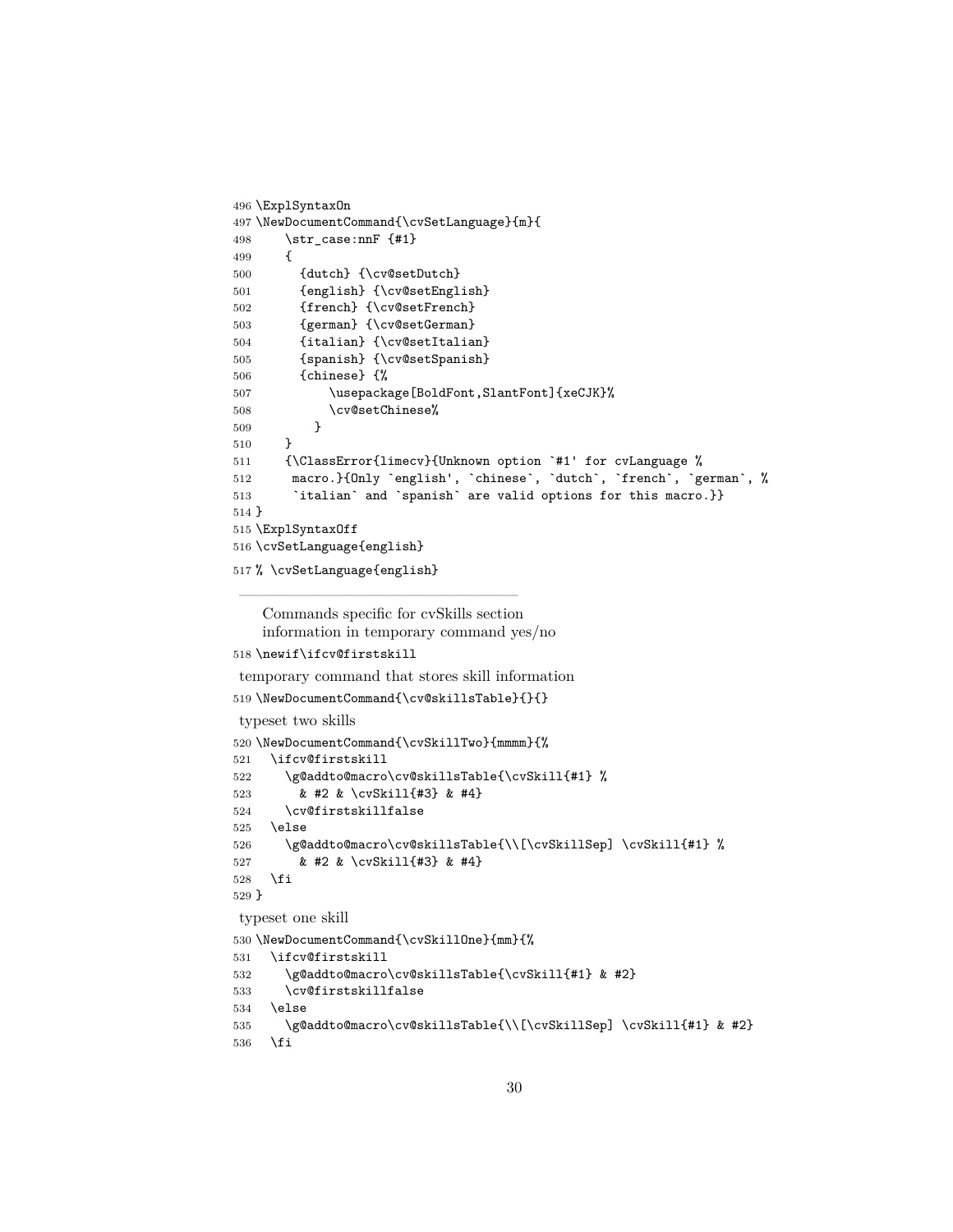```
496 \ExplSyntaxOn
497 \NewDocumentCommand{\cvSetLanguage}{m}{
498     \str_case:nnF {#1}
499     {
500       {dutch} {\cv@setDutch}
501       {english} {\cv@setEnglish}
502       {french} {\cv@setFrench}
503       {german} {\cv@setGerman}
504       {italian} {\cv@setItalian}
505       {spanish} {\cv@setSpanish}
506       {chinese} {%
507           \usepackage[BoldFont,SlantFont]{xeCJK}%
508           \cv@setChinese%
509         }
510     }
511     {\ClassError{limecv}{Unknown option `#1' for cvLanguage %
512      macro.}{Only `english', `chinese`, `dutch`, `french`, `german`, %
513       `italian` and `spanish` are valid options for this macro.}}
514 }
515 \ExplSyntaxOff
516 \cvSetLanguage{english}
517 % \cvSetLanguage{english}
```

---

Commands specific for cvSkills section
information in temporary command yes/no

```
518 \newif\ifcv@firstskill
```

temporary command that stores skill information

```
519 \NewDocumentCommand{\cv@skillsTable}{}{}
```

typeset two skills

```
520 \NewDocumentCommand{\cvSkillTwo}{mmmm}{%
521   \ifcv@firstskill
522     \g@addto@macro\cv@skillsTable{\cvSkill{#1} %
523       & #2 & \cvSkill{#3} & #4}
524     \cv@firstskillfalse
525   \else
526     \g@addto@macro\cv@skillsTable{\\[\cvSkillSep] \cvSkill{#1} %
527       & #2 & \cvSkill{#3} & #4}
528   \fi
529 }
```

typeset one skill

```
530 \NewDocumentCommand{\cvSkillOne}{mm}{%
531   \ifcv@firstskill
532     \g@addto@macro\cv@skillsTable{\cvSkill{#1} & #2}
533     \cv@firstskillfalse
534   \else
535     \g@addto@macro\cv@skillsTable{\\[\cvSkillSep] \cvSkill{#1} & #2}
536   \fi
```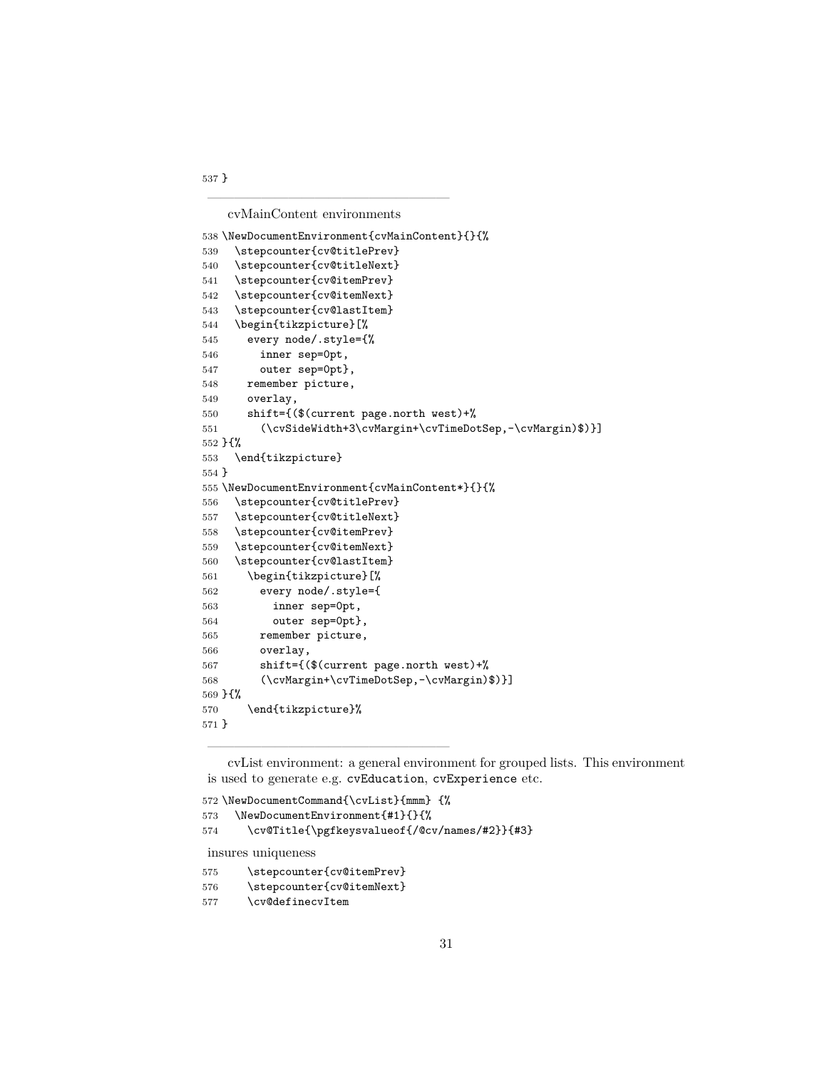```
537 }
```

cvMainContent environments

```
538 \NewDocumentEnvironment{cvMainContent}{}{%
539   \stepcounter{cv@titlePrev}
540   \stepcounter{cv@titleNext}
541   \stepcounter{cv@itemPrev}
542   \stepcounter{cv@itemNext}
543   \stepcounter{cv@lastItem}
544   \begin{tikzpicture}[%
545     every node/.style={%
546       inner sep=0pt,
547       outer sep=0pt},
548     remember picture,
549     overlay,
550     shift={($(current page.north west)+%
551       (\cvSideWidth+3\cvMargin+\cvTimeDotSep,-\cvMargin)$)}]
552 }{%
553   \end{tikzpicture}
554 }
555 \NewDocumentEnvironment{cvMainContent*}{}{%
556   \stepcounter{cv@titlePrev}
557   \stepcounter{cv@titleNext}
558   \stepcounter{cv@itemPrev}
559   \stepcounter{cv@itemNext}
560   \stepcounter{cv@lastItem}
561     \begin{tikzpicture}[%
562       every node/.style={
563         inner sep=0pt,
564         outer sep=0pt},
565       remember picture,
566       overlay,
567       shift={($(current page.north west)+%
568       (\cvMargin+\cvTimeDotSep,-\cvMargin)$)}]
569 }{%
570     \end{tikzpicture}%
571 }
```

cvList environment: a general environment for grouped lists. This environment is used to generate e.g. `cvEducation`, `cvExperience` etc.

```
572 \NewDocumentCommand{\cvList}{mmm} {%
573   \NewDocumentEnvironment{#1}{}{%
574     \cv@Title{\pgfkeysvalueof{/@cv/names/#2}}{#3}
```

insures uniqueness

```
575     \stepcounter{cv@itemPrev}
576     \stepcounter{cv@itemNext}
577     \cv@definecvItem
```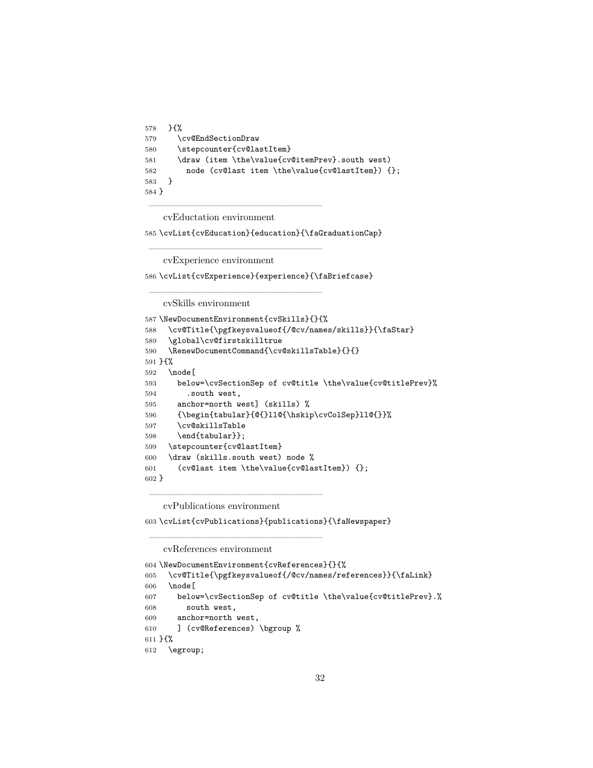```
578   }{%
579     \cv@EndSectionDraw
580     \stepcounter{cv@lastItem}
581     \draw (item \the\value{cv@itemPrev}.south west)
582       node (cv@last item \the\value{cv@lastItem}) {};
583   }
584 }
```

---

cvEductation environment

```
585 \cvList{cvEducation}{education}{\faGraduationCap}
```

---

cvExperience environment

```
586 \cvList{cvExperience}{experience}{\faBriefcase}
```

---

cvSkills environment

```
587 \NewDocumentEnvironment{cvSkills}{}{%
588   \cv@Title{\pgfkeysvalueof{/@cv/names/skills}}{\faStar}
589   \global\cv@firstskilltrue
590   \RenewDocumentCommand{\cv@skillsTable}{}{}
591 }{%
592   \node[
593     below=\cvSectionSep of cv@title \the\value{cv@titlePrev}%
594       .south west,
595     anchor=north west] (skills) %
596     {\begin{tabular}{@{}ll@{\hskip\cvColSep}ll@{}}%
597     \cv@skillsTable
598     \end{tabular}};
599   \stepcounter{cv@lastItem}
600   \draw (skills.south west) node %
601     (cv@last item \the\value{cv@lastItem}) {};
602 }
```

---

cvPublications environment

```
603 \cvList{cvPublications}{publications}{\faNewspaper}
```

---

cvReferences environment

```
604 \NewDocumentEnvironment{cvReferences}{}{%
605   \cv@Title{\pgfkeysvalueof{/@cv/names/references}}{\faLink}
606   \node[
607     below=\cvSectionSep of cv@title \the\value{cv@titlePrev}.%
608       south west,
609     anchor=north west,
610     ] (cv@References) \bgroup %
611 }{%
612   \egroup;
```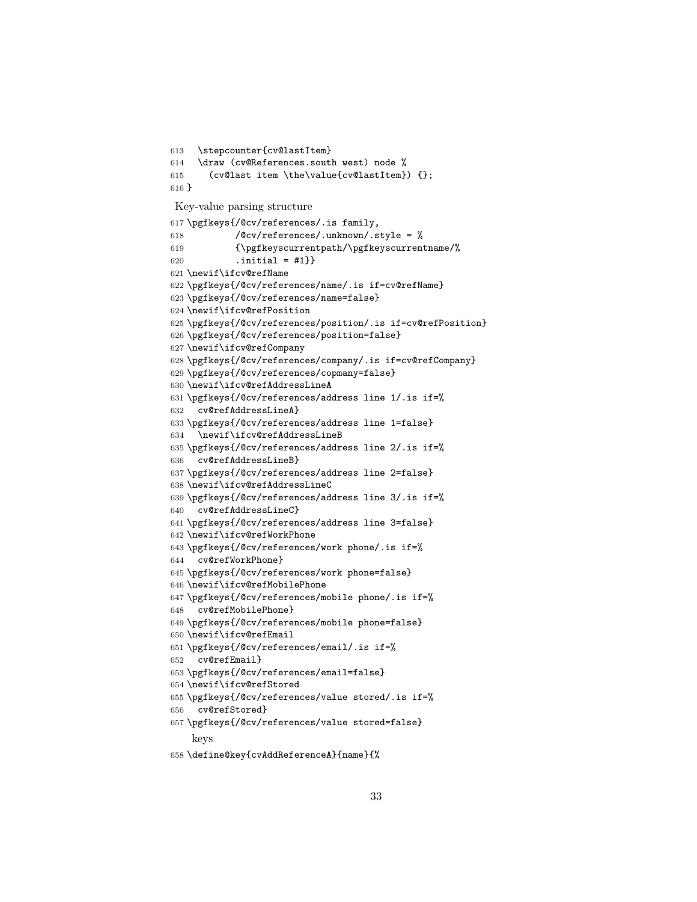```
613   \stepcounter{cv@lastItem}
614   \draw (cv@References.south west) node %
615     (cv@last item \the\value{cv@lastItem}) {};
616 }
```

Key-value parsing structure

```
617 \pgfkeys{/@cv/references/.is family,
618          /@cv/references/.unknown/.style = %
619          {\pgfkeyscurrentpath/\pgfkeyscurrentname/%
620          .initial = #1}}
621 \newif\ifcv@refName
622 \pgfkeys{/@cv/references/name/.is if=cv@refName}
623 \pgfkeys{/@cv/references/name=false}
624 \newif\ifcv@refPosition
625 \pgfkeys{/@cv/references/position/.is if=cv@refPosition}
626 \pgfkeys{/@cv/references/position=false}
627 \newif\ifcv@refCompany
628 \pgfkeys{/@cv/references/company/.is if=cv@refCompany}
629 \pgfkeys{/@cv/references/copmany=false}
630 \newif\ifcv@refAddressLineA
631 \pgfkeys{/@cv/references/address line 1/.is if=%
632   cv@refAddressLineA}
633 \pgfkeys{/@cv/references/address line 1=false}
634   \newif\ifcv@refAddressLineB
635 \pgfkeys{/@cv/references/address line 2/.is if=%
636   cv@refAddressLineB}
637 \pgfkeys{/@cv/references/address line 2=false}
638 \newif\ifcv@refAddressLineC
639 \pgfkeys{/@cv/references/address line 3/.is if=%
640   cv@refAddressLineC}
641 \pgfkeys{/@cv/references/address line 3=false}
642 \newif\ifcv@refWorkPhone
643 \pgfkeys{/@cv/references/work phone/.is if=%
644   cv@refWorkPhone}
645 \pgfkeys{/@cv/references/work phone=false}
646 \newif\ifcv@refMobilePhone
647 \pgfkeys{/@cv/references/mobile phone/.is if=%
648   cv@refMobilePhone}
649 \pgfkeys{/@cv/references/mobile phone=false}
650 \newif\ifcv@refEmail
651 \pgfkeys{/@cv/references/email/.is if=%
652   cv@refEmail}
653 \pgfkeys{/@cv/references/email=false}
654 \newif\ifcv@refStored
655 \pgfkeys{/@cv/references/value stored/.is if=%
656   cv@refStored}
657 \pgfkeys{/@cv/references/value stored=false}
```

keys

```
658 \define@key{cvAddReferenceA}{name}{%
```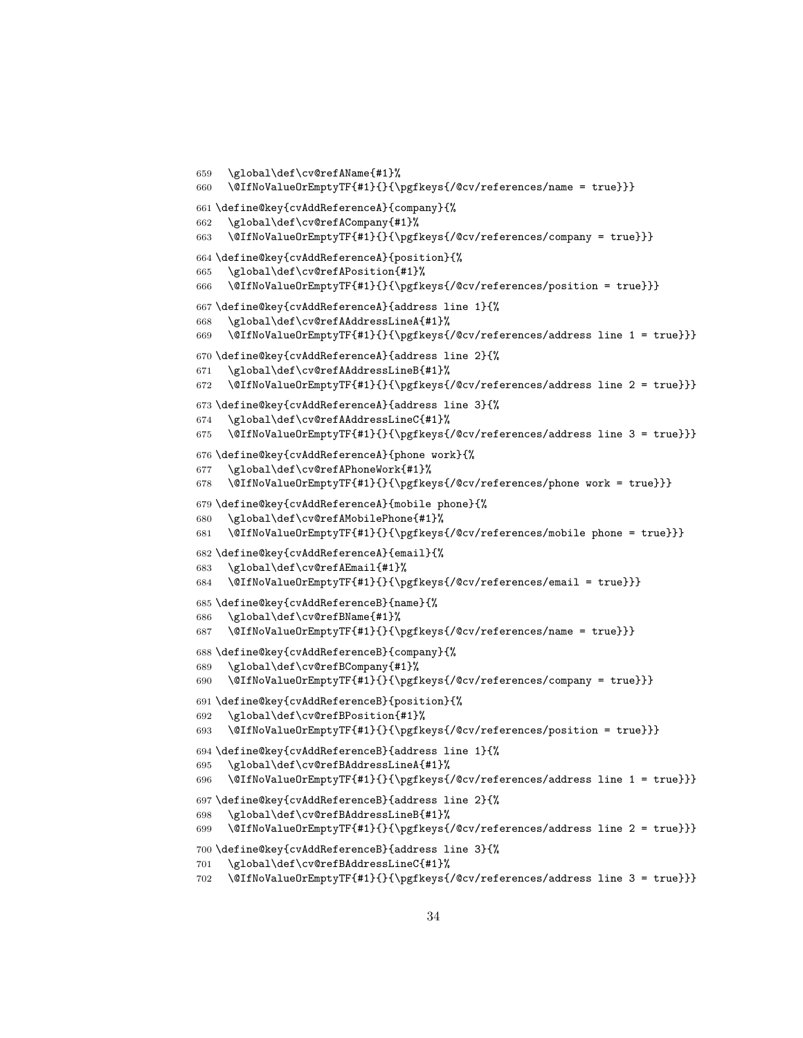```
659   \global\def\cv@refAName{#1}%
660   \@IfNoValueOrEmptyTF{#1}{}{\pgfkeys{/@cv/references/name = true}}}
661 \define@key{cvAddReferenceA}{company}{%
662   \global\def\cv@refACompany{#1}%
663   \@IfNoValueOrEmptyTF{#1}{}{\pgfkeys{/@cv/references/company = true}}}
664 \define@key{cvAddReferenceA}{position}{%
665   \global\def\cv@refAPosition{#1}%
666   \@IfNoValueOrEmptyTF{#1}{}{\pgfkeys{/@cv/references/position = true}}}
667 \define@key{cvAddReferenceA}{address line 1}{%
668   \global\def\cv@refAAddressLineA{#1}%
669   \@IfNoValueOrEmptyTF{#1}{}{\pgfkeys{/@cv/references/address line 1 = true}}}
670 \define@key{cvAddReferenceA}{address line 2}{%
671   \global\def\cv@refAAddressLineB{#1}%
672   \@IfNoValueOrEmptyTF{#1}{}{\pgfkeys{/@cv/references/address line 2 = true}}}
673 \define@key{cvAddReferenceA}{address line 3}{%
674   \global\def\cv@refAAddressLineC{#1}%
675   \@IfNoValueOrEmptyTF{#1}{}{\pgfkeys{/@cv/references/address line 3 = true}}}
676 \define@key{cvAddReferenceA}{phone work}{%
677   \global\def\cv@refAPhoneWork{#1}%
678   \@IfNoValueOrEmptyTF{#1}{}{\pgfkeys{/@cv/references/phone work = true}}}
679 \define@key{cvAddReferenceA}{mobile phone}{%
680   \global\def\cv@refAMobilePhone{#1}%
681   \@IfNoValueOrEmptyTF{#1}{}{\pgfkeys{/@cv/references/mobile phone = true}}}
682 \define@key{cvAddReferenceA}{email}{%
683   \global\def\cv@refAEmail{#1}%
684   \@IfNoValueOrEmptyTF{#1}{}{\pgfkeys{/@cv/references/email = true}}}
685 \define@key{cvAddReferenceB}{name}{%
686   \global\def\cv@refBName{#1}%
687   \@IfNoValueOrEmptyTF{#1}{}{\pgfkeys{/@cv/references/name = true}}}
688 \define@key{cvAddReferenceB}{company}{%
689   \global\def\cv@refBCompany{#1}%
690   \@IfNoValueOrEmptyTF{#1}{}{\pgfkeys{/@cv/references/company = true}}}
691 \define@key{cvAddReferenceB}{position}{%
692   \global\def\cv@refBPosition{#1}%
693   \@IfNoValueOrEmptyTF{#1}{}{\pgfkeys{/@cv/references/position = true}}}
694 \define@key{cvAddReferenceB}{address line 1}{%
695   \global\def\cv@refBAddressLineA{#1}%
696   \@IfNoValueOrEmptyTF{#1}{}{\pgfkeys{/@cv/references/address line 1 = true}}}
697 \define@key{cvAddReferenceB}{address line 2}{%
698   \global\def\cv@refBAddressLineB{#1}%
699   \@IfNoValueOrEmptyTF{#1}{}{\pgfkeys{/@cv/references/address line 2 = true}}}
700 \define@key{cvAddReferenceB}{address line 3}{%
701   \global\def\cv@refBAddressLineC{#1}%
702   \@IfNoValueOrEmptyTF{#1}{}{\pgfkeys{/@cv/references/address line 3 = true}}}
```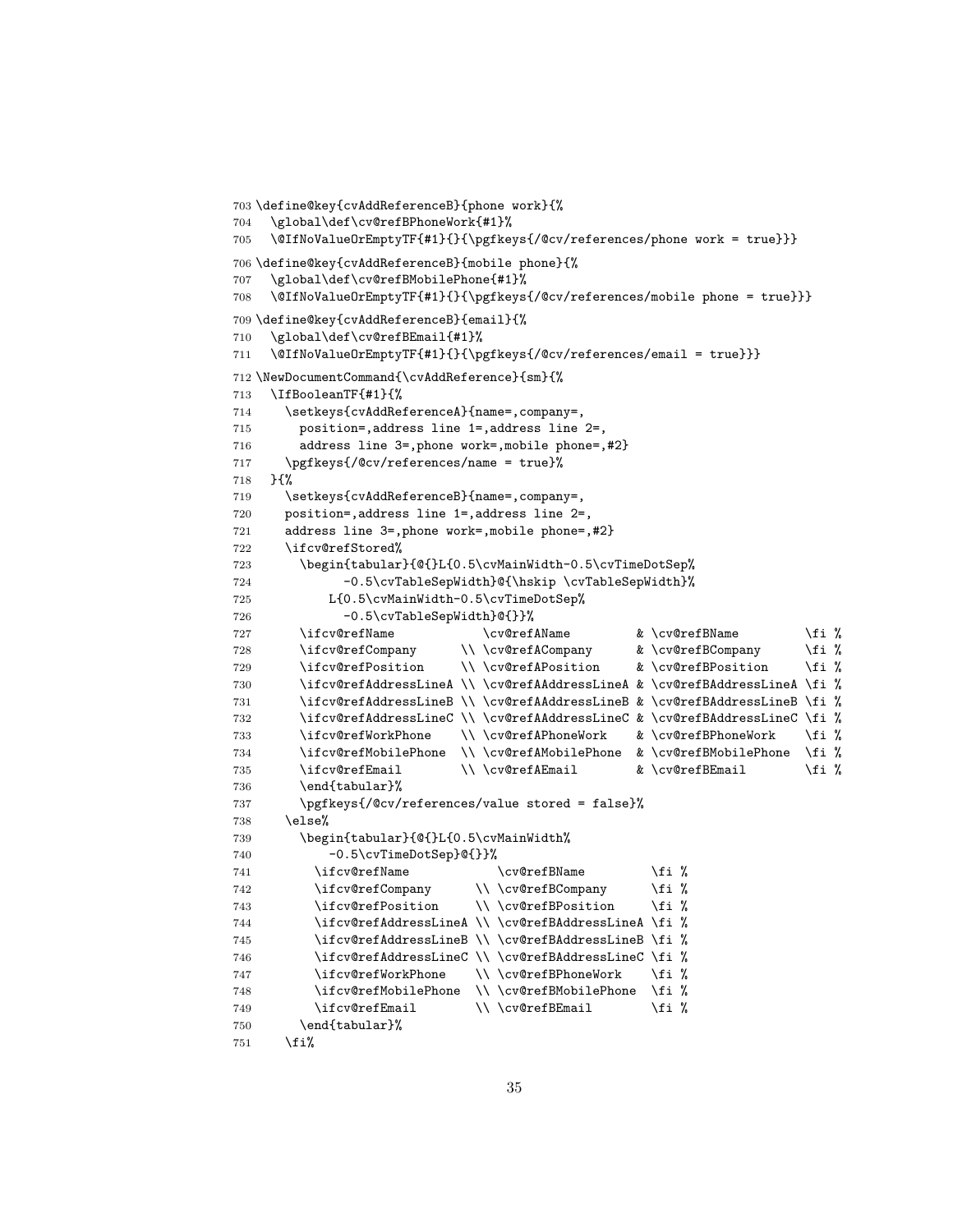```
703 \define@key{cvAddReferenceB}{phone work}{%
704   \global\def\cv@refBPhoneWork{#1}%
705   \@IfNoValueOrEmptyTF{#1}{}{\pgfkeys{/@cv/references/phone work = true}}}
706 \define@key{cvAddReferenceB}{mobile phone}{%
707   \global\def\cv@refBMobilePhone{#1}%
708   \@IfNoValueOrEmptyTF{#1}{}{\pgfkeys{/@cv/references/mobile phone = true}}}
709 \define@key{cvAddReferenceB}{email}{%
710   \global\def\cv@refBEmail{#1}%
711   \@IfNoValueOrEmptyTF{#1}{}{\pgfkeys{/@cv/references/email = true}}}
712 \NewDocumentCommand{\cvAddReference}{sm}{%
713   \IfBooleanTF{#1}{%
714     \setkeys{cvAddReferenceA}{name=,company=,
715       position=,address line 1=,address line 2=,
716       address line 3=,phone work=,mobile phone=,#2}
717     \pgfkeys{/@cv/references/name = true}%
718   }{%
719     \setkeys{cvAddReferenceB}{name=,company=,
720     position=,address line 1=,address line 2=,
721     address line 3=,phone work=,mobile phone=,#2}
722     \ifcv@refStored%
723       \begin{tabular}{@{}L{0.5\cvMainWidth-0.5\cvTimeDotSep%
724             -0.5\cvTableSepWidth}@{\hskip \cvTableSepWidth}%
725           L{0.5\cvMainWidth-0.5\cvTimeDotSep%
726             -0.5\cvTableSepWidth}@{}}%
727       \ifcv@refName            \cv@refAName         & \cv@refBName         \fi %
728       \ifcv@refCompany      \\ \cv@refACompany      & \cv@refBCompany      \fi %
729       \ifcv@refPosition     \\ \cv@refAPosition     & \cv@refBPosition     \fi %
730       \ifcv@refAddressLineA \\ \cv@refAAddressLineA & \cv@refBAddressLineA \fi %
731       \ifcv@refAddressLineB \\ \cv@refAAddressLineB & \cv@refBAddressLineB \fi %
732       \ifcv@refAddressLineC \\ \cv@refAAddressLineC & \cv@refBAddressLineC \fi %
733       \ifcv@refWorkPhone    \\ \cv@refAPhoneWork    & \cv@refBPhoneWork    \fi %
734       \ifcv@refMobilePhone  \\ \cv@refAMobilePhone  & \cv@refBMobilePhone  \fi %
735       \ifcv@refEmail        \\ \cv@refAEmail        & \cv@refBEmail        \fi %
736       \end{tabular}%
737       \pgfkeys{/@cv/references/value stored = false}%
738     \else%
739       \begin{tabular}{@{}L{0.5\cvMainWidth%
740           -0.5\cvTimeDotSep}@{}}%
741         \ifcv@refName            \cv@refBName         \fi %
742         \ifcv@refCompany      \\ \cv@refBCompany      \fi %
743         \ifcv@refPosition     \\ \cv@refBPosition     \fi %
744         \ifcv@refAddressLineA \\ \cv@refBAddressLineA \fi %
745         \ifcv@refAddressLineB \\ \cv@refBAddressLineB \fi %
746         \ifcv@refAddressLineC \\ \cv@refBAddressLineC \fi %
747         \ifcv@refWorkPhone    \\ \cv@refBPhoneWork    \fi %
748         \ifcv@refMobilePhone  \\ \cv@refBMobilePhone  \fi %
749         \ifcv@refEmail        \\ \cv@refBEmail        \fi %
750       \end{tabular}%
751     \fi%
```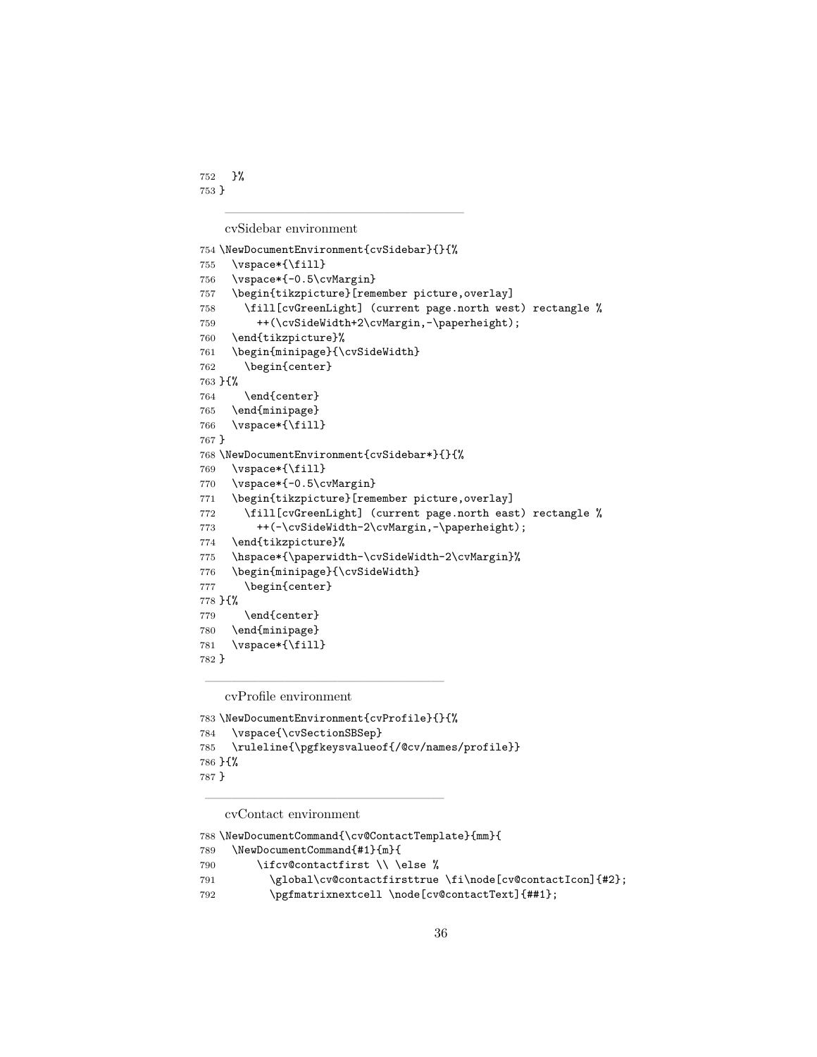```
752   }%
753 }
```

---

cvSidebar environment

```
754 \NewDocumentEnvironment{cvSidebar}{}{%
755   \vspace*{\fill}
756   \vspace*{-0.5\cvMargin}
757   \begin{tikzpicture}[remember picture,overlay]
758     \fill[cvGreenLight] (current page.north west) rectangle %
759       ++(\cvSideWidth+2\cvMargin,-\paperheight);
760   \end{tikzpicture}%
761   \begin{minipage}{\cvSideWidth}
762     \begin{center}
763 }{%
764     \end{center}
765   \end{minipage}
766   \vspace*{\fill}
767 }
768 \NewDocumentEnvironment{cvSidebar*}{}{%
769   \vspace*{\fill}
770   \vspace*{-0.5\cvMargin}
771   \begin{tikzpicture}[remember picture,overlay]
772     \fill[cvGreenLight] (current page.north east) rectangle %
773       ++(-\cvSideWidth-2\cvMargin,-\paperheight);
774   \end{tikzpicture}%
775   \hspace*{\paperwidth-\cvSideWidth-2\cvMargin}%
776   \begin{minipage}{\cvSideWidth}
777     \begin{center}
778 }{%
779     \end{center}
780   \end{minipage}
781   \vspace*{\fill}
782 }
```

---

cvProfile environment

```
783 \NewDocumentEnvironment{cvProfile}{}{%
784   \vspace{\cvSectionSBSep}
785   \ruleline{\pgfkeysvalueof{/@cv/names/profile}}
786 }{%
787 }
```

---

cvContact environment

```
788 \NewDocumentCommand{\cv@ContactTemplate}{mm}{
789   \NewDocumentCommand{#1}{m}{
790       \ifcv@contactfirst \\ \else %
791         \global\cv@contactfirsttrue \fi\node[cv@contactIcon]{#2};
792         \pgfmatrixnextcell \node[cv@contactText]{##1};
```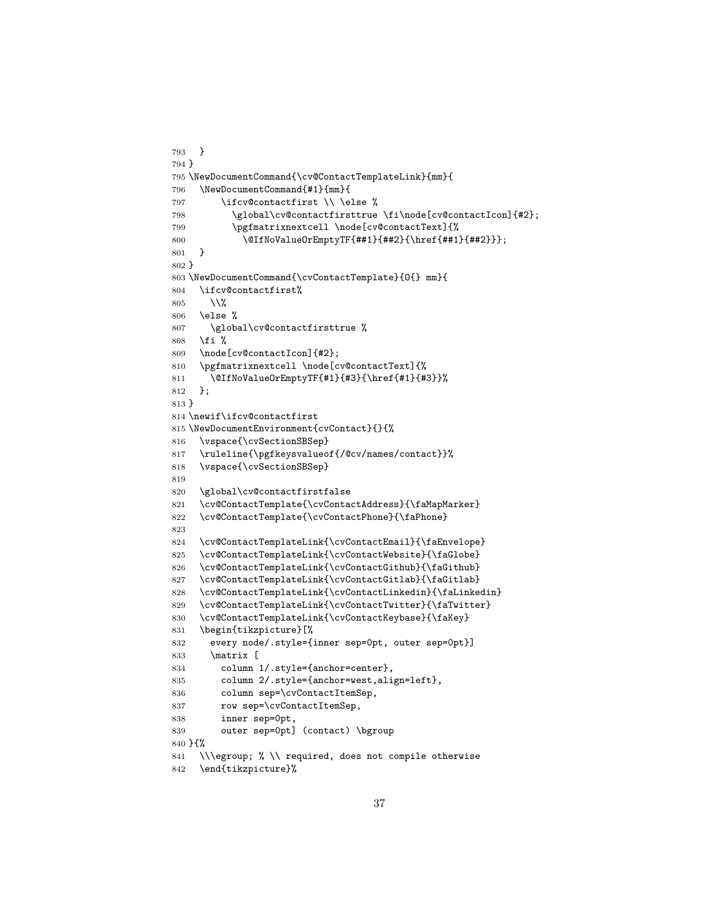```
793   }
794 }
795 \NewDocumentCommand{\cv@ContactTemplateLink}{mm}{
796   \NewDocumentCommand{#1}{mm}{
797       \ifcv@contactfirst \\ \else %
798         \global\cv@contactfirsttrue \fi\node[cv@contactIcon]{#2};
799         \pgfmatrixnextcell \node[cv@contactText]{%
800           \@IfNoValueOrEmptyTF{##1}{##2}{\href{##1}{##2}}};
801   }
802 }
803 \NewDocumentCommand{\cvContactTemplate}{O{} mm}{
804   \ifcv@contactfirst%
805     \\%
806   \else %
807     \global\cv@contactfirsttrue %
808   \fi %
809   \node[cv@contactIcon]{#2};
810   \pgfmatrixnextcell \node[cv@contactText]{%
811     \@IfNoValueOrEmptyTF{#1}{#3}{\href{#1}{#3}}%
812   };
813 }
814 \newif\ifcv@contactfirst
815 \NewDocumentEnvironment{cvContact}{}{%
816   \vspace{\cvSectionSBSep}
817   \ruleline{\pgfkeysvalueof{/@cv/names/contact}}%
818   \vspace{\cvSectionSBSep}
819
820   \global\cv@contactfirstfalse
821   \cv@ContactTemplate{\cvContactAddress}{\faMapMarker}
822   \cv@ContactTemplate{\cvContactPhone}{\faPhone}
823
824   \cv@ContactTemplateLink{\cvContactEmail}{\faEnvelope}
825   \cv@ContactTemplateLink{\cvContactWebsite}{\faGlobe}
826   \cv@ContactTemplateLink{\cvContactGithub}{\faGithub}
827   \cv@ContactTemplateLink{\cvContactGitlab}{\faGitlab}
828   \cv@ContactTemplateLink{\cvContactLinkedin}{\faLinkedin}
829   \cv@ContactTemplateLink{\cvContactTwitter}{\faTwitter}
830   \cv@ContactTemplateLink{\cvContactKeybase}{\faKey}
831   \begin{tikzpicture}[%
832     every node/.style={inner sep=0pt, outer sep=0pt}]
833     \matrix [
834       column 1/.style={anchor=center},
835       column 2/.style={anchor=west,align=left},
836       column sep=\cvContactItemSep,
837       row sep=\cvContactItemSep,
838       inner sep=0pt,
839       outer sep=0pt] (contact) \bgroup
840 }{%
841   \\\egroup; % \\ required, does not compile otherwise
842   \end{tikzpicture}%
```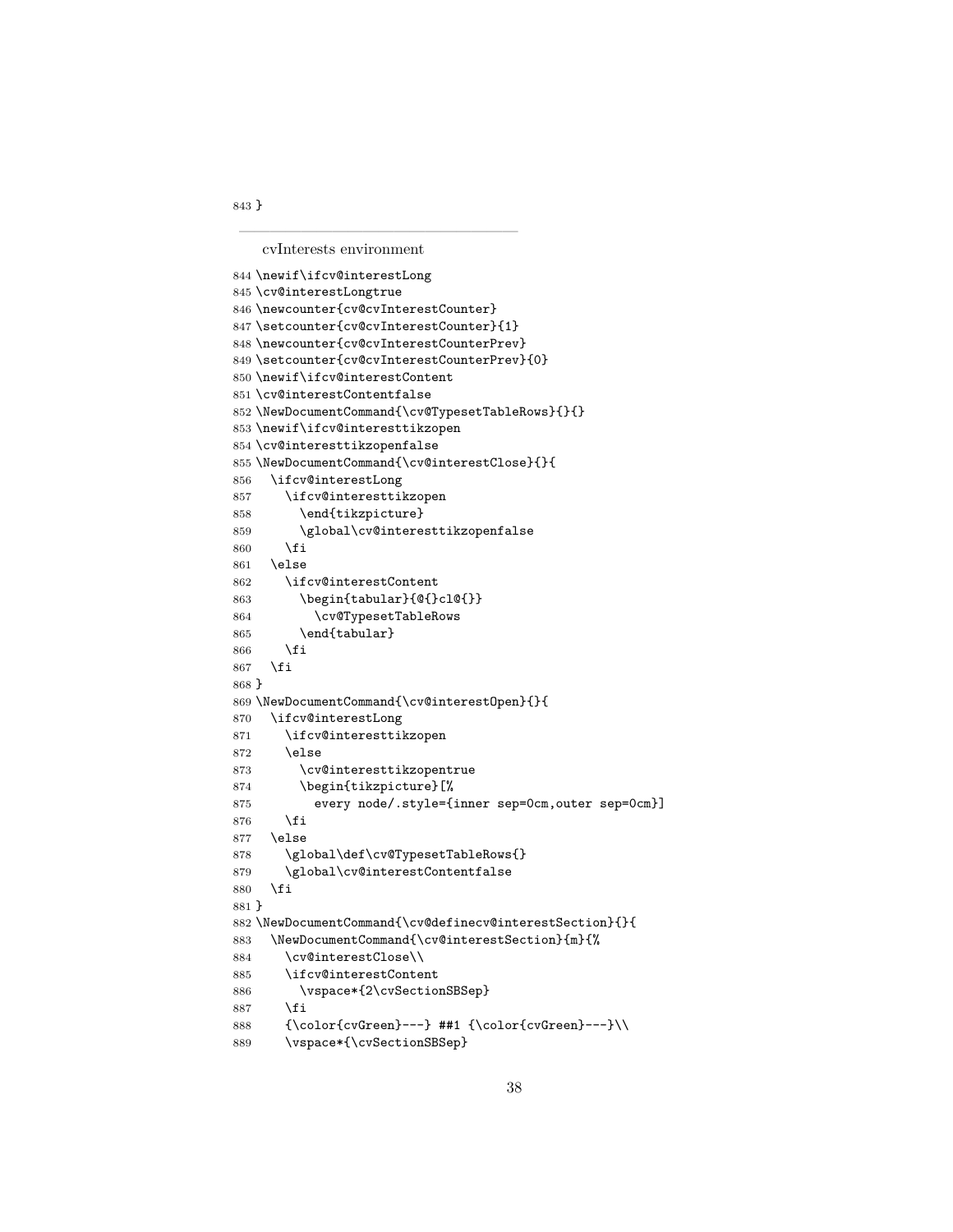```
843 }
```

---

cvInterests environment

```
844 \newif\ifcv@interestLong
845 \cv@interestLongtrue
846 \newcounter{cv@cvInterestCounter}
847 \setcounter{cv@cvInterestCounter}{1}
848 \newcounter{cv@cvInterestCounterPrev}
849 \setcounter{cv@cvInterestCounterPrev}{0}
850 \newif\ifcv@interestContent
851 \cv@interestContentfalse
852 \NewDocumentCommand{\cv@TypesetTableRows}{}{}
853 \newif\ifcv@interesttikzopen
854 \cv@interesttikzopenfalse
855 \NewDocumentCommand{\cv@interestClose}{}{
856   \ifcv@interestLong
857     \ifcv@interesttikzopen
858       \end{tikzpicture}
859       \global\cv@interesttikzopenfalse
860     \fi
861   \else
862     \ifcv@interestContent
863       \begin{tabular}{@{}cl@{}}
864         \cv@TypesetTableRows
865       \end{tabular}
866     \fi
867   \fi
868 }
869 \NewDocumentCommand{\cv@interestOpen}{}{
870   \ifcv@interestLong
871     \ifcv@interesttikzopen
872     \else
873       \cv@interesttikzopentrue
874       \begin{tikzpicture}[%
875         every node/.style={inner sep=0cm,outer sep=0cm}]
876     \fi
877   \else
878     \global\def\cv@TypesetTableRows{}
879     \global\cv@interestContentfalse
880   \fi
881 }
882 \NewDocumentCommand{\cv@definecv@interestSection}{}{
883   \NewDocumentCommand{\cv@interestSection}{m}{%
884     \cv@interestClose\\
885     \ifcv@interestContent
886       \vspace*{2\cvSectionSBSep}
887     \fi
888     {\color{cvGreen}---} ##1 {\color{cvGreen}---}\\
889     \vspace*{\cvSectionSBSep}
```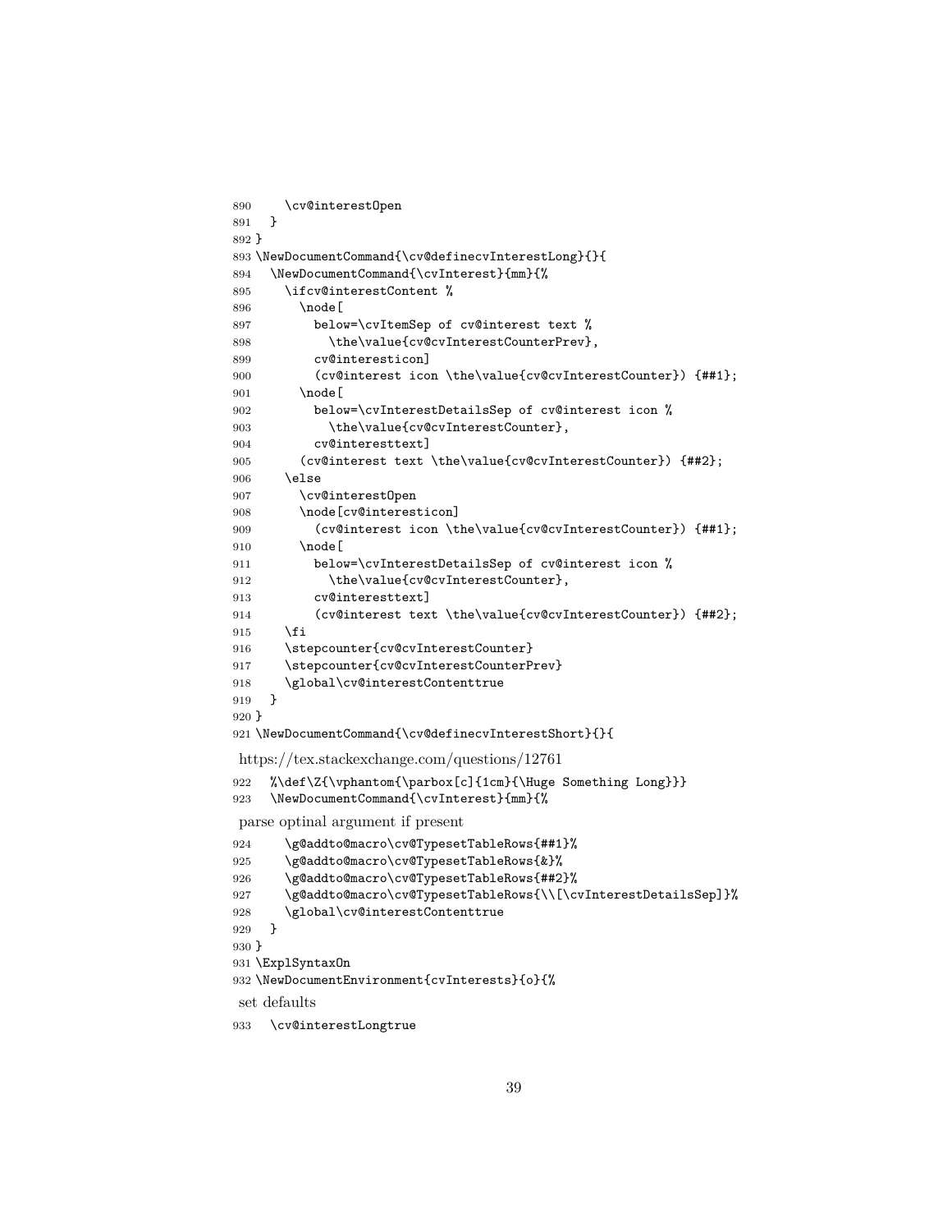```
890     \cv@interestOpen
891   }
892 }
893 \NewDocumentCommand{\cv@definecvInterestLong}{}{
894   \NewDocumentCommand{\cvInterest}{mm}{%
895     \ifcv@interestContent %
896       \node[
897         below=\cvItemSep of cv@interest text %
898           \the\value{cv@cvInterestCounterPrev},
899         cv@interesticon]
900         (cv@interest icon \the\value{cv@cvInterestCounter}) {##1};
901       \node[
902         below=\cvInterestDetailsSep of cv@interest icon %
903           \the\value{cv@cvInterestCounter},
904         cv@interesttext]
905       (cv@interest text \the\value{cv@cvInterestCounter}) {##2};
906     \else
907       \cv@interestOpen
908       \node[cv@interesticon]
909         (cv@interest icon \the\value{cv@cvInterestCounter}) {##1};
910       \node[
911         below=\cvInterestDetailsSep of cv@interest icon %
912           \the\value{cv@cvInterestCounter},
913         cv@interesttext]
914         (cv@interest text \the\value{cv@cvInterestCounter}) {##2};
915     \fi
916     \stepcounter{cv@cvInterestCounter}
917     \stepcounter{cv@cvInterestCounterPrev}
918     \global\cv@interestContenttrue
919   }
920 }
921 \NewDocumentCommand{\cv@definecvInterestShort}{}{
```

https://tex.stackexchange.com/questions/12761

```
922   %\def\Z{\vphantom{\parbox[c]{1cm}{\Huge Something Long}}}
923   \NewDocumentCommand{\cvInterest}{mm}{%
```

parse optinal argument if present

```
924     \g@addto@macro\cv@TypesetTableRows{##1}%
925     \g@addto@macro\cv@TypesetTableRows{&}%
926     \g@addto@macro\cv@TypesetTableRows{##2}%
927     \g@addto@macro\cv@TypesetTableRows{\\[\cvInterestDetailsSep]}%
928     \global\cv@interestContenttrue
929   }
930 }
931 \ExplSyntaxOn
932 \NewDocumentEnvironment{cvInterests}{o}{%
```

set defaults

```
933   \cv@interestLongtrue
```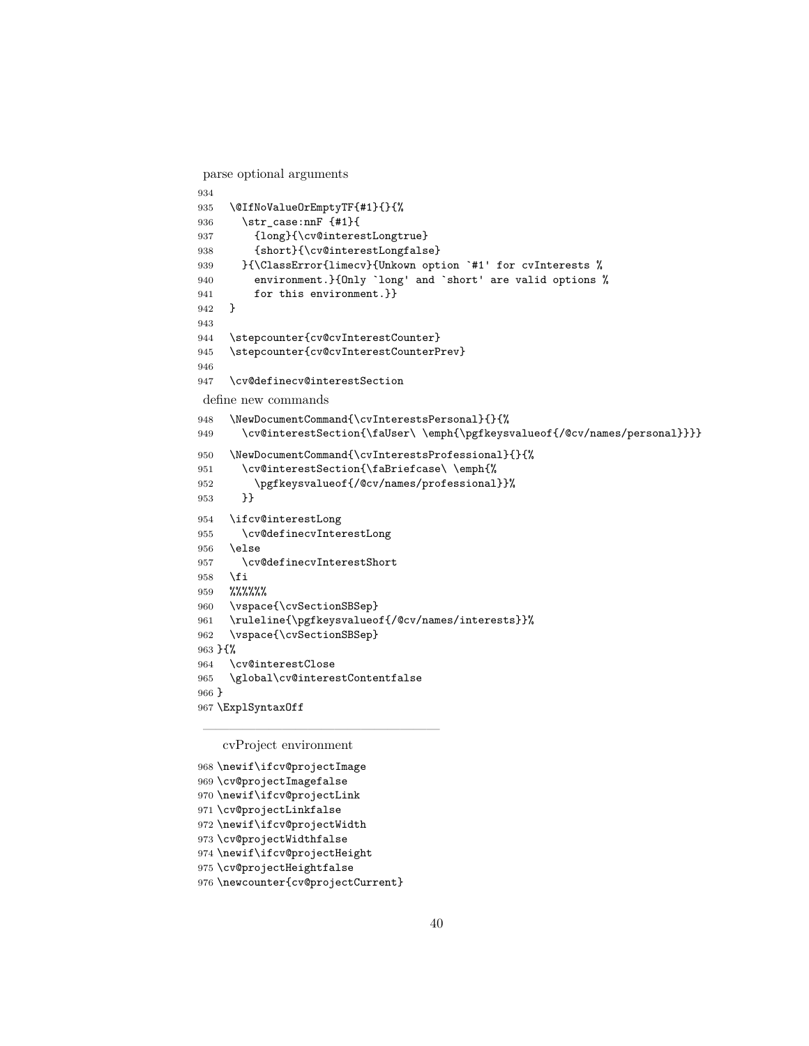parse optional arguments

```
934
935   \@IfNoValueOrEmptyTF{#1}{}{%
936     \str_case:nnF {#1}{
937       {long}{\cv@interestLongtrue}
938       {short}{\cv@interestLongfalse}
939     }{\ClassError{limecv}{Unkown option `#1' for cvInterests %
940       environment.}{Only `long' and `short' are valid options %
941       for this environment.}}
942   }
943
944   \stepcounter{cv@cvInterestCounter}
945   \stepcounter{cv@cvInterestCounterPrev}
946
947   \cv@definecv@interestSection
```

define new commands

```
948   \NewDocumentCommand{\cvInterestsPersonal}{}{%
949     \cv@interestSection{\faUser\ \emph{\pgfkeysvalueof{/@cv/names/personal}}}}
950   \NewDocumentCommand{\cvInterestsProfessional}{}{%
951     \cv@interestSection{\faBriefcase\ \emph{%
952       \pgfkeysvalueof{/@cv/names/professional}}%
953     }}
954   \ifcv@interestLong
955     \cv@definecvInterestLong
956   \else
957     \cv@definecvInterestShort
958   \fi
959   %%%%%%
960   \vspace{\cvSectionSBSep}
961   \ruleline{\pgfkeysvalueof{/@cv/names/interests}}%
962   \vspace{\cvSectionSBSep}
963 }{%
964   \cv@interestClose
965   \global\cv@interestContentfalse
966 }
967 \ExplSyntaxOff
```

---

cvProject environment

```
968 \newif\ifcv@projectImage
969 \cv@projectImagefalse
970 \newif\ifcv@projectLink
971 \cv@projectLinkfalse
972 \newif\ifcv@projectWidth
973 \cv@projectWidthfalse
974 \newif\ifcv@projectHeight
975 \cv@projectHeightfalse
976 \newcounter{cv@projectCurrent}
```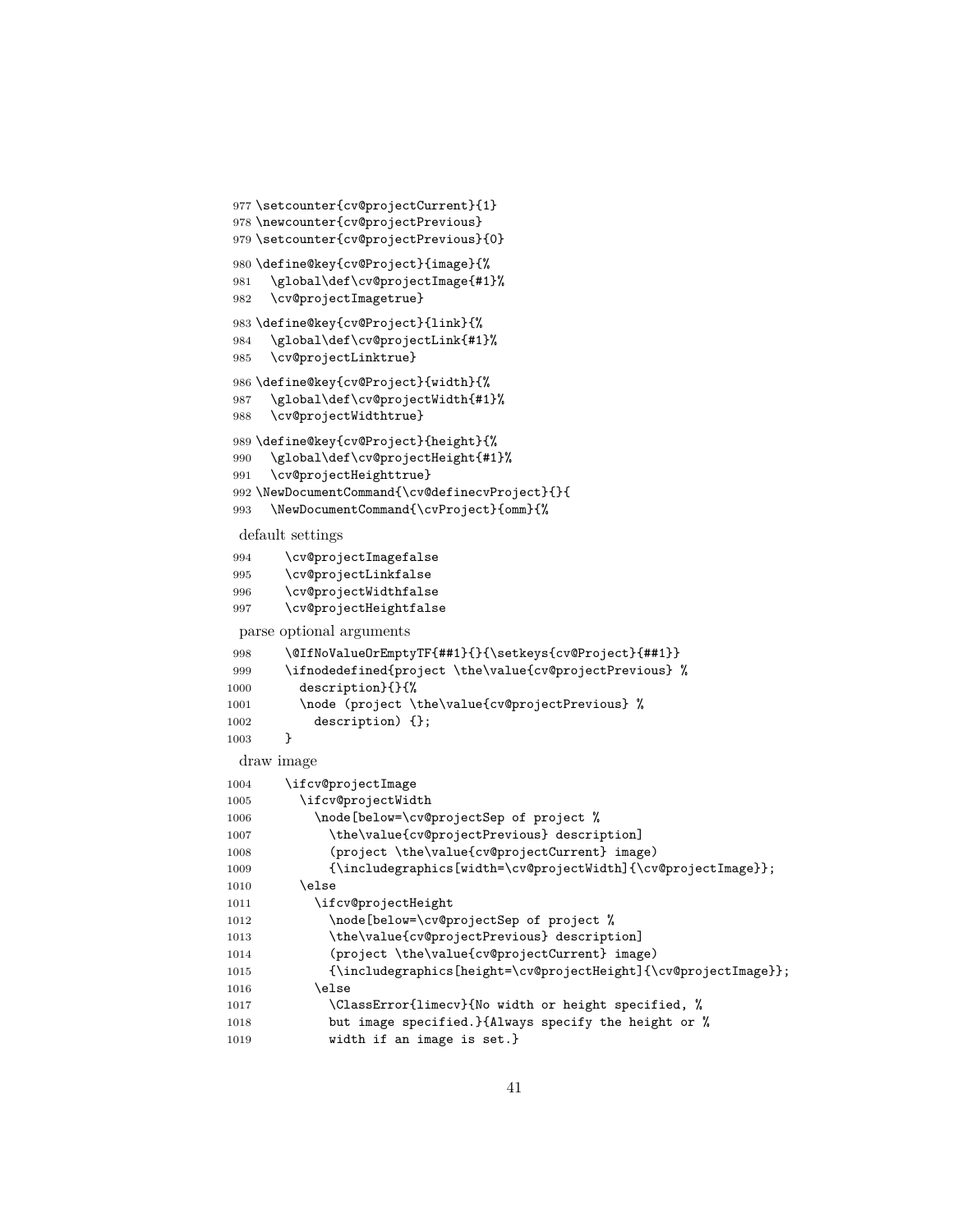```
977 \setcounter{cv@projectCurrent}{1}
978 \newcounter{cv@projectPrevious}
979 \setcounter{cv@projectPrevious}{0}
980 \define@key{cv@Project}{image}{%
981   \global\def\cv@projectImage{#1}%
982   \cv@projectImagetrue}
983 \define@key{cv@Project}{link}{%
984   \global\def\cv@projectLink{#1}%
985   \cv@projectLinktrue}
986 \define@key{cv@Project}{width}{%
987   \global\def\cv@projectWidth{#1}%
988   \cv@projectWidthtrue}
989 \define@key{cv@Project}{height}{%
990   \global\def\cv@projectHeight{#1}%
991   \cv@projectHeighttrue}
992 \NewDocumentCommand{\cv@definecvProject}{}{
993   \NewDocumentCommand{\cvProject}{omm}{%
```

default settings

```
994     \cv@projectImagefalse
995     \cv@projectLinkfalse
996     \cv@projectWidthfalse
997     \cv@projectHeightfalse
```

parse optional arguments

```
998     \@IfNoValueOrEmptyTF{##1}{}{\setkeys{cv@Project}{##1}}
999     \ifnodedefined{project \the\value{cv@projectPrevious} %
1000      description}{}{%
1001      \node (project \the\value{cv@projectPrevious} %
1002        description) {};
1003    }
```

draw image

```
1004    \ifcv@projectImage
1005      \ifcv@projectWidth
1006        \node[below=\cv@projectSep of project %
1007          \the\value{cv@projectPrevious} description]
1008          (project \the\value{cv@projectCurrent} image)
1009          {\includegraphics[width=\cv@projectWidth]{\cv@projectImage}};
1010      \else
1011        \ifcv@projectHeight
1012          \node[below=\cv@projectSep of project %
1013          \the\value{cv@projectPrevious} description]
1014          (project \the\value{cv@projectCurrent} image)
1015          {\includegraphics[height=\cv@projectHeight]{\cv@projectImage}};
1016        \else
1017          \ClassError{limecv}{No width or height specified, %
1018          but image specified.}{Always specify the height or %
1019          width if an image is set.}
```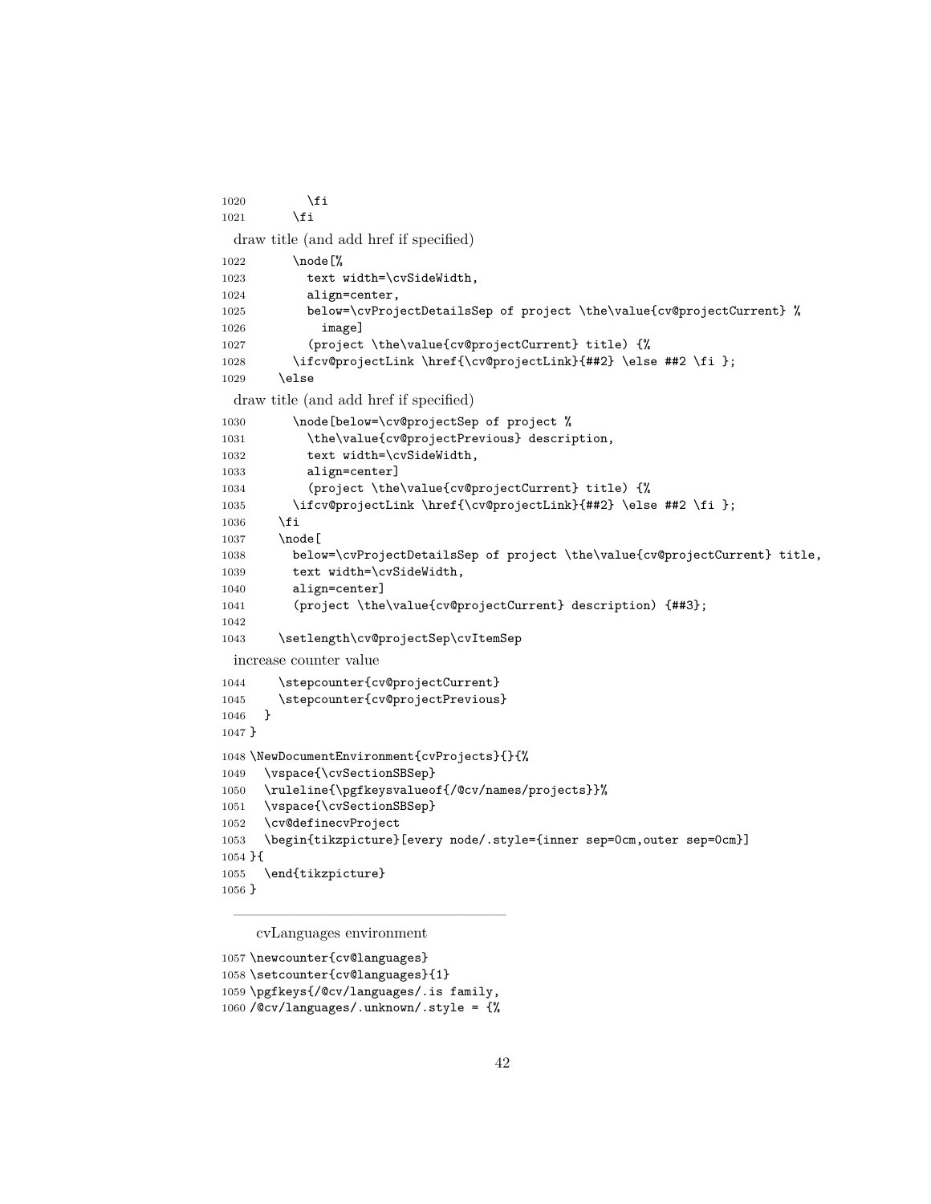```
1020         \fi
1021       \fi
```

draw title (and add href if specified)

```
1022       \node[%
1023         text width=\cvSideWidth,
1024         align=center,
1025         below=\cvProjectDetailsSep of project \the\value{cv@projectCurrent} %
1026           image]
1027         (project \the\value{cv@projectCurrent} title) {%
1028       \ifcv@projectLink \href{\cv@projectLink}{##2} \else ##2 \fi };
1029     \else
```

draw title (and add href if specified)

```
1030       \node[below=\cv@projectSep of project %
1031         \the\value{cv@projectPrevious} description,
1032         text width=\cvSideWidth,
1033         align=center]
1034         (project \the\value{cv@projectCurrent} title) {%
1035       \ifcv@projectLink \href{\cv@projectLink}{##2} \else ##2 \fi };
1036     \fi
1037     \node[
1038       below=\cvProjectDetailsSep of project \the\value{cv@projectCurrent} title,
1039       text width=\cvSideWidth,
1040       align=center]
1041       (project \the\value{cv@projectCurrent} description) {##3};
1042 
1043     \setlength\cv@projectSep\cvItemSep
```

increase counter value

```
1044     \stepcounter{cv@projectCurrent}
1045     \stepcounter{cv@projectPrevious}
1046   }
1047 }
1048 \NewDocumentEnvironment{cvProjects}{}{%
1049   \vspace{\cvSectionSBSep}
1050   \ruleline{\pgfkeysvalueof{/@cv/names/projects}}%
1051   \vspace{\cvSectionSBSep}
1052   \cv@definecvProject
1053   \begin{tikzpicture}[every node/.style={inner sep=0cm,outer sep=0cm}]
1054 }{
1055   \end{tikzpicture}
1056 }
```

---

cvLanguages environment

```
1057 \newcounter{cv@languages}
1058 \setcounter{cv@languages}{1}
1059 \pgfkeys{/@cv/languages/.is family,
1060 /@cv/languages/.unknown/.style = {%
```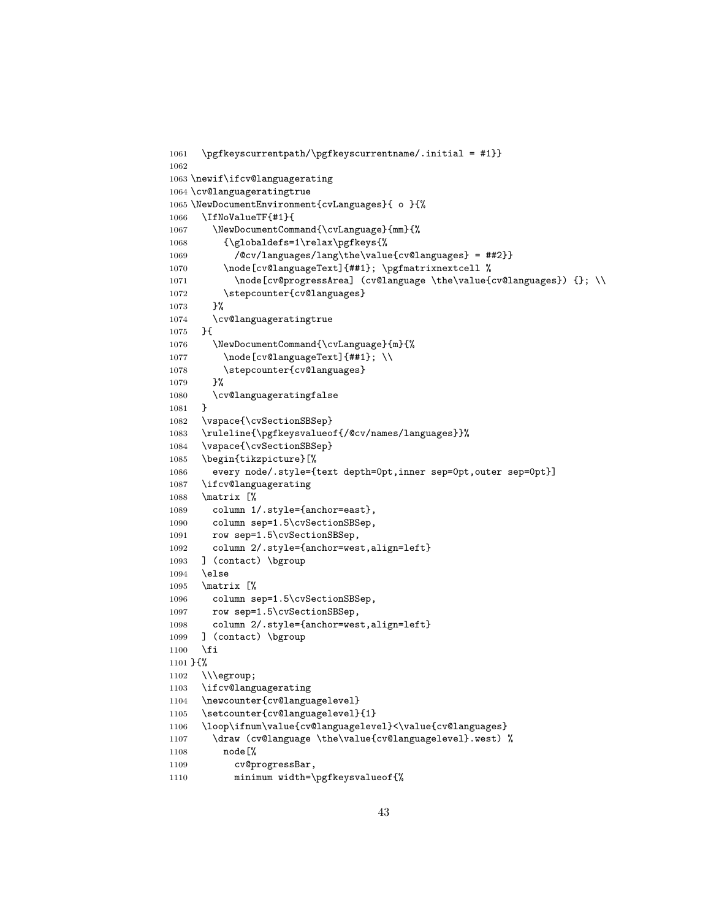```
1061   \pgfkeyscurrentpath/\pgfkeyscurrentname/.initial = #1}}
1062
1063 \newif\ifcv@languagerating
1064 \cv@languageratingtrue
1065 \NewDocumentEnvironment{cvLanguages}{ o }{%
1066   \IfNoValueTF{#1}{
1067     \NewDocumentCommand{\cvLanguage}{mm}{%
1068       {\globaldefs=1\relax\pgfkeys{%
1069         /@cv/languages/lang\the\value{cv@languages} = ##2}}
1070       \node[cv@languageText]{##1}; \pgfmatrixnextcell %
1071         \node[cv@progressArea] (cv@language \the\value{cv@languages}) {}; \\
1072       \stepcounter{cv@languages}
1073     }%
1074     \cv@languageratingtrue
1075   }{
1076     \NewDocumentCommand{\cvLanguage}{m}{%
1077       \node[cv@languageText]{##1}; \\
1078       \stepcounter{cv@languages}
1079     }%
1080     \cv@languageratingfalse
1081   }
1082   \vspace{\cvSectionSBSep}
1083   \ruleline{\pgfkeysvalueof{/@cv/names/languages}}%
1084   \vspace{\cvSectionSBSep}
1085   \begin{tikzpicture}[%
1086     every node/.style={text depth=0pt,inner sep=0pt,outer sep=0pt}]
1087   \ifcv@languagerating
1088   \matrix [%
1089     column 1/.style={anchor=east},
1090     column sep=1.5\cvSectionSBSep,
1091     row sep=1.5\cvSectionSBSep,
1092     column 2/.style={anchor=west,align=left}
1093   ] (contact) \bgroup
1094   \else
1095   \matrix [%
1096     column sep=1.5\cvSectionSBSep,
1097     row sep=1.5\cvSectionSBSep,
1098     column 2/.style={anchor=west,align=left}
1099   ] (contact) \bgroup
1100   \fi
1101 }{%
1102   \\\egroup;
1103   \ifcv@languagerating
1104   \newcounter{cv@languagelevel}
1105   \setcounter{cv@languagelevel}{1}
1106   \loop\ifnum\value{cv@languagelevel}<\value{cv@languages}
1107     \draw (cv@language \the\value{cv@languagelevel}.west) %
1108       node[%
1109         cv@progressBar,
1110         minimum width=\pgfkeysvalueof{%
```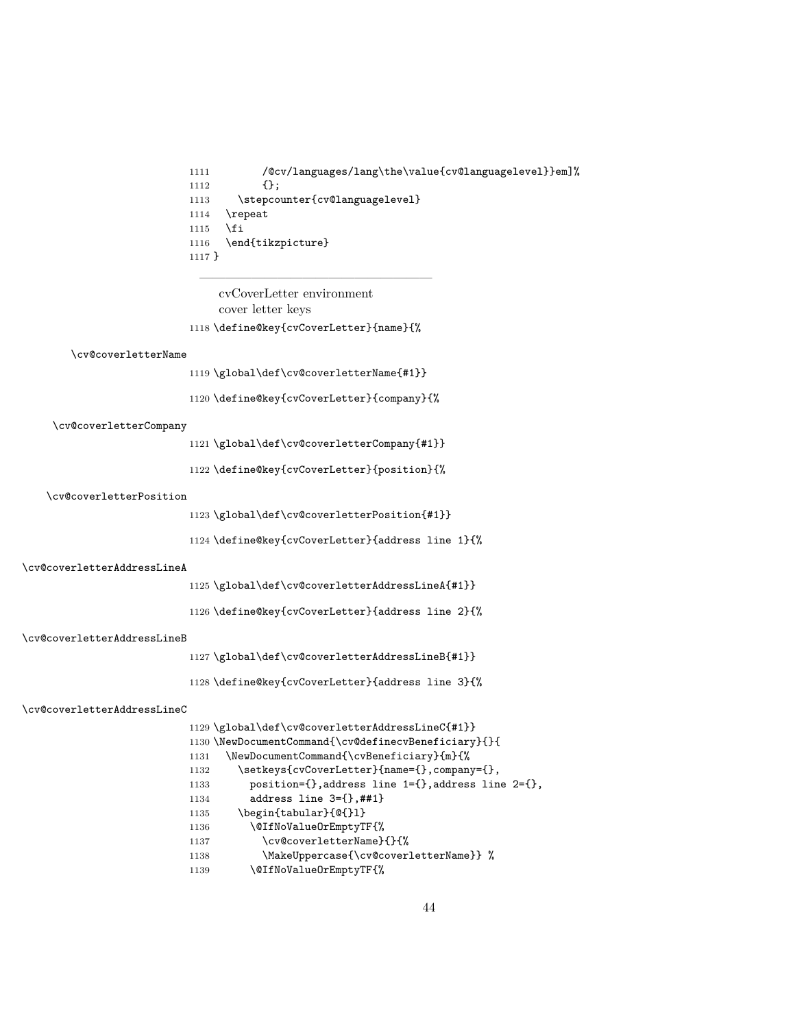```
1111         /@cv/languages/lang\the\value{cv@languagelevel}}em]%
1112         {};
1113     \stepcounter{cv@languagelevel}
1114   \repeat
1115   \fi
1116   \end{tikzpicture}
1117 }
```

---

cvCoverLetter environment

cover letter keys

```
1118 \define@key{cvCoverLetter}{name}{%
```

\cv@coverletterName

```
1119 \global\def\cv@coverletterName{#1}}
```

```
1120 \define@key{cvCoverLetter}{company}{%
```

\cv@coverletterCompany

```
1121 \global\def\cv@coverletterCompany{#1}}
```

```
1122 \define@key{cvCoverLetter}{position}{%
```

\cv@coverletterPosition

```
1123 \global\def\cv@coverletterPosition{#1}}
```

```
1124 \define@key{cvCoverLetter}{address line 1}{%
```

\cv@coverletterAddressLineA

```
1125 \global\def\cv@coverletterAddressLineA{#1}}
```

```
1126 \define@key{cvCoverLetter}{address line 2}{%
```

\cv@coverletterAddressLineB

```
1127 \global\def\cv@coverletterAddressLineB{#1}}
```

```
1128 \define@key{cvCoverLetter}{address line 3}{%
```

\cv@coverletterAddressLineC

```
1129 \global\def\cv@coverletterAddressLineC{#1}}
1130 \NewDocumentCommand{\cv@definecvBeneficiary}{}{
1131   \NewDocumentCommand{\cvBeneficiary}{m}{%
1132     \setkeys{cvCoverLetter}{name={},company={},
1133       position={},address line 1={},address line 2={},
1134       address line 3={},##1}
1135     \begin{tabular}{@{}l}
1136       \@IfNoValueOrEmptyTF{%
1137         \cv@coverletterName}{}{%
1138         \MakeUppercase{\cv@coverletterName}} %
1139       \@IfNoValueOrEmptyTF{%
```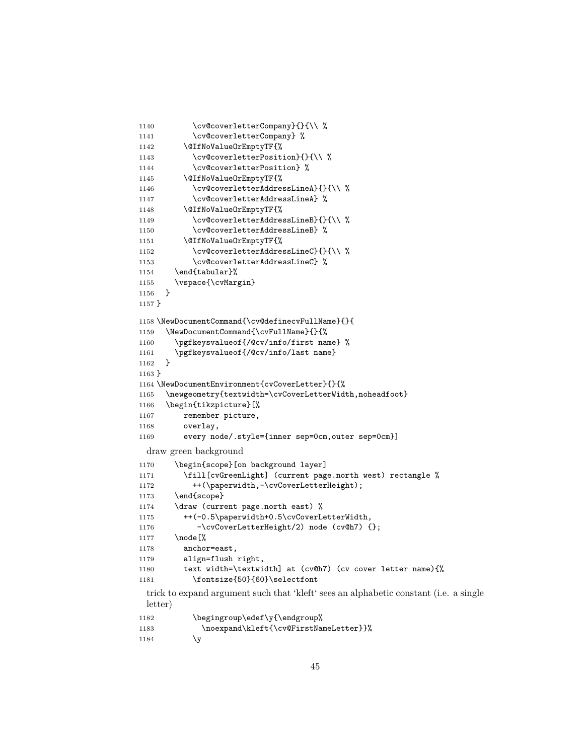```
1140        \cv@coverletterCompany}{}{\\ %
1141        \cv@coverletterCompany} %
1142      \@IfNoValueOrEmptyTF{%
1143        \cv@coverletterPosition}{}{\\ %
1144        \cv@coverletterPosition} %
1145      \@IfNoValueOrEmptyTF{%
1146        \cv@coverletterAddressLineA}{}{\\ %
1147        \cv@coverletterAddressLineA} %
1148      \@IfNoValueOrEmptyTF{%
1149        \cv@coverletterAddressLineB}{}{\\ %
1150        \cv@coverletterAddressLineB} %
1151      \@IfNoValueOrEmptyTF{%
1152        \cv@coverletterAddressLineC}{}{\\ %
1153        \cv@coverletterAddressLineC} %
1154    \end{tabular}%
1155    \vspace{\cvMargin}
1156  }
1157 }
1158 \NewDocumentCommand{\cv@definecvFullName}{}{
1159   \NewDocumentCommand{\cvFullName}{}{%
1160     \pgfkeysvalueof{/@cv/info/first name} %
1161     \pgfkeysvalueof{/@cv/info/last name}
1162   }
1163 }
1164 \NewDocumentEnvironment{cvCoverLetter}{}{%
1165   \newgeometry{textwidth=\cvCoverLetterWidth,noheadfoot}
1166   \begin{tikzpicture}[%
1167       remember picture,
1168       overlay,
1169       every node/.style={inner sep=0cm,outer sep=0cm}]
```

draw green background

```
1170     \begin{scope}[on background layer]
1171       \fill[cvGreenLight] (current page.north west) rectangle %
1172         ++(\paperwidth,-\cvCoverLetterHeight);
1173     \end{scope}
1174     \draw (current page.north east) %
1175       ++(-0.5\paperwidth+0.5\cvCoverLetterWidth,
1176          -\cvCoverLetterHeight/2) node (cv@h7) {};
1177     \node[%
1178       anchor=east,
1179       align=flush right,
1180       text width=\textwidth] at (cv@h7) (cv cover letter name){%
1181         \fontsize{50}{60}\selectfont
```

trick to expand argument such that 'kleft' sees an alphabetic constant (i.e. a single letter)

```
1182         \begingroup\edef\y{\endgroup%
1183           \noexpand\kleft{\cv@FirstNameLetter}}%
1184         \y
```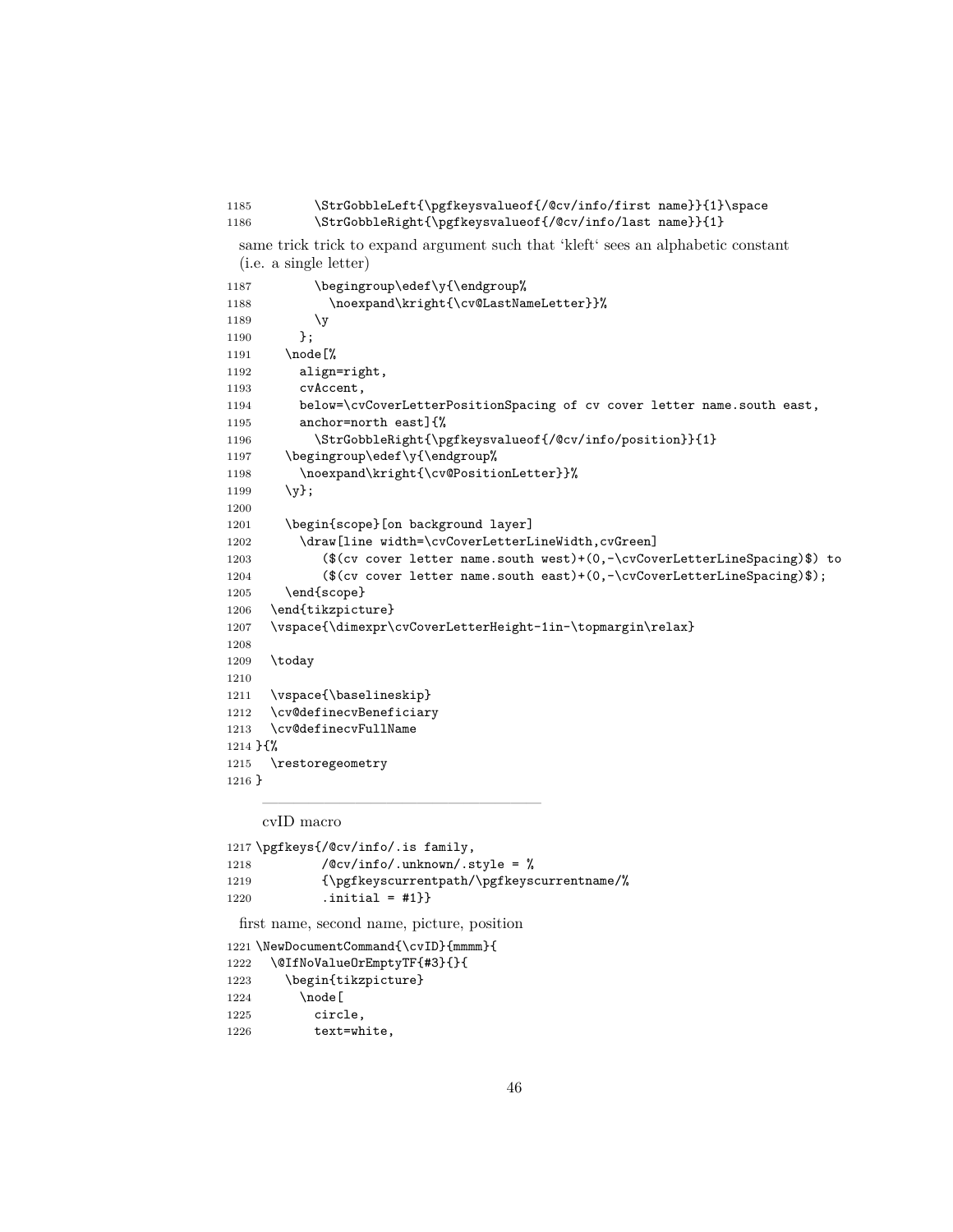```
1185        \StrGobbleLeft{\pgfkeysvalueof{/@cv/info/first name}}{1}\space
1186        \StrGobbleRight{\pgfkeysvalueof{/@cv/info/last name}}{1}
```

same trick trick to expand argument such that ‘kleft‘ sees an alphabetic constant (i.e. a single letter)

```
1187        \begingroup\edef\y{\endgroup%
1188          \noexpand\kright{\cv@LastNameLetter}}%
1189        \y
1190      };
1191    \node[%
1192      align=right,
1193      cvAccent,
1194      below=\cvCoverLetterPositionSpacing of cv cover letter name.south east,
1195      anchor=north east]{%
1196        \StrGobbleRight{\pgfkeysvalueof{/@cv/info/position}}{1}
1197    \begingroup\edef\y{\endgroup%
1198      \noexpand\kright{\cv@PositionLetter}}%
1199    \y};
1200
1201    \begin{scope}[on background layer]
1202      \draw[line width=\cvCoverLetterLineWidth,cvGreen]
1203        ($(cv cover letter name.south west)+(0,-\cvCoverLetterLineSpacing)$) to
1204        ($(cv cover letter name.south east)+(0,-\cvCoverLetterLineSpacing)$);
1205    \end{scope}
1206  \end{tikzpicture}
1207  \vspace{\dimexpr\cvCoverLetterHeight-1in-\topmargin\relax}
1208
1209  \today
1210
1211  \vspace{\baselineskip}
1212  \cv@definecvBeneficiary
1213  \cv@definecvFullName
1214 }{%
1215   \restoregeometry
1216 }
```

---

cvID macro

```
1217 \pgfkeys{/@cv/info/.is family,
1218         /@cv/info/.unknown/.style = %
1219         {\pgfkeyscurrentpath/\pgfkeyscurrentname/%
1220         .initial = #1}}
```

first name, second name, picture, position

```
1221 \NewDocumentCommand{\cvID}{mmmm}{
1222   \@IfNoValueOrEmptyTF{#3}{}{
1223     \begin{tikzpicture}
1224       \node[
1225         circle,
1226         text=white,
```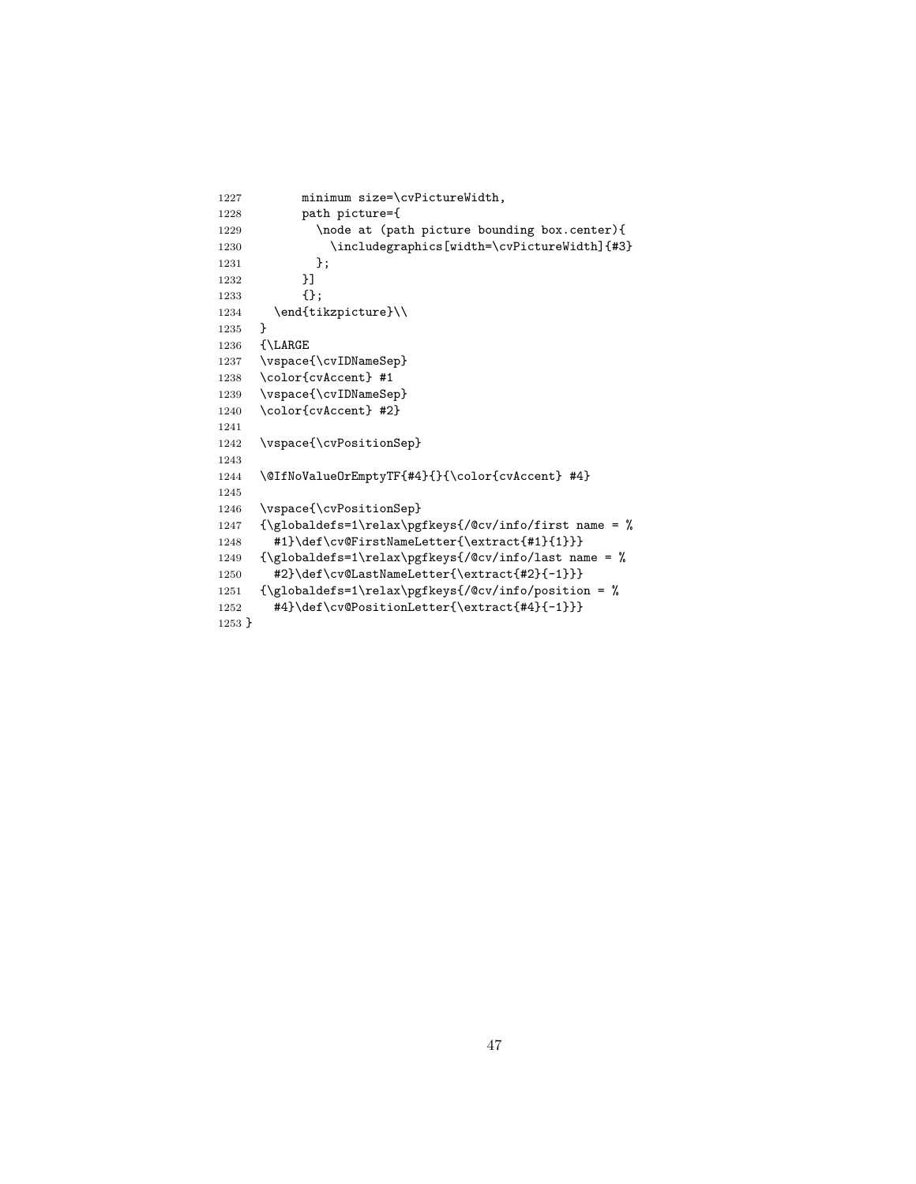```
1227        minimum size=\cvPictureWidth,
1228        path picture={
1229          \node at (path picture bounding box.center){
1230            \includegraphics[width=\cvPictureWidth]{#3}
1231          };
1232        }]
1233        {};
1234    \end{tikzpicture}\\
1235  }
1236  {\LARGE
1237  \vspace{\cvIDNameSep}
1238  \color{cvAccent} #1
1239  \vspace{\cvIDNameSep}
1240  \color{cvAccent} #2}
1241
1242  \vspace{\cvPositionSep}
1243
1244  \@IfNoValueOrEmptyTF{#4}{}{\color{cvAccent} #4}
1245
1246  \vspace{\cvPositionSep}
1247  {\globaldefs=1\relax\pgfkeys{/@cv/info/first name = %
1248    #1}\def\cv@FirstNameLetter{\extract{#1}{1}}}
1249  {\globaldefs=1\relax\pgfkeys{/@cv/info/last name = %
1250    #2}\def\cv@LastNameLetter{\extract{#2}{-1}}}
1251  {\globaldefs=1\relax\pgfkeys{/@cv/info/position = %
1252    #4}\def\cv@PositionLetter{\extract{#4}{-1}}}
1253 }
```